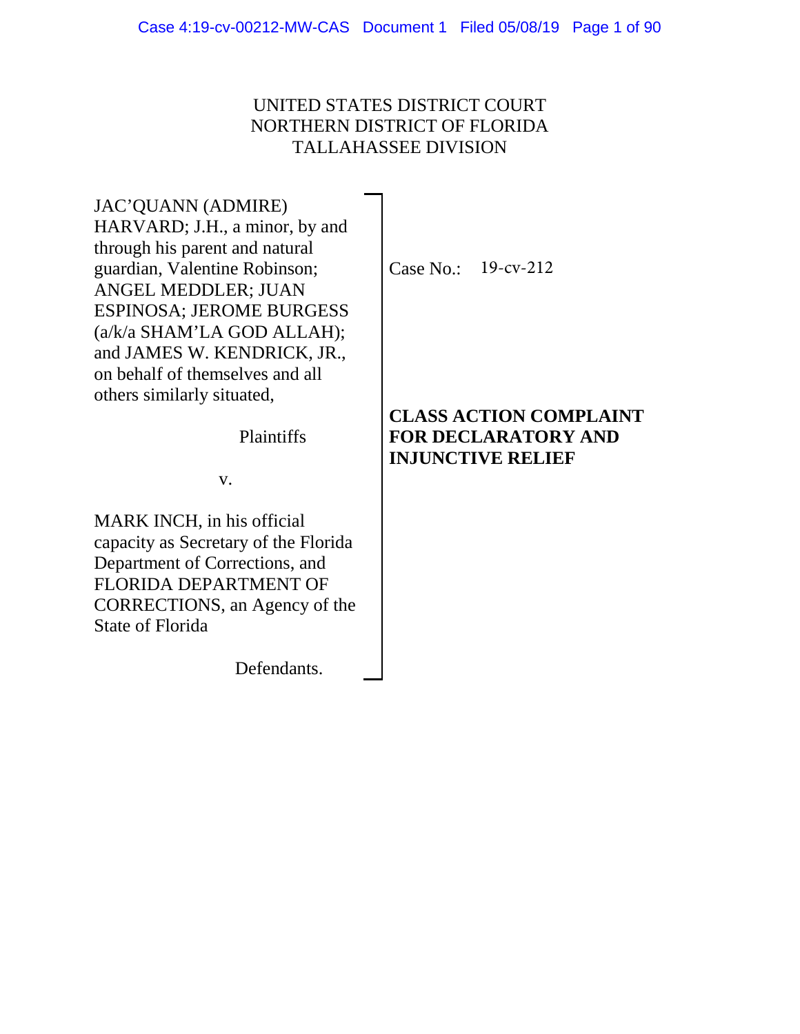UNITED STATES DISTRICT COURT
NORTHERN DISTRICT OF FLORIDA
TALLAHASSEE DIVISION

JAC'QUANN (ADMIRE) HARVARD; J.H., a minor, by and through his parent and natural guardian, Valentine Robinson; ANGEL MEDDLER; JUAN ESPINOSA; JEROME BURGESS (a/k/a SHAM'LA GOD ALLAH); and JAMES W. KENDRICK, JR., on behalf of themselves and all others similarly situated,

Plaintiffs

v.

MARK INCH, in his official capacity as Secretary of the Florida Department of Corrections, and FLORIDA DEPARTMENT OF CORRECTIONS, an Agency of the State of Florida

Defendants.

Case No.: 19-cv-212

**CLASS ACTION COMPLAINT FOR DECLARATORY AND INJUNCTIVE RELIEF**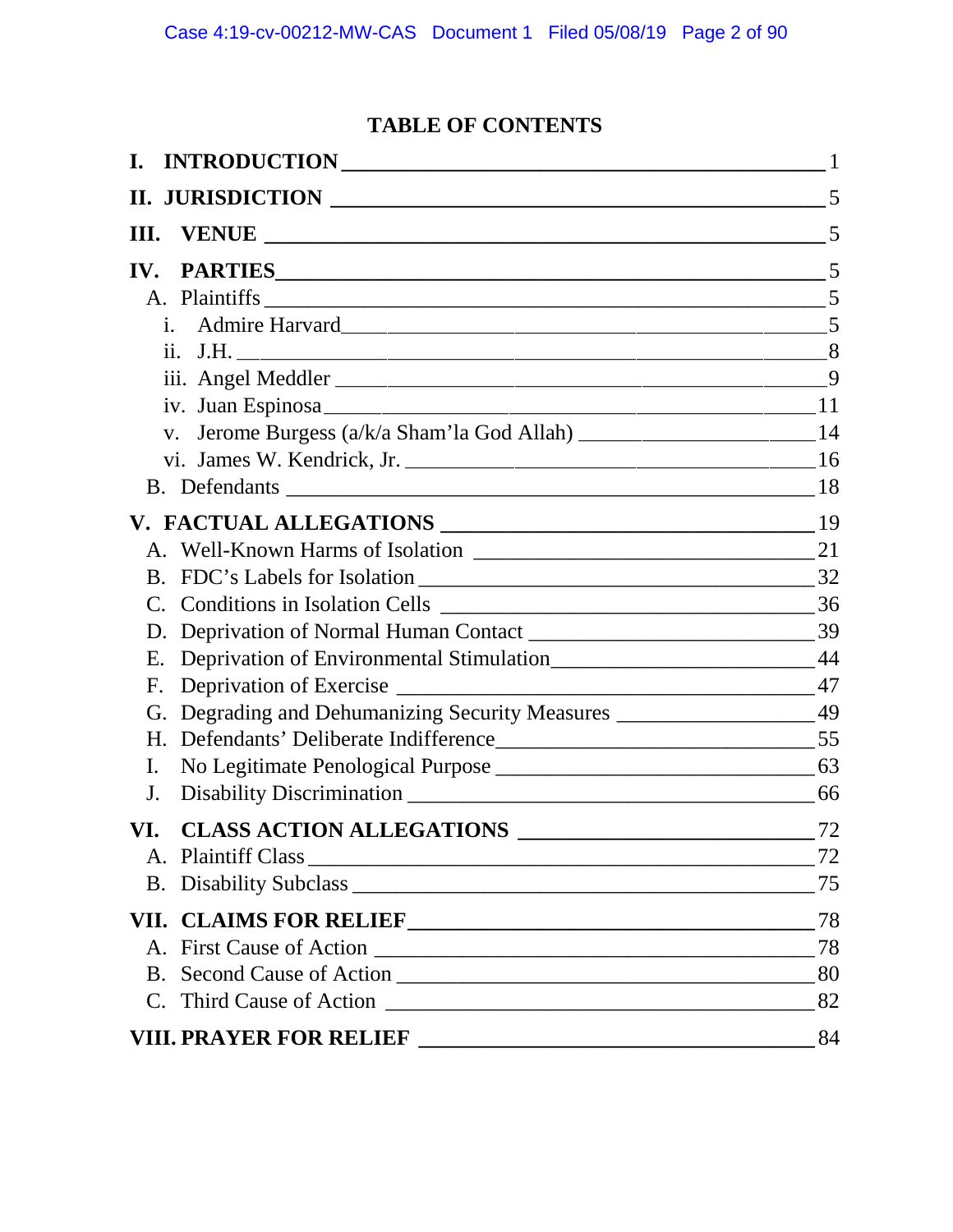# TABLE OF CONTENTS

| | |
|---|---|
| **I. INTRODUCTION** | 1 |
| **II. JURISDICTION** | 5 |
| **III. VENUE** | 5 |
| **IV. PARTIES** | 5 |
| A. Plaintiffs | 5 |
| i. Admire Harvard | 5 |
| ii. J.H. | 8 |
| iii. Angel Meddler | 9 |
| iv. Juan Espinosa | 11 |
| v. Jerome Burgess (a/k/a Sham'la God Allah) | 14 |
| vi. James W. Kendrick, Jr. | 16 |
| B. Defendants | 18 |
| **V. FACTUAL ALLEGATIONS** | 19 |
| A. Well-Known Harms of Isolation | 21 |
| B. FDC's Labels for Isolation | 32 |
| C. Conditions in Isolation Cells | 36 |
| D. Deprivation of Normal Human Contact | 39 |
| E. Deprivation of Environmental Stimulation | 44 |
| F. Deprivation of Exercise | 47 |
| G. Degrading and Dehumanizing Security Measures | 49 |
| H. Defendants' Deliberate Indifference | 55 |
| I. No Legitimate Penological Purpose | 63 |
| J. Disability Discrimination | 66 |
| **VI. CLASS ACTION ALLEGATIONS** | 72 |
| A. Plaintiff Class | 72 |
| B. Disability Subclass | 75 |
| **VII. CLAIMS FOR RELIEF** | 78 |
| A. First Cause of Action | 78 |
| B. Second Cause of Action | 80 |
| C. Third Cause of Action | 82 |
| **VIII. PRAYER FOR RELIEF** | 84 |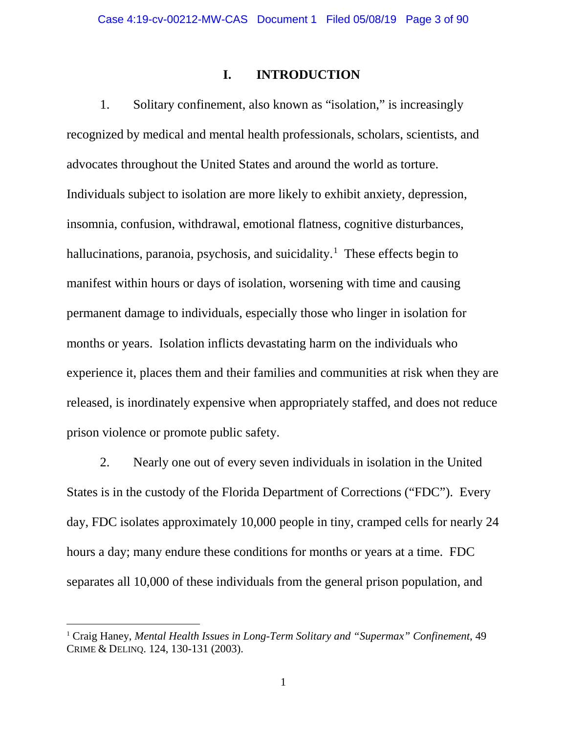# I. INTRODUCTION

1. Solitary confinement, also known as "isolation," is increasingly recognized by medical and mental health professionals, scholars, scientists, and advocates throughout the United States and around the world as torture. Individuals subject to isolation are more likely to exhibit anxiety, depression, insomnia, confusion, withdrawal, emotional flatness, cognitive disturbances, hallucinations, paranoia, psychosis, and suicidality.[1] These effects begin to manifest within hours or days of isolation, worsening with time and causing permanent damage to individuals, especially those who linger in isolation for months or years. Isolation inflicts devastating harm on the individuals who experience it, places them and their families and communities at risk when they are released, is inordinately expensive when appropriately staffed, and does not reduce prison violence or promote public safety.

2. Nearly one out of every seven individuals in isolation in the United States is in the custody of the Florida Department of Corrections ("FDC"). Every day, FDC isolates approximately 10,000 people in tiny, cramped cells for nearly 24 hours a day; many endure these conditions for months or years at a time. FDC separates all 10,000 of these individuals from the general prison population, and

---

[1] Craig Haney, *Mental Health Issues in Long-Term Solitary and "Supermax" Confinement*, 49 CRIME & DELINQ. 124, 130-131 (2003).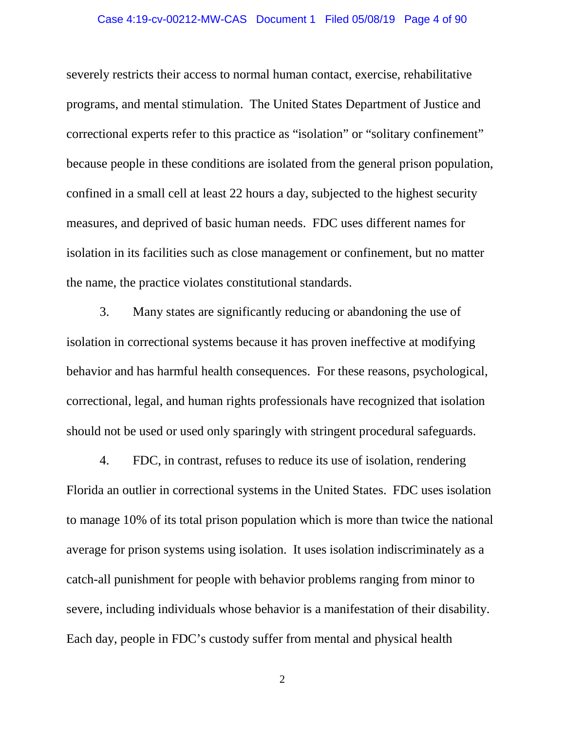severely restricts their access to normal human contact, exercise, rehabilitative programs, and mental stimulation. The United States Department of Justice and correctional experts refer to this practice as "isolation" or "solitary confinement" because people in these conditions are isolated from the general prison population, confined in a small cell at least 22 hours a day, subjected to the highest security measures, and deprived of basic human needs. FDC uses different names for isolation in its facilities such as close management or confinement, but no matter the name, the practice violates constitutional standards.

3. Many states are significantly reducing or abandoning the use of isolation in correctional systems because it has proven ineffective at modifying behavior and has harmful health consequences. For these reasons, psychological, correctional, legal, and human rights professionals have recognized that isolation should not be used or used only sparingly with stringent procedural safeguards.

4. FDC, in contrast, refuses to reduce its use of isolation, rendering Florida an outlier in correctional systems in the United States. FDC uses isolation to manage 10% of its total prison population which is more than twice the national average for prison systems using isolation. It uses isolation indiscriminately as a catch-all punishment for people with behavior problems ranging from minor to severe, including individuals whose behavior is a manifestation of their disability. Each day, people in FDC's custody suffer from mental and physical health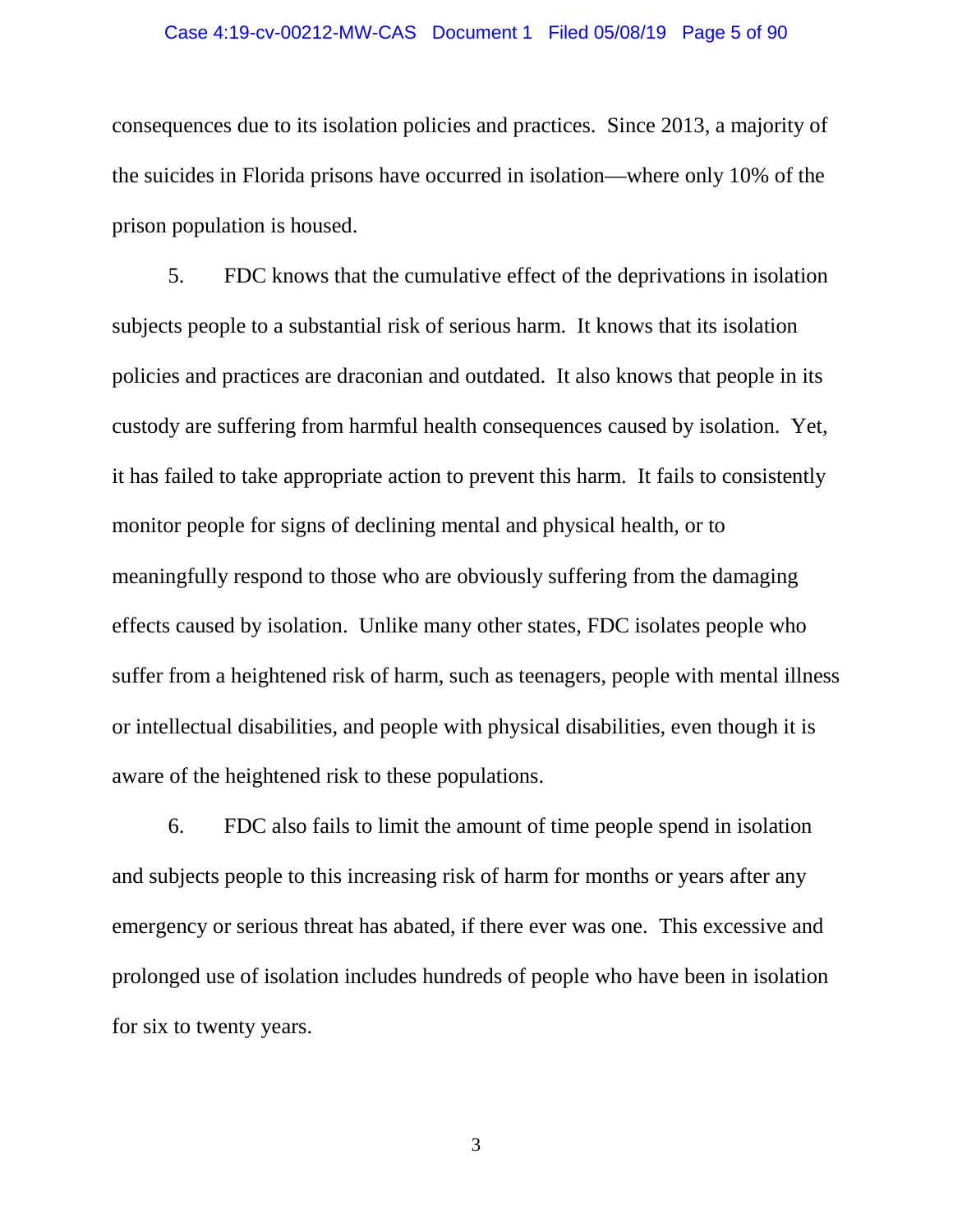consequences due to its isolation policies and practices. Since 2013, a majority of the suicides in Florida prisons have occurred in isolation—where only 10% of the prison population is housed.

5. FDC knows that the cumulative effect of the deprivations in isolation subjects people to a substantial risk of serious harm. It knows that its isolation policies and practices are draconian and outdated. It also knows that people in its custody are suffering from harmful health consequences caused by isolation. Yet, it has failed to take appropriate action to prevent this harm. It fails to consistently monitor people for signs of declining mental and physical health, or to meaningfully respond to those who are obviously suffering from the damaging effects caused by isolation. Unlike many other states, FDC isolates people who suffer from a heightened risk of harm, such as teenagers, people with mental illness or intellectual disabilities, and people with physical disabilities, even though it is aware of the heightened risk to these populations.

6. FDC also fails to limit the amount of time people spend in isolation and subjects people to this increasing risk of harm for months or years after any emergency or serious threat has abated, if there ever was one. This excessive and prolonged use of isolation includes hundreds of people who have been in isolation for six to twenty years.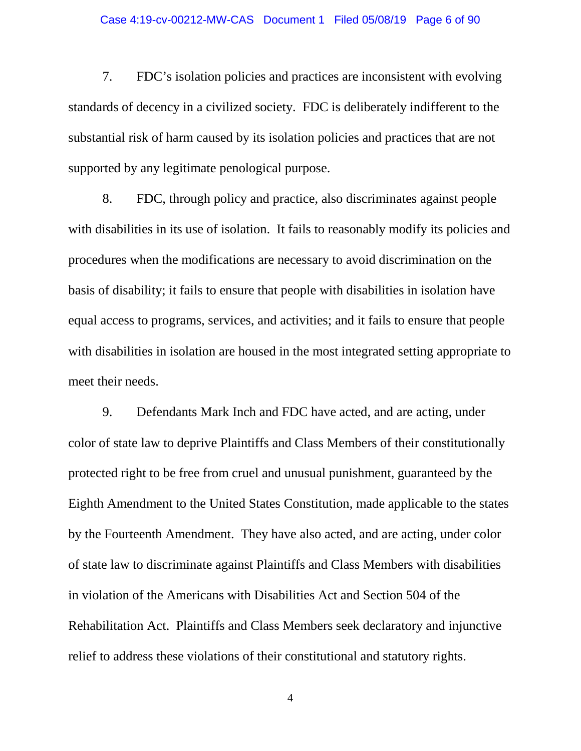7. FDC's isolation policies and practices are inconsistent with evolving standards of decency in a civilized society. FDC is deliberately indifferent to the substantial risk of harm caused by its isolation policies and practices that are not supported by any legitimate penological purpose.

8. FDC, through policy and practice, also discriminates against people with disabilities in its use of isolation. It fails to reasonably modify its policies and procedures when the modifications are necessary to avoid discrimination on the basis of disability; it fails to ensure that people with disabilities in isolation have equal access to programs, services, and activities; and it fails to ensure that people with disabilities in isolation are housed in the most integrated setting appropriate to meet their needs.

9. Defendants Mark Inch and FDC have acted, and are acting, under color of state law to deprive Plaintiffs and Class Members of their constitutionally protected right to be free from cruel and unusual punishment, guaranteed by the Eighth Amendment to the United States Constitution, made applicable to the states by the Fourteenth Amendment. They have also acted, and are acting, under color of state law to discriminate against Plaintiffs and Class Members with disabilities in violation of the Americans with Disabilities Act and Section 504 of the Rehabilitation Act. Plaintiffs and Class Members seek declaratory and injunctive relief to address these violations of their constitutional and statutory rights.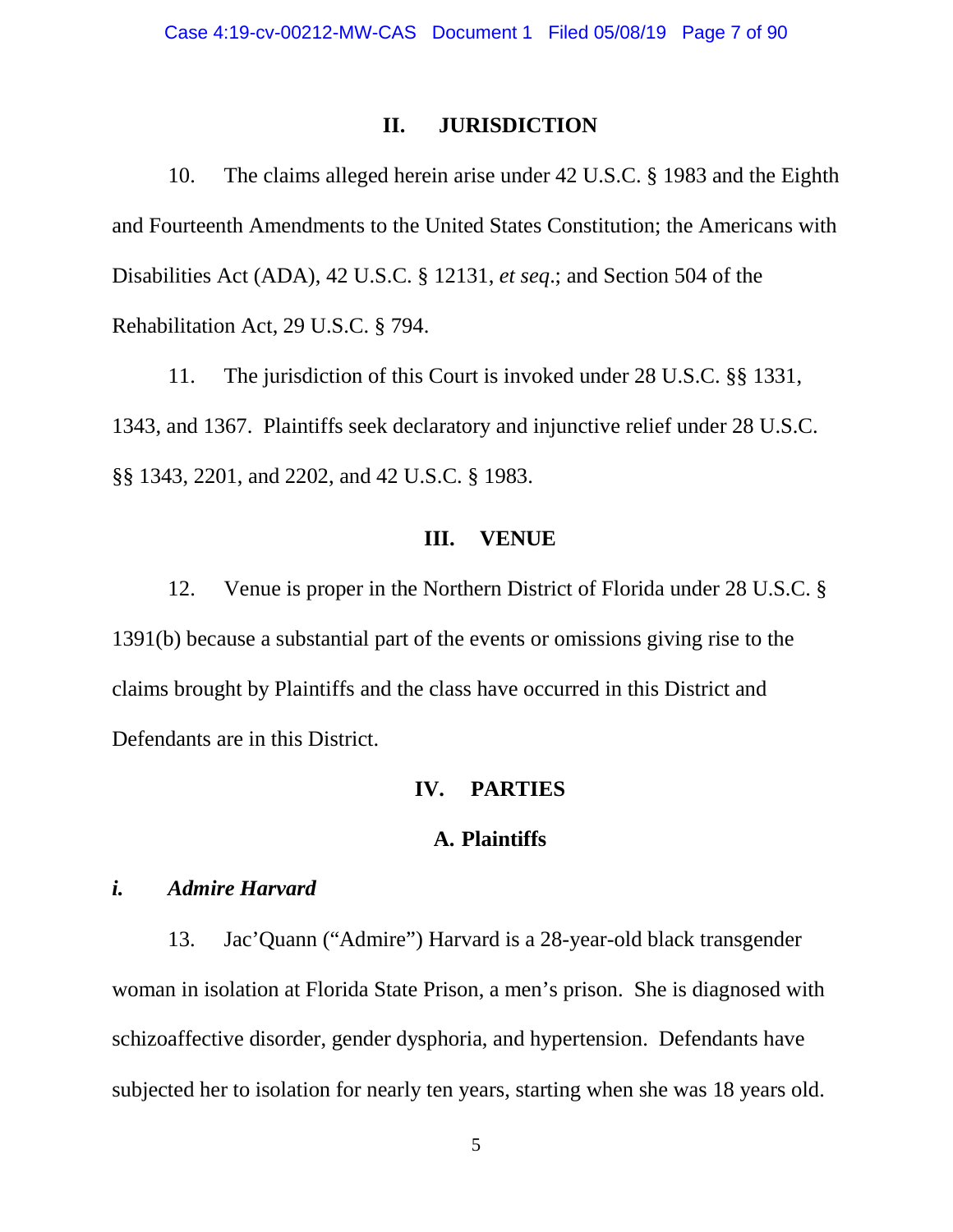## II. JURISDICTION

10. The claims alleged herein arise under 42 U.S.C. § 1983 and the Eighth and Fourteenth Amendments to the United States Constitution; the Americans with Disabilities Act (ADA), 42 U.S.C. § 12131, *et seq*.; and Section 504 of the Rehabilitation Act, 29 U.S.C. § 794.

11. The jurisdiction of this Court is invoked under 28 U.S.C. §§ 1331, 1343, and 1367. Plaintiffs seek declaratory and injunctive relief under 28 U.S.C. §§ 1343, 2201, and 2202, and 42 U.S.C. § 1983.

## III. VENUE

12. Venue is proper in the Northern District of Florida under 28 U.S.C. § 1391(b) because a substantial part of the events or omissions giving rise to the claims brought by Plaintiffs and the class have occurred in this District and Defendants are in this District.

## IV. PARTIES

### A. Plaintiffs

#### *i. Admire Harvard*

13. Jac'Quann ("Admire") Harvard is a 28-year-old black transgender woman in isolation at Florida State Prison, a men's prison. She is diagnosed with schizoaffective disorder, gender dysphoria, and hypertension. Defendants have subjected her to isolation for nearly ten years, starting when she was 18 years old.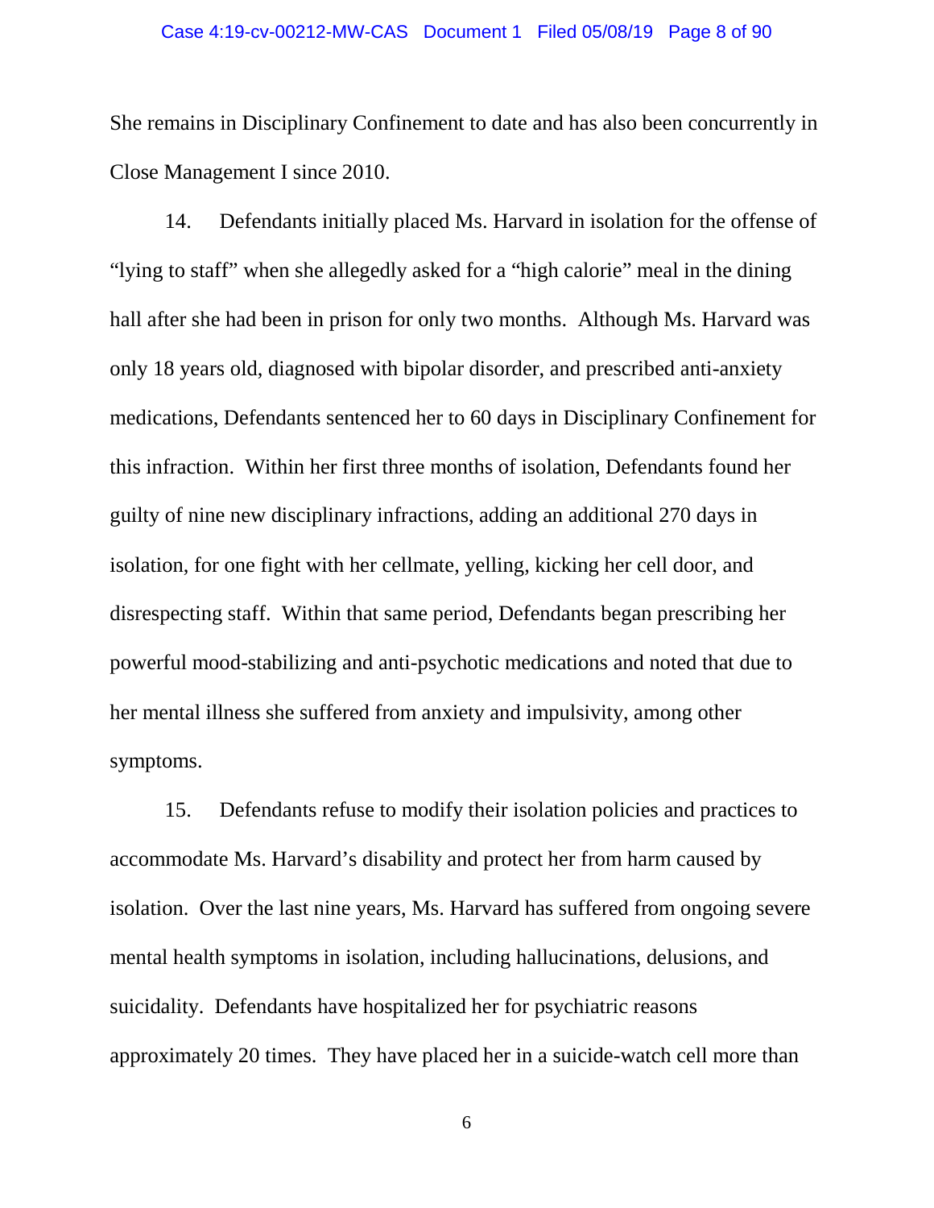She remains in Disciplinary Confinement to date and has also been concurrently in Close Management I since 2010.

14. Defendants initially placed Ms. Harvard in isolation for the offense of "lying to staff" when she allegedly asked for a "high calorie" meal in the dining hall after she had been in prison for only two months. Although Ms. Harvard was only 18 years old, diagnosed with bipolar disorder, and prescribed anti-anxiety medications, Defendants sentenced her to 60 days in Disciplinary Confinement for this infraction. Within her first three months of isolation, Defendants found her guilty of nine new disciplinary infractions, adding an additional 270 days in isolation, for one fight with her cellmate, yelling, kicking her cell door, and disrespecting staff. Within that same period, Defendants began prescribing her powerful mood-stabilizing and anti-psychotic medications and noted that due to her mental illness she suffered from anxiety and impulsivity, among other symptoms.

15. Defendants refuse to modify their isolation policies and practices to accommodate Ms. Harvard's disability and protect her from harm caused by isolation. Over the last nine years, Ms. Harvard has suffered from ongoing severe mental health symptoms in isolation, including hallucinations, delusions, and suicidality. Defendants have hospitalized her for psychiatric reasons approximately 20 times. They have placed her in a suicide-watch cell more than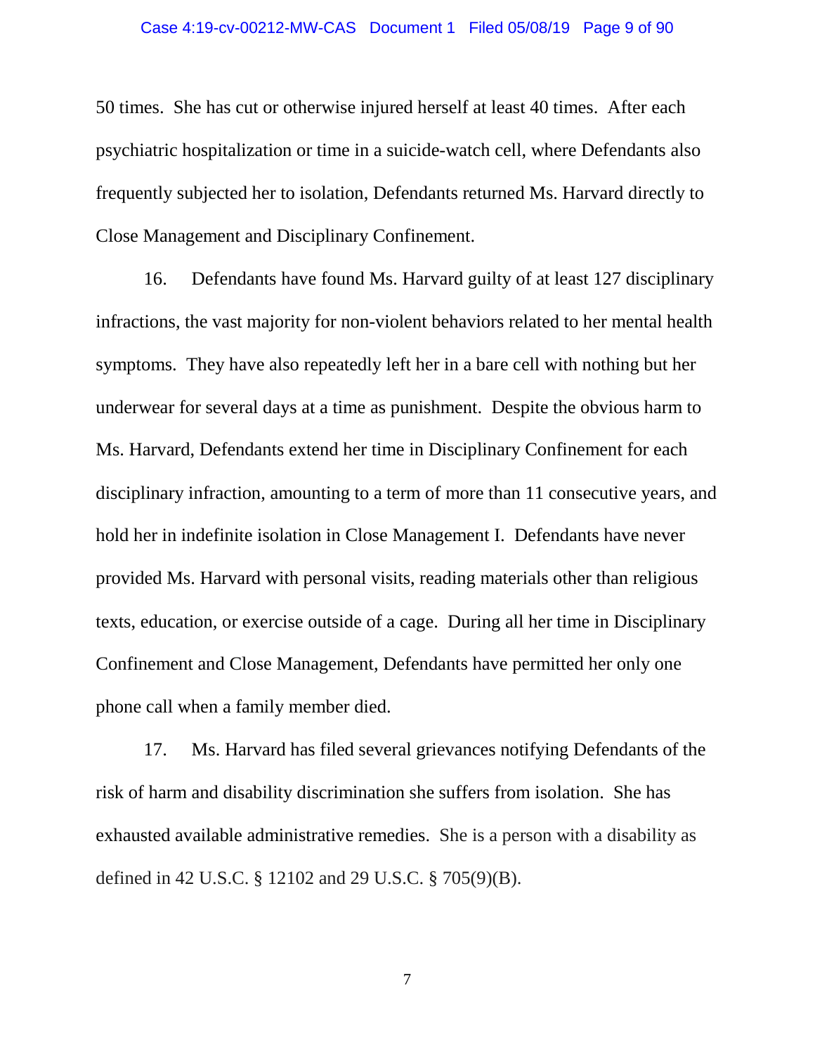50 times. She has cut or otherwise injured herself at least 40 times. After each psychiatric hospitalization or time in a suicide-watch cell, where Defendants also frequently subjected her to isolation, Defendants returned Ms. Harvard directly to Close Management and Disciplinary Confinement.

16. Defendants have found Ms. Harvard guilty of at least 127 disciplinary infractions, the vast majority for non-violent behaviors related to her mental health symptoms. They have also repeatedly left her in a bare cell with nothing but her underwear for several days at a time as punishment. Despite the obvious harm to Ms. Harvard, Defendants extend her time in Disciplinary Confinement for each disciplinary infraction, amounting to a term of more than 11 consecutive years, and hold her in indefinite isolation in Close Management I. Defendants have never provided Ms. Harvard with personal visits, reading materials other than religious texts, education, or exercise outside of a cage. During all her time in Disciplinary Confinement and Close Management, Defendants have permitted her only one phone call when a family member died.

17. Ms. Harvard has filed several grievances notifying Defendants of the risk of harm and disability discrimination she suffers from isolation. She has exhausted available administrative remedies. She is a person with a disability as defined in 42 U.S.C. § 12102 and 29 U.S.C. § 705(9)(B).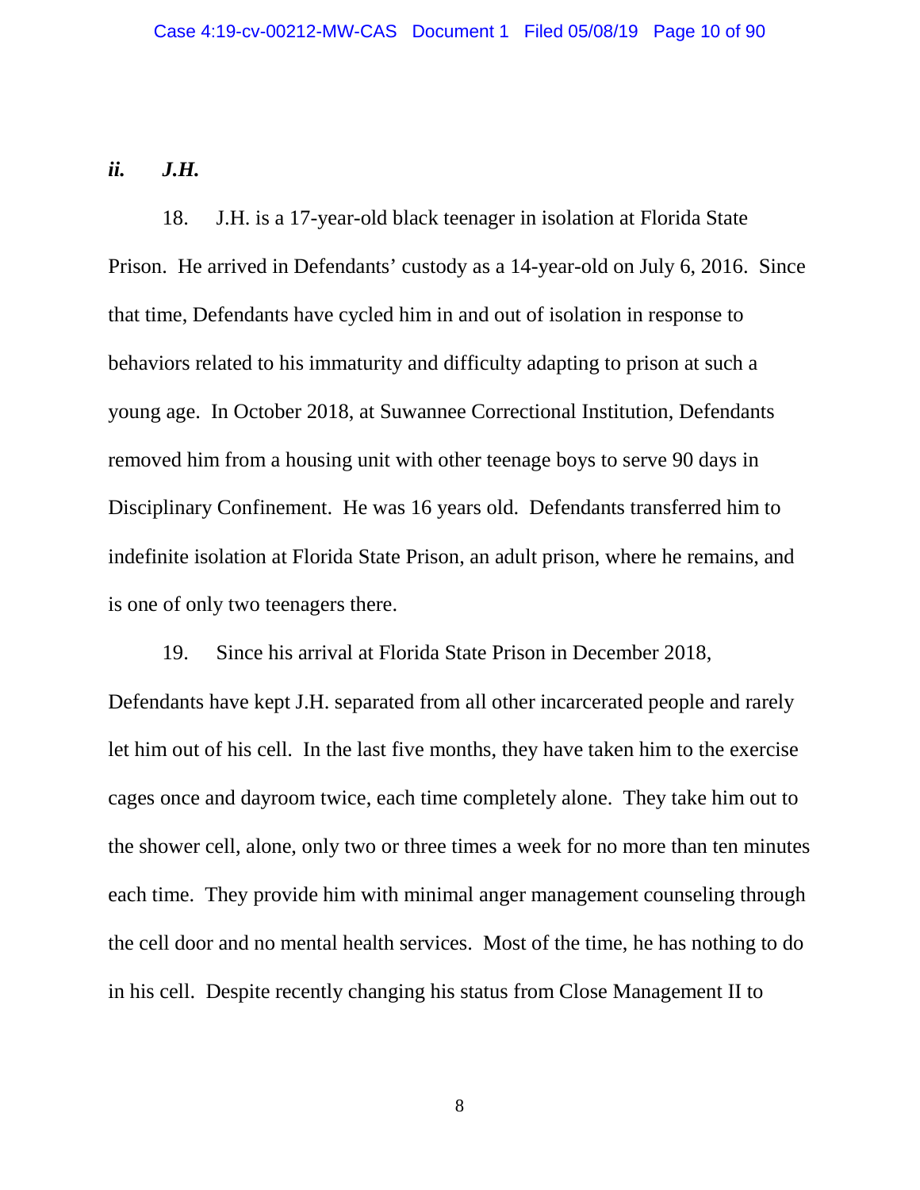***ii. J.H.***

18. J.H. is a 17-year-old black teenager in isolation at Florida State Prison. He arrived in Defendants' custody as a 14-year-old on July 6, 2016. Since that time, Defendants have cycled him in and out of isolation in response to behaviors related to his immaturity and difficulty adapting to prison at such a young age. In October 2018, at Suwannee Correctional Institution, Defendants removed him from a housing unit with other teenage boys to serve 90 days in Disciplinary Confinement. He was 16 years old. Defendants transferred him to indefinite isolation at Florida State Prison, an adult prison, where he remains, and is one of only two teenagers there.

19. Since his arrival at Florida State Prison in December 2018, Defendants have kept J.H. separated from all other incarcerated people and rarely let him out of his cell. In the last five months, they have taken him to the exercise cages once and dayroom twice, each time completely alone. They take him out to the shower cell, alone, only two or three times a week for no more than ten minutes each time. They provide him with minimal anger management counseling through the cell door and no mental health services. Most of the time, he has nothing to do in his cell. Despite recently changing his status from Close Management II to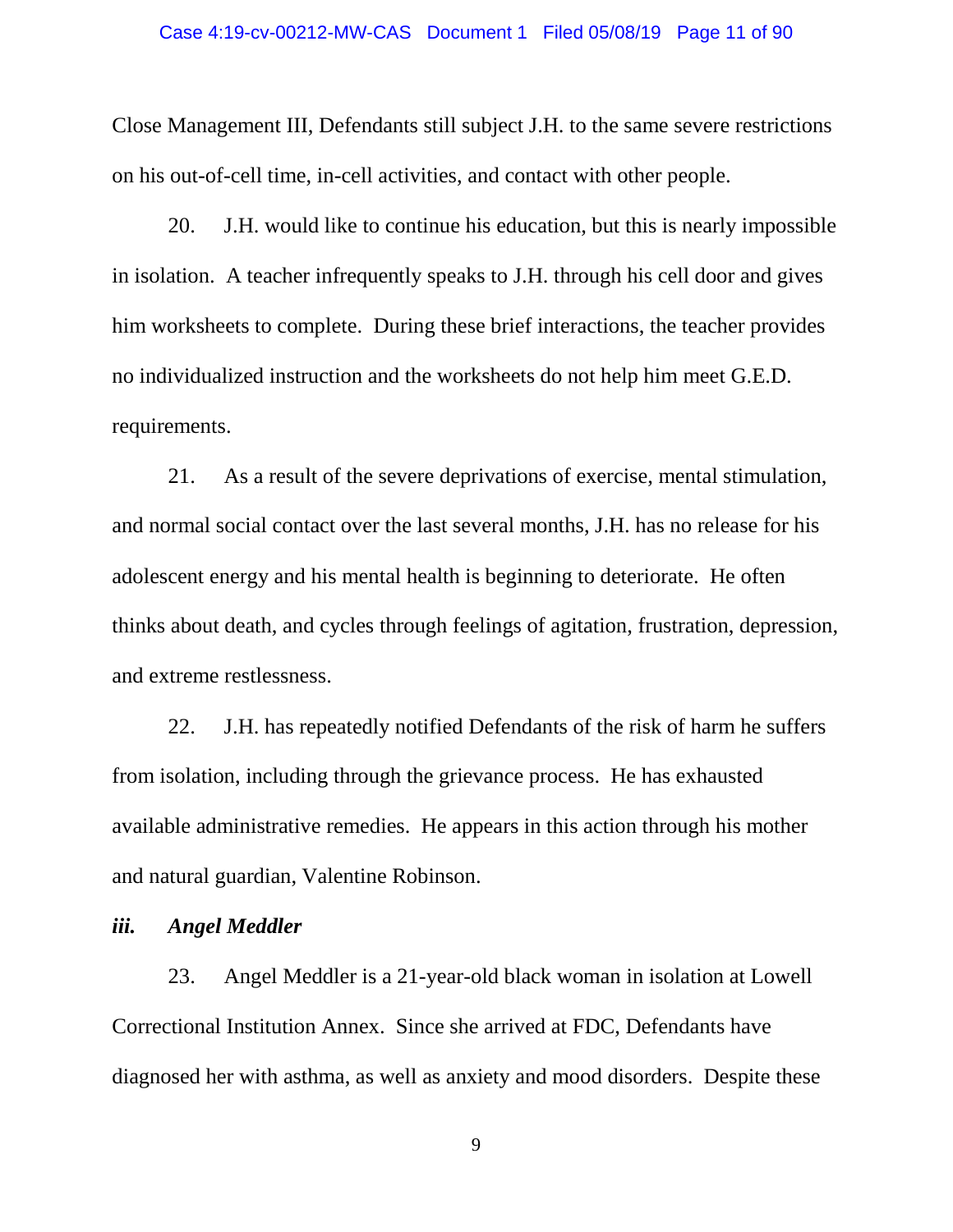Close Management III, Defendants still subject J.H. to the same severe restrictions on his out-of-cell time, in-cell activities, and contact with other people.

20. J.H. would like to continue his education, but this is nearly impossible in isolation. A teacher infrequently speaks to J.H. through his cell door and gives him worksheets to complete. During these brief interactions, the teacher provides no individualized instruction and the worksheets do not help him meet G.E.D. requirements.

21. As a result of the severe deprivations of exercise, mental stimulation, and normal social contact over the last several months, J.H. has no release for his adolescent energy and his mental health is beginning to deteriorate. He often thinks about death, and cycles through feelings of agitation, frustration, depression, and extreme restlessness.

22. J.H. has repeatedly notified Defendants of the risk of harm he suffers from isolation, including through the grievance process. He has exhausted available administrative remedies. He appears in this action through his mother and natural guardian, Valentine Robinson.

### *iii. Angel Meddler*

23. Angel Meddler is a 21-year-old black woman in isolation at Lowell Correctional Institution Annex. Since she arrived at FDC, Defendants have diagnosed her with asthma, as well as anxiety and mood disorders. Despite these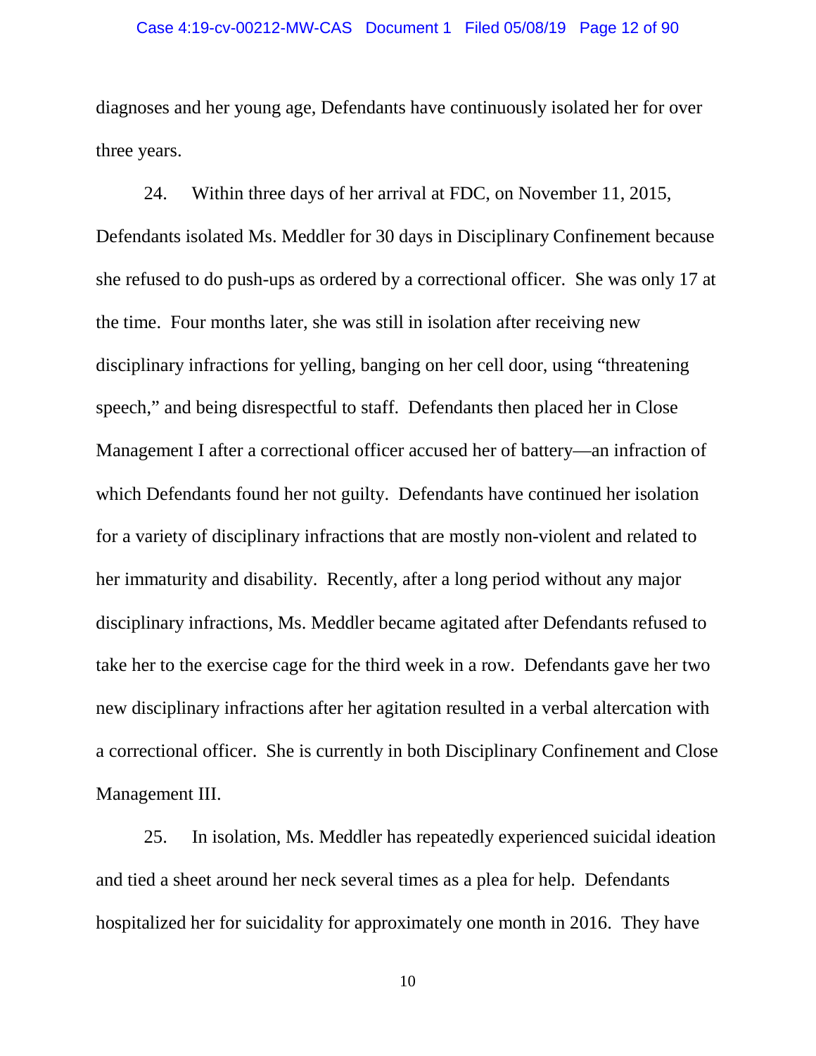diagnoses and her young age, Defendants have continuously isolated her for over three years.

24. Within three days of her arrival at FDC, on November 11, 2015, Defendants isolated Ms. Meddler for 30 days in Disciplinary Confinement because she refused to do push-ups as ordered by a correctional officer. She was only 17 at the time. Four months later, she was still in isolation after receiving new disciplinary infractions for yelling, banging on her cell door, using "threatening speech," and being disrespectful to staff. Defendants then placed her in Close Management I after a correctional officer accused her of battery—an infraction of which Defendants found her not guilty. Defendants have continued her isolation for a variety of disciplinary infractions that are mostly non-violent and related to her immaturity and disability. Recently, after a long period without any major disciplinary infractions, Ms. Meddler became agitated after Defendants refused to take her to the exercise cage for the third week in a row. Defendants gave her two new disciplinary infractions after her agitation resulted in a verbal altercation with a correctional officer. She is currently in both Disciplinary Confinement and Close Management III.

25. In isolation, Ms. Meddler has repeatedly experienced suicidal ideation and tied a sheet around her neck several times as a plea for help. Defendants hospitalized her for suicidality for approximately one month in 2016. They have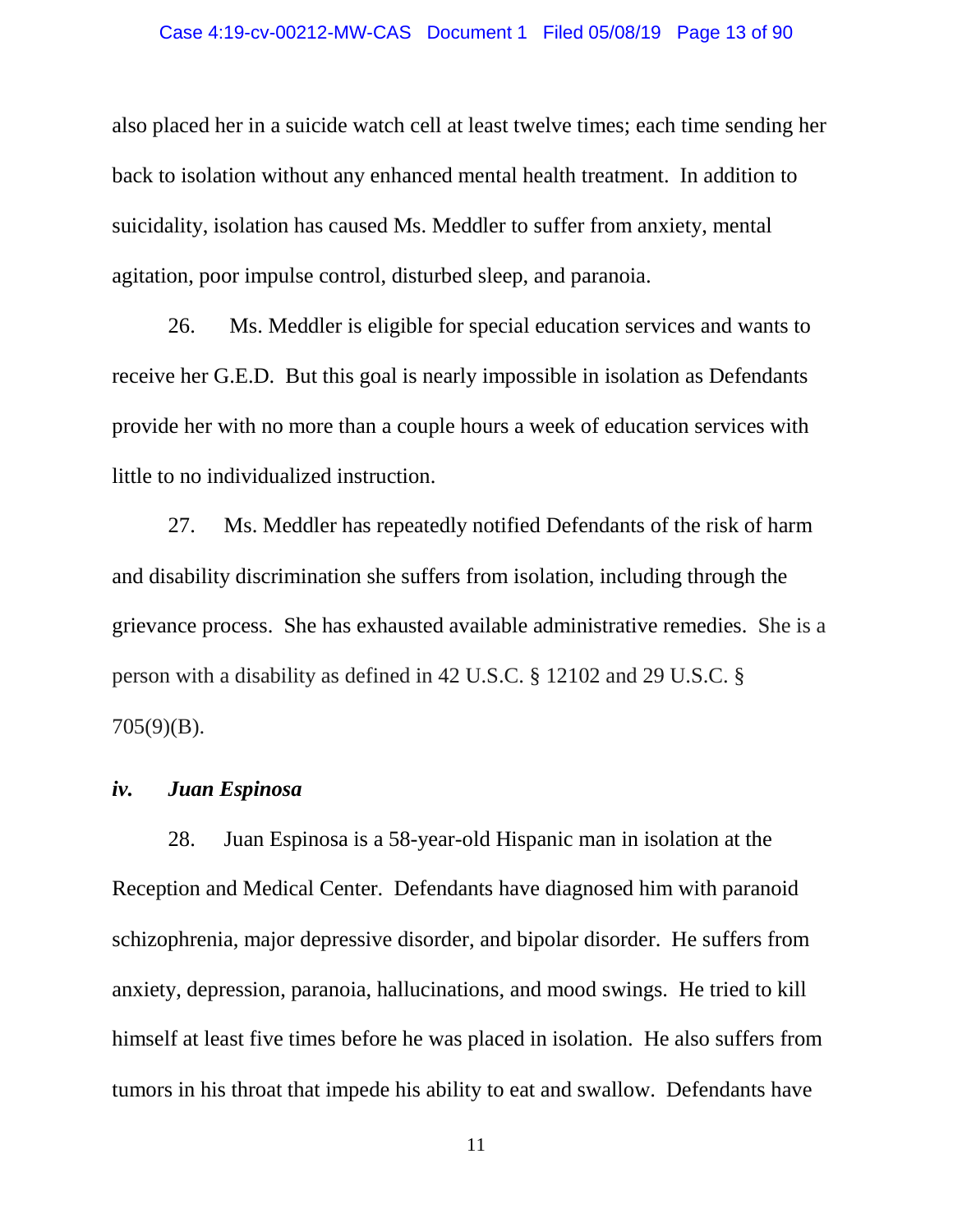also placed her in a suicide watch cell at least twelve times; each time sending her back to isolation without any enhanced mental health treatment. In addition to suicidality, isolation has caused Ms. Meddler to suffer from anxiety, mental agitation, poor impulse control, disturbed sleep, and paranoia.

26. Ms. Meddler is eligible for special education services and wants to receive her G.E.D. But this goal is nearly impossible in isolation as Defendants provide her with no more than a couple hours a week of education services with little to no individualized instruction.

27. Ms. Meddler has repeatedly notified Defendants of the risk of harm and disability discrimination she suffers from isolation, including through the grievance process. She has exhausted available administrative remedies. She is a person with a disability as defined in 42 U.S.C. § 12102 and 29 U.S.C. § 705(9)(B).

### *iv. Juan Espinosa*

28. Juan Espinosa is a 58-year-old Hispanic man in isolation at the Reception and Medical Center. Defendants have diagnosed him with paranoid schizophrenia, major depressive disorder, and bipolar disorder. He suffers from anxiety, depression, paranoia, hallucinations, and mood swings. He tried to kill himself at least five times before he was placed in isolation. He also suffers from tumors in his throat that impede his ability to eat and swallow. Defendants have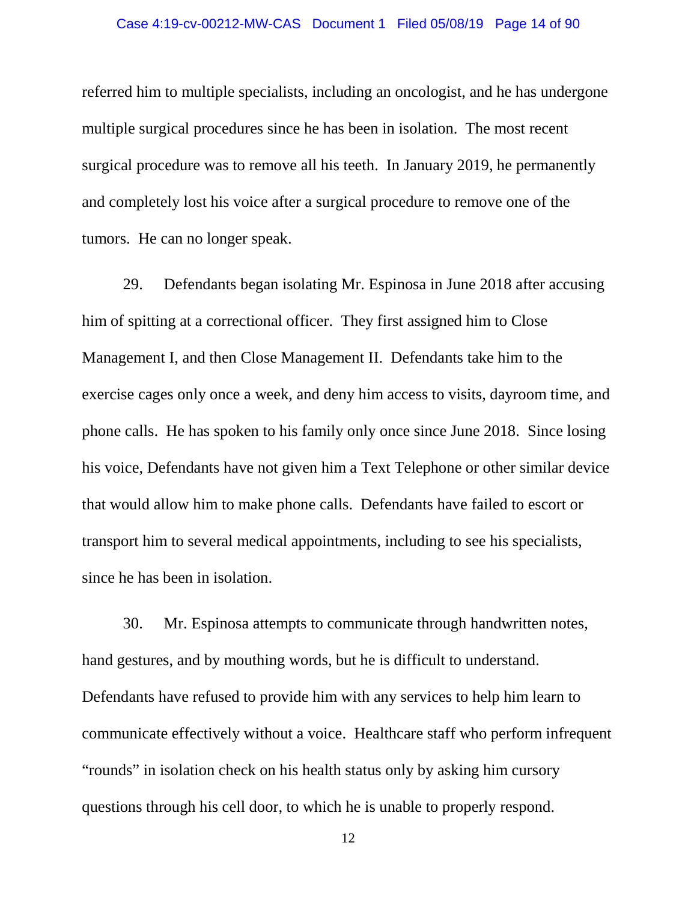referred him to multiple specialists, including an oncologist, and he has undergone multiple surgical procedures since he has been in isolation. The most recent surgical procedure was to remove all his teeth. In January 2019, he permanently and completely lost his voice after a surgical procedure to remove one of the tumors. He can no longer speak.

29. Defendants began isolating Mr. Espinosa in June 2018 after accusing him of spitting at a correctional officer. They first assigned him to Close Management I, and then Close Management II. Defendants take him to the exercise cages only once a week, and deny him access to visits, dayroom time, and phone calls. He has spoken to his family only once since June 2018. Since losing his voice, Defendants have not given him a Text Telephone or other similar device that would allow him to make phone calls. Defendants have failed to escort or transport him to several medical appointments, including to see his specialists, since he has been in isolation.

30. Mr. Espinosa attempts to communicate through handwritten notes, hand gestures, and by mouthing words, but he is difficult to understand. Defendants have refused to provide him with any services to help him learn to communicate effectively without a voice. Healthcare staff who perform infrequent "rounds" in isolation check on his health status only by asking him cursory questions through his cell door, to which he is unable to properly respond.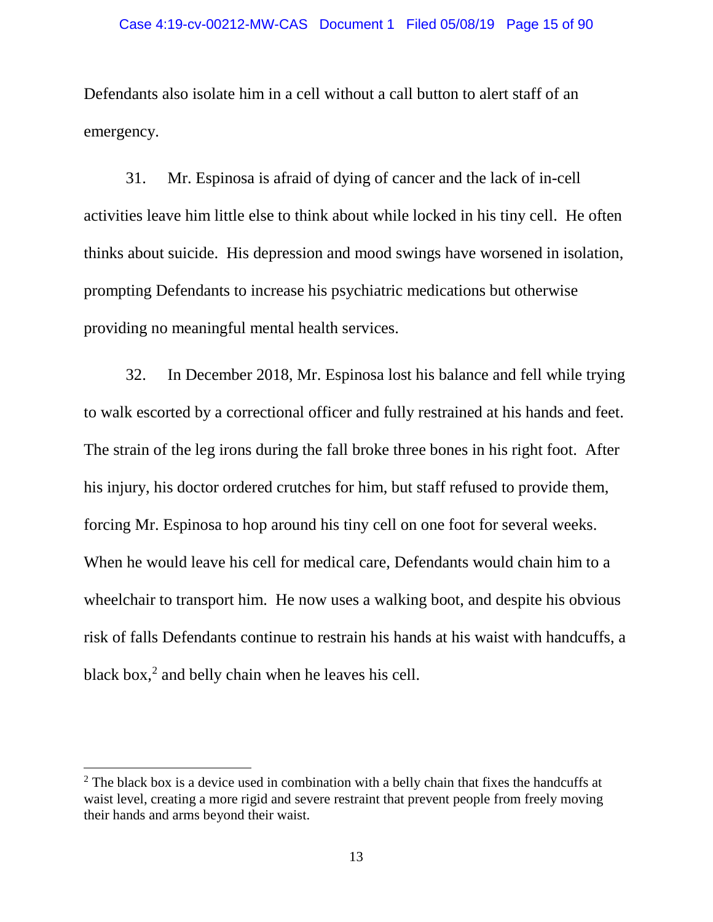Defendants also isolate him in a cell without a call button to alert staff of an emergency.

31. Mr. Espinosa is afraid of dying of cancer and the lack of in-cell activities leave him little else to think about while locked in his tiny cell. He often thinks about suicide. His depression and mood swings have worsened in isolation, prompting Defendants to increase his psychiatric medications but otherwise providing no meaningful mental health services.

32. In December 2018, Mr. Espinosa lost his balance and fell while trying to walk escorted by a correctional officer and fully restrained at his hands and feet. The strain of the leg irons during the fall broke three bones in his right foot. After his injury, his doctor ordered crutches for him, but staff refused to provide them, forcing Mr. Espinosa to hop around his tiny cell on one foot for several weeks. When he would leave his cell for medical care, Defendants would chain him to a wheelchair to transport him. He now uses a walking boot, and despite his obvious risk of falls Defendants continue to restrain his hands at his waist with handcuffs, a black box,[2] and belly chain when he leaves his cell.

---

[2] The black box is a device used in combination with a belly chain that fixes the handcuffs at waist level, creating a more rigid and severe restraint that prevent people from freely moving their hands and arms beyond their waist.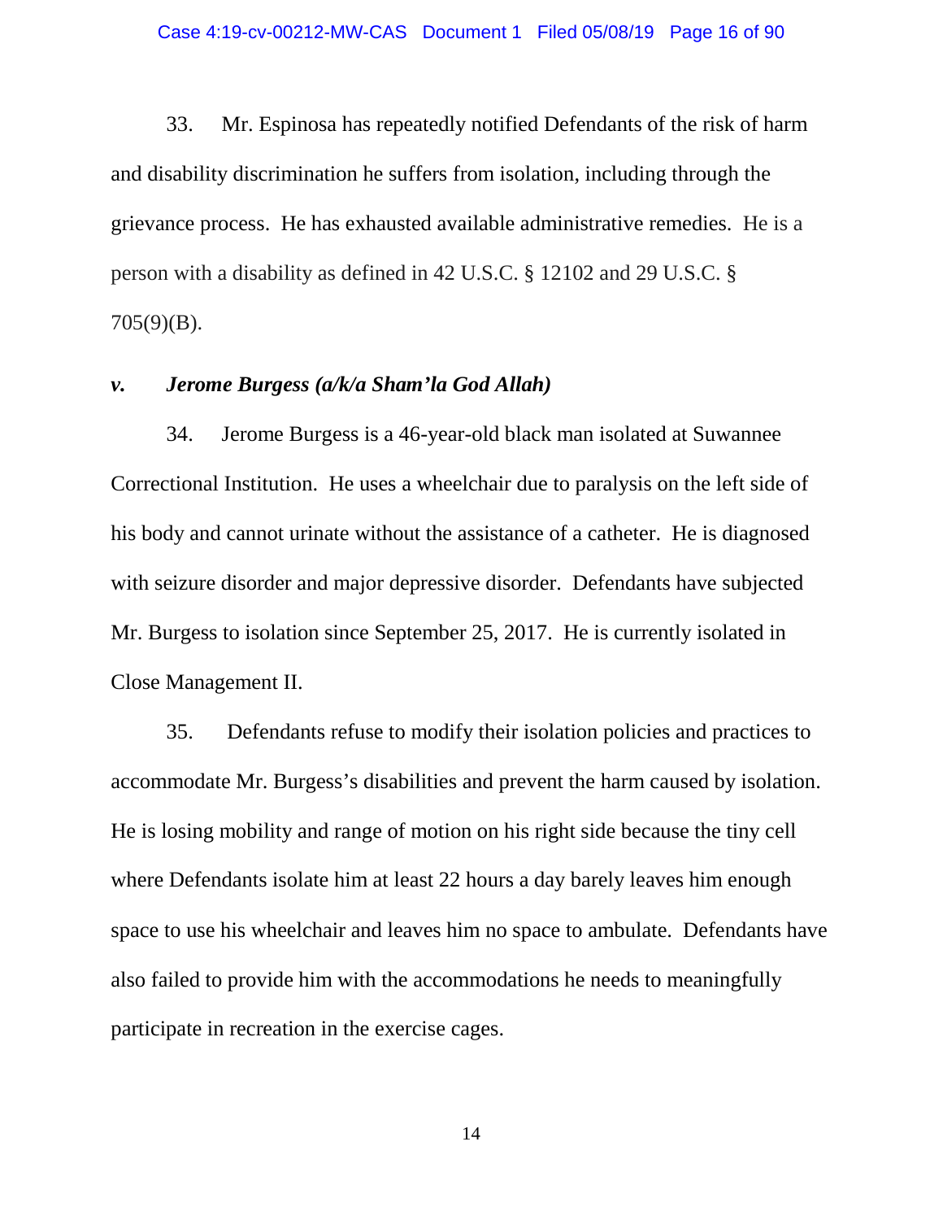33. Mr. Espinosa has repeatedly notified Defendants of the risk of harm and disability discrimination he suffers from isolation, including through the grievance process. He has exhausted available administrative remedies. He is a person with a disability as defined in 42 U.S.C. § 12102 and 29 U.S.C. § 705(9)(B).

### *v. Jerome Burgess (a/k/a Sham'la God Allah)*

34. Jerome Burgess is a 46-year-old black man isolated at Suwannee Correctional Institution. He uses a wheelchair due to paralysis on the left side of his body and cannot urinate without the assistance of a catheter. He is diagnosed with seizure disorder and major depressive disorder. Defendants have subjected Mr. Burgess to isolation since September 25, 2017. He is currently isolated in Close Management II.

35. Defendants refuse to modify their isolation policies and practices to accommodate Mr. Burgess's disabilities and prevent the harm caused by isolation. He is losing mobility and range of motion on his right side because the tiny cell where Defendants isolate him at least 22 hours a day barely leaves him enough space to use his wheelchair and leaves him no space to ambulate. Defendants have also failed to provide him with the accommodations he needs to meaningfully participate in recreation in the exercise cages.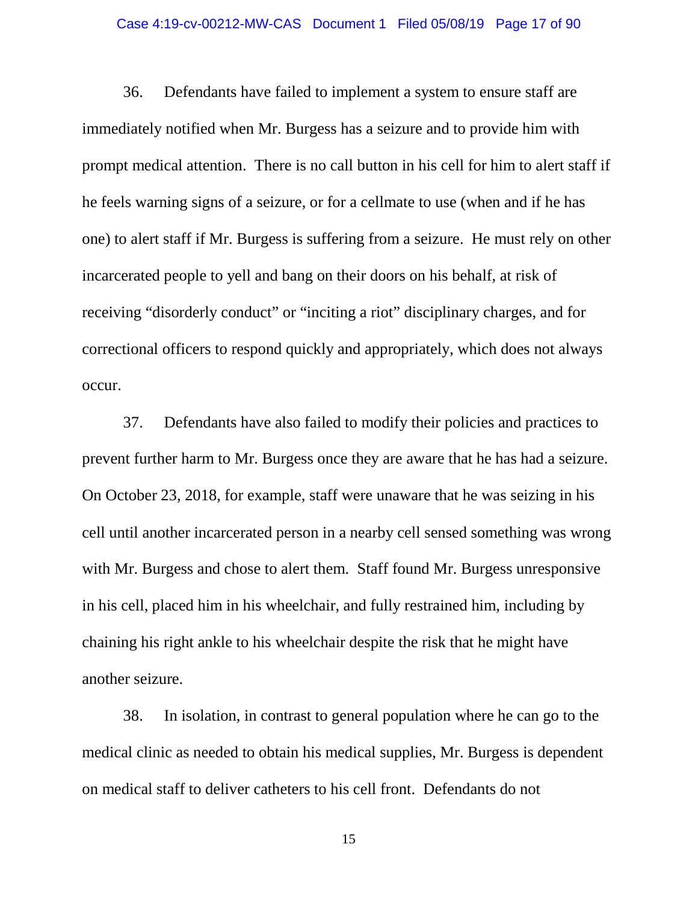36. Defendants have failed to implement a system to ensure staff are immediately notified when Mr. Burgess has a seizure and to provide him with prompt medical attention. There is no call button in his cell for him to alert staff if he feels warning signs of a seizure, or for a cellmate to use (when and if he has one) to alert staff if Mr. Burgess is suffering from a seizure. He must rely on other incarcerated people to yell and bang on their doors on his behalf, at risk of receiving "disorderly conduct" or "inciting a riot" disciplinary charges, and for correctional officers to respond quickly and appropriately, which does not always occur.

37. Defendants have also failed to modify their policies and practices to prevent further harm to Mr. Burgess once they are aware that he has had a seizure. On October 23, 2018, for example, staff were unaware that he was seizing in his cell until another incarcerated person in a nearby cell sensed something was wrong with Mr. Burgess and chose to alert them. Staff found Mr. Burgess unresponsive in his cell, placed him in his wheelchair, and fully restrained him, including by chaining his right ankle to his wheelchair despite the risk that he might have another seizure.

38. In isolation, in contrast to general population where he can go to the medical clinic as needed to obtain his medical supplies, Mr. Burgess is dependent on medical staff to deliver catheters to his cell front. Defendants do not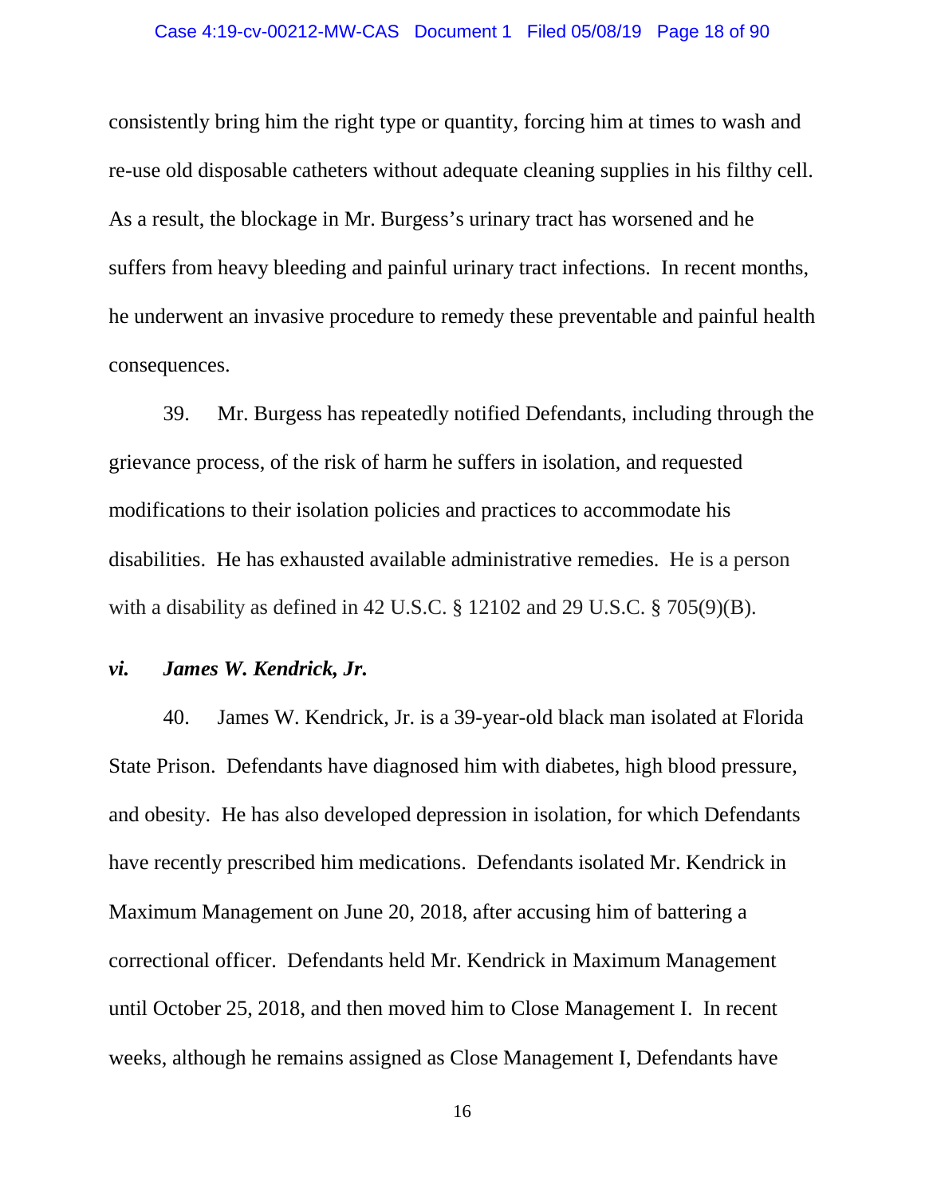consistently bring him the right type or quantity, forcing him at times to wash and re-use old disposable catheters without adequate cleaning supplies in his filthy cell. As a result, the blockage in Mr. Burgess's urinary tract has worsened and he suffers from heavy bleeding and painful urinary tract infections. In recent months, he underwent an invasive procedure to remedy these preventable and painful health consequences.

39. Mr. Burgess has repeatedly notified Defendants, including through the grievance process, of the risk of harm he suffers in isolation, and requested modifications to their isolation policies and practices to accommodate his disabilities. He has exhausted available administrative remedies. He is a person with a disability as defined in 42 U.S.C. § 12102 and 29 U.S.C. § 705(9)(B).

***vi. James W. Kendrick, Jr.***

40. James W. Kendrick, Jr. is a 39-year-old black man isolated at Florida State Prison. Defendants have diagnosed him with diabetes, high blood pressure, and obesity. He has also developed depression in isolation, for which Defendants have recently prescribed him medications. Defendants isolated Mr. Kendrick in Maximum Management on June 20, 2018, after accusing him of battering a correctional officer. Defendants held Mr. Kendrick in Maximum Management until October 25, 2018, and then moved him to Close Management I. In recent weeks, although he remains assigned as Close Management I, Defendants have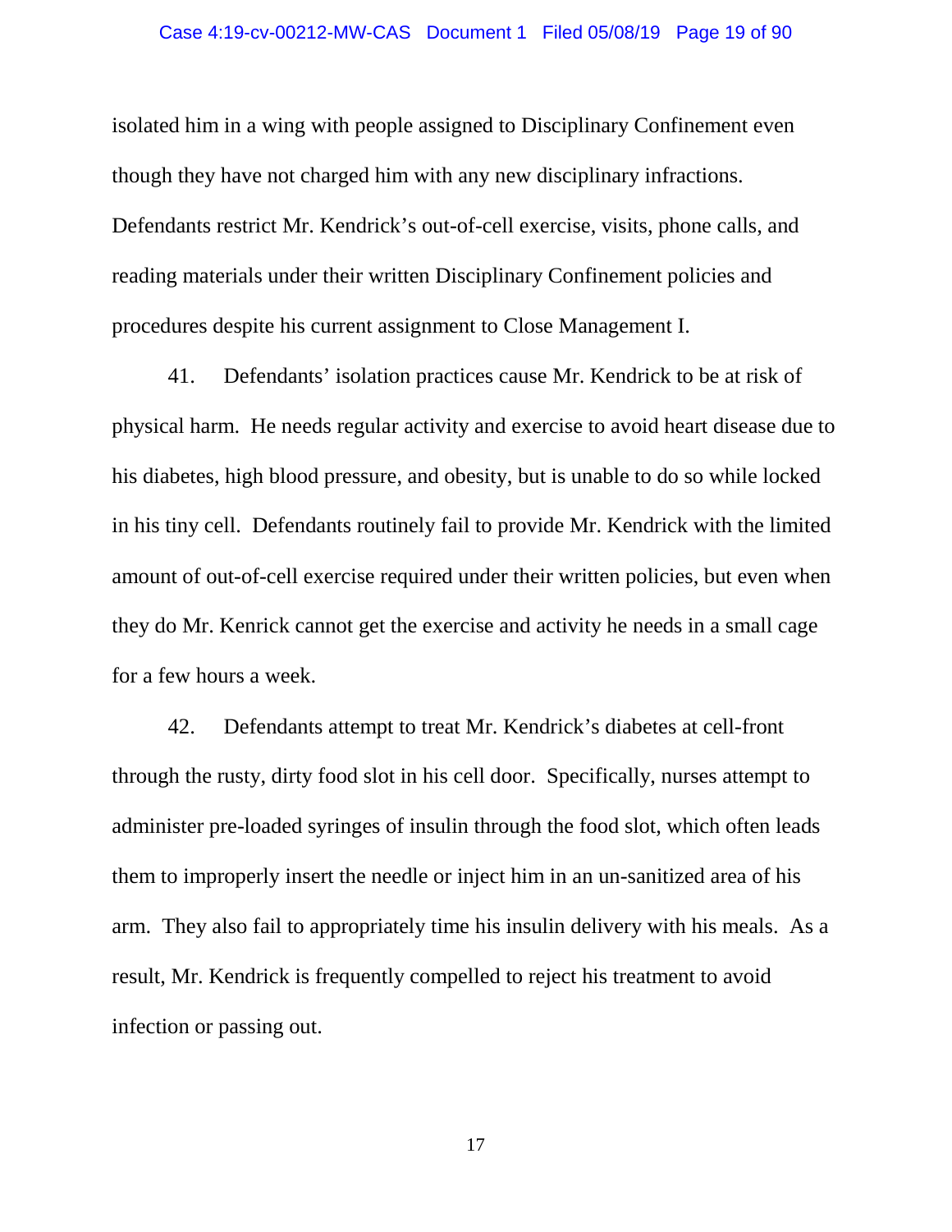isolated him in a wing with people assigned to Disciplinary Confinement even though they have not charged him with any new disciplinary infractions. Defendants restrict Mr. Kendrick's out-of-cell exercise, visits, phone calls, and reading materials under their written Disciplinary Confinement policies and procedures despite his current assignment to Close Management I.

41. Defendants' isolation practices cause Mr. Kendrick to be at risk of physical harm. He needs regular activity and exercise to avoid heart disease due to his diabetes, high blood pressure, and obesity, but is unable to do so while locked in his tiny cell. Defendants routinely fail to provide Mr. Kendrick with the limited amount of out-of-cell exercise required under their written policies, but even when they do Mr. Kenrick cannot get the exercise and activity he needs in a small cage for a few hours a week.

42. Defendants attempt to treat Mr. Kendrick's diabetes at cell-front through the rusty, dirty food slot in his cell door. Specifically, nurses attempt to administer pre-loaded syringes of insulin through the food slot, which often leads them to improperly insert the needle or inject him in an un-sanitized area of his arm. They also fail to appropriately time his insulin delivery with his meals. As a result, Mr. Kendrick is frequently compelled to reject his treatment to avoid infection or passing out.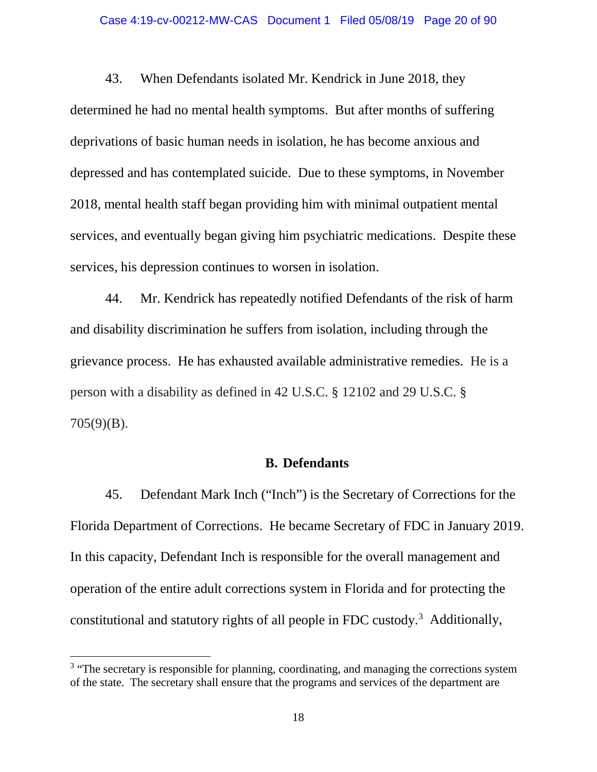43. When Defendants isolated Mr. Kendrick in June 2018, they determined he had no mental health symptoms. But after months of suffering deprivations of basic human needs in isolation, he has become anxious and depressed and has contemplated suicide. Due to these symptoms, in November 2018, mental health staff began providing him with minimal outpatient mental services, and eventually began giving him psychiatric medications. Despite these services, his depression continues to worsen in isolation.

44. Mr. Kendrick has repeatedly notified Defendants of the risk of harm and disability discrimination he suffers from isolation, including through the grievance process. He has exhausted available administrative remedies. He is a person with a disability as defined in 42 U.S.C. § 12102 and 29 U.S.C. § 705(9)(B).

### B. Defendants

45. Defendant Mark Inch ("Inch") is the Secretary of Corrections for the Florida Department of Corrections. He became Secretary of FDC in January 2019. In this capacity, Defendant Inch is responsible for the overall management and operation of the entire adult corrections system in Florida and for protecting the constitutional and statutory rights of all people in FDC custody.[3] Additionally,

---

[3] "The secretary is responsible for planning, coordinating, and managing the corrections system of the state. The secretary shall ensure that the programs and services of the department are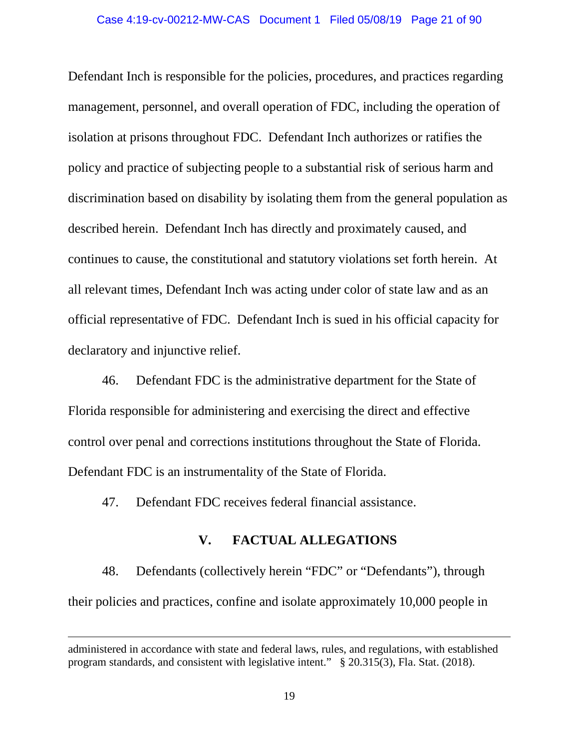Defendant Inch is responsible for the policies, procedures, and practices regarding management, personnel, and overall operation of FDC, including the operation of isolation at prisons throughout FDC. Defendant Inch authorizes or ratifies the policy and practice of subjecting people to a substantial risk of serious harm and discrimination based on disability by isolating them from the general population as described herein. Defendant Inch has directly and proximately caused, and continues to cause, the constitutional and statutory violations set forth herein. At all relevant times, Defendant Inch was acting under color of state law and as an official representative of FDC. Defendant Inch is sued in his official capacity for declaratory and injunctive relief.

46. Defendant FDC is the administrative department for the State of Florida responsible for administering and exercising the direct and effective control over penal and corrections institutions throughout the State of Florida. Defendant FDC is an instrumentality of the State of Florida.

47. Defendant FDC receives federal financial assistance.

## V. FACTUAL ALLEGATIONS

48. Defendants (collectively herein "FDC" or "Defendants"), through their policies and practices, confine and isolate approximately 10,000 people in

---

administered in accordance with state and federal laws, rules, and regulations, with established program standards, and consistent with legislative intent." § 20.315(3), Fla. Stat. (2018).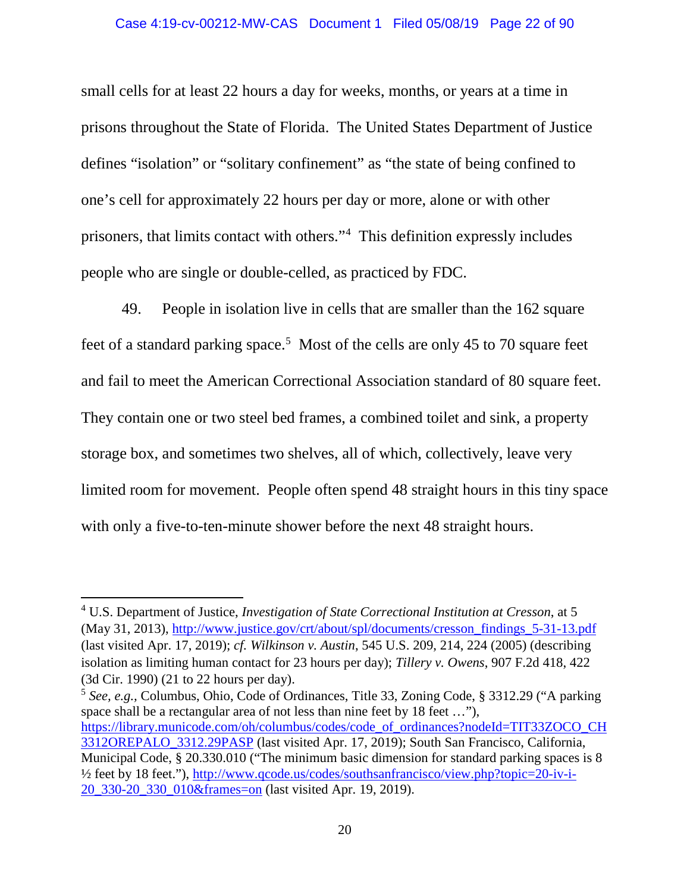small cells for at least 22 hours a day for weeks, months, or years at a time in prisons throughout the State of Florida. The United States Department of Justice defines "isolation" or "solitary confinement" as "the state of being confined to one's cell for approximately 22 hours per day or more, alone or with other prisoners, that limits contact with others."[4] This definition expressly includes people who are single or double-celled, as practiced by FDC.

49. People in isolation live in cells that are smaller than the 162 square feet of a standard parking space.[5] Most of the cells are only 45 to 70 square feet and fail to meet the American Correctional Association standard of 80 square feet. They contain one or two steel bed frames, a combined toilet and sink, a property storage box, and sometimes two shelves, all of which, collectively, leave very limited room for movement. People often spend 48 straight hours in this tiny space with only a five-to-ten-minute shower before the next 48 straight hours.

---

[4] U.S. Department of Justice, *Investigation of State Correctional Institution at Cresson*, at 5 (May 31, 2013), http://www.justice.gov/crt/about/spl/documents/cresson_findings_5-31-13.pdf (last visited Apr. 17, 2019); *cf. Wilkinson v. Austin*, 545 U.S. 209, 214, 224 (2005) (describing isolation as limiting human contact for 23 hours per day); *Tillery v. Owens*, 907 F.2d 418, 422 (3d Cir. 1990) (21 to 22 hours per day).

[5] *See, e.g.*, Columbus, Ohio, Code of Ordinances, Title 33, Zoning Code, § 3312.29 ("A parking space shall be a rectangular area of not less than nine feet by 18 feet …"), https://library.municode.com/oh/columbus/codes/code_of_ordinances?nodeId=TIT33ZOCO_CH3312OREPALO_3312.29PASP (last visited Apr. 17, 2019); South San Francisco, California, Municipal Code, § 20.330.010 ("The minimum basic dimension for standard parking spaces is 8 ½ feet by 18 feet."), http://www.qcode.us/codes/southsanfrancisco/view.php?topic=20-iv-i-20_330-20_330_010&frames=on (last visited Apr. 19, 2019).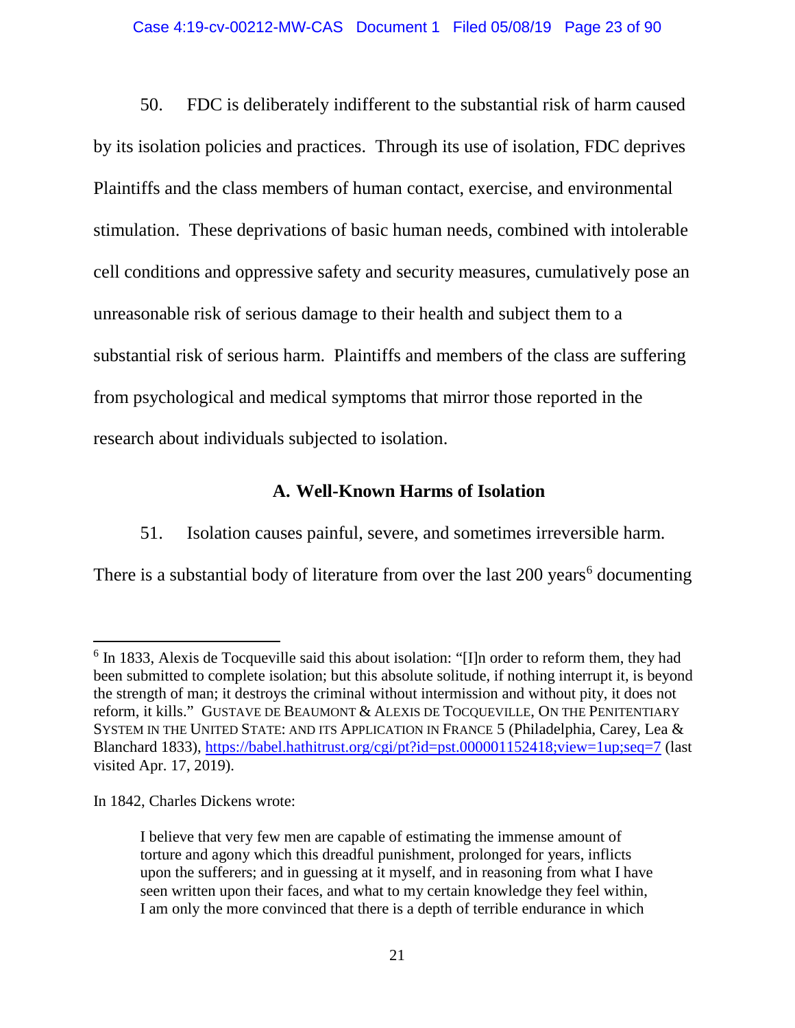50. FDC is deliberately indifferent to the substantial risk of harm caused by its isolation policies and practices. Through its use of isolation, FDC deprives Plaintiffs and the class members of human contact, exercise, and environmental stimulation. These deprivations of basic human needs, combined with intolerable cell conditions and oppressive safety and security measures, cumulatively pose an unreasonable risk of serious damage to their health and subject them to a substantial risk of serious harm. Plaintiffs and members of the class are suffering from psychological and medical symptoms that mirror those reported in the research about individuals subjected to isolation.

### A. Well-Known Harms of Isolation

51. Isolation causes painful, severe, and sometimes irreversible harm. There is a substantial body of literature from over the last 200 years[6] documenting

---

[6] In 1833, Alexis de Tocqueville said this about isolation: "[I]n order to reform them, they had been submitted to complete isolation; but this absolute solitude, if nothing interrupt it, is beyond the strength of man; it destroys the criminal without intermission and without pity, it does not reform, it kills." GUSTAVE DE BEAUMONT & ALEXIS DE TOCQUEVILLE, ON THE PENITENTIARY SYSTEM IN THE UNITED STATE: AND ITS APPLICATION IN FRANCE 5 (Philadelphia, Carey, Lea & Blanchard 1833), https://babel.hathitrust.org/cgi/pt?id=pst.000001152418;view=1up;seq=7 (last visited Apr. 17, 2019).

In 1842, Charles Dickens wrote:

> I believe that very few men are capable of estimating the immense amount of torture and agony which this dreadful punishment, prolonged for years, inflicts upon the sufferers; and in guessing at it myself, and in reasoning from what I have seen written upon their faces, and what to my certain knowledge they feel within, I am only the more convinced that there is a depth of terrible endurance in which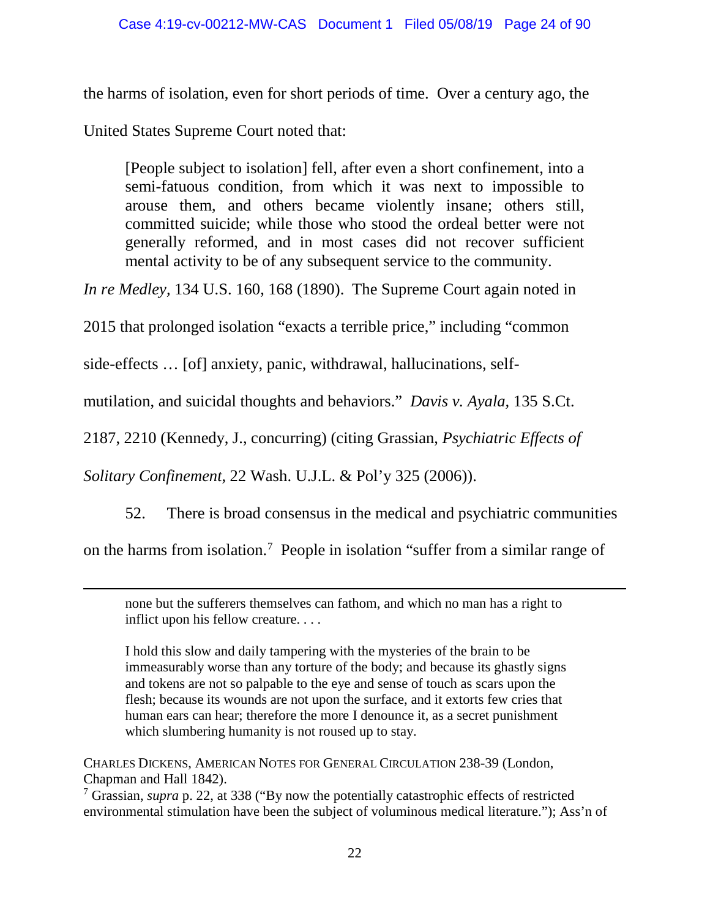the harms of isolation, even for short periods of time. Over a century ago, the United States Supreme Court noted that:

> [People subject to isolation] fell, after even a short confinement, into a semi-fatuous condition, from which it was next to impossible to arouse them, and others became violently insane; others still, committed suicide; while those who stood the ordeal better were not generally reformed, and in most cases did not recover sufficient mental activity to be of any subsequent service to the community.

*In re Medley,* 134 U.S. 160, 168 (1890). The Supreme Court again noted in 2015 that prolonged isolation "exacts a terrible price," including "common side-effects … [of] anxiety, panic, withdrawal, hallucinations, self-mutilation, and suicidal thoughts and behaviors." *Davis v. Ayala,* 135 S.Ct. 2187, 2210 (Kennedy, J., concurring) (citing Grassian, *Psychiatric Effects of Solitary Confinement*, 22 Wash. U.J.L. & Pol'y 325 (2006)).

52. There is broad consensus in the medical and psychiatric communities on the harms from isolation.[7] People in isolation "suffer from a similar range of

---

> none but the sufferers themselves can fathom, and which no man has a right to inflict upon his fellow creature. . . .
>
> I hold this slow and daily tampering with the mysteries of the brain to be immeasurably worse than any torture of the body; and because its ghastly signs and tokens are not so palpable to the eye and sense of touch as scars upon the flesh; because its wounds are not upon the surface, and it extorts few cries that human ears can hear; therefore the more I denounce it, as a secret punishment which slumbering humanity is not roused up to stay.

CHARLES DICKENS, AMERICAN NOTES FOR GENERAL CIRCULATION 238-39 (London, Chapman and Hall 1842).

[7] Grassian, *supra* p. 22, at 338 ("By now the potentially catastrophic effects of restricted environmental stimulation have been the subject of voluminous medical literature."); Ass'n of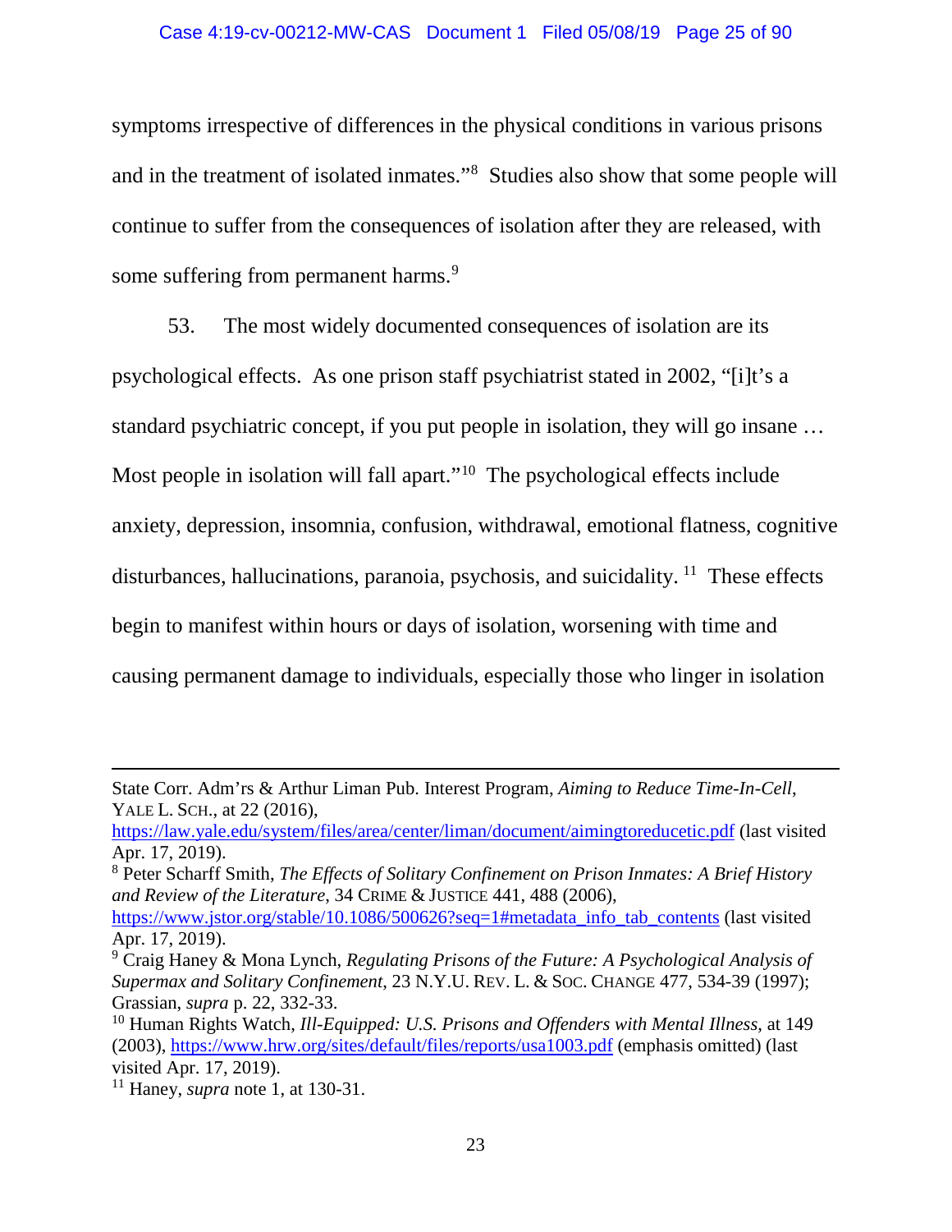symptoms irrespective of differences in the physical conditions in various prisons and in the treatment of isolated inmates."[8] Studies also show that some people will continue to suffer from the consequences of isolation after they are released, with some suffering from permanent harms.[9]

53. The most widely documented consequences of isolation are its psychological effects. As one prison staff psychiatrist stated in 2002, "[i]t's a standard psychiatric concept, if you put people in isolation, they will go insane … Most people in isolation will fall apart."[10] The psychological effects include anxiety, depression, insomnia, confusion, withdrawal, emotional flatness, cognitive disturbances, hallucinations, paranoia, psychosis, and suicidality.[11] These effects begin to manifest within hours or days of isolation, worsening with time and causing permanent damage to individuals, especially those who linger in isolation

---

State Corr. Adm'rs & Arthur Liman Pub. Interest Program, *Aiming to Reduce Time-In-Cell*, YALE L. SCH., at 22 (2016), https://law.yale.edu/system/files/area/center/liman/document/aimingtoreducetic.pdf (last visited Apr. 17, 2019).

[8] Peter Scharff Smith, *The Effects of Solitary Confinement on Prison Inmates: A Brief History and Review of the Literature*, 34 CRIME & JUSTICE 441, 488 (2006), https://www.jstor.org/stable/10.1086/500626?seq=1#metadata_info_tab_contents (last visited Apr. 17, 2019).

[9] Craig Haney & Mona Lynch, *Regulating Prisons of the Future: A Psychological Analysis of Supermax and Solitary Confinement*, 23 N.Y.U. REV. L. & SOC. CHANGE 477, 534-39 (1997); Grassian, *supra* p. 22, 332-33.

[10] Human Rights Watch, *Ill-Equipped: U.S. Prisons and Offenders with Mental Illness*, at 149 (2003), https://www.hrw.org/sites/default/files/reports/usa1003.pdf (emphasis omitted) (last visited Apr. 17, 2019).

[11] Haney, *supra* note 1, at 130-31.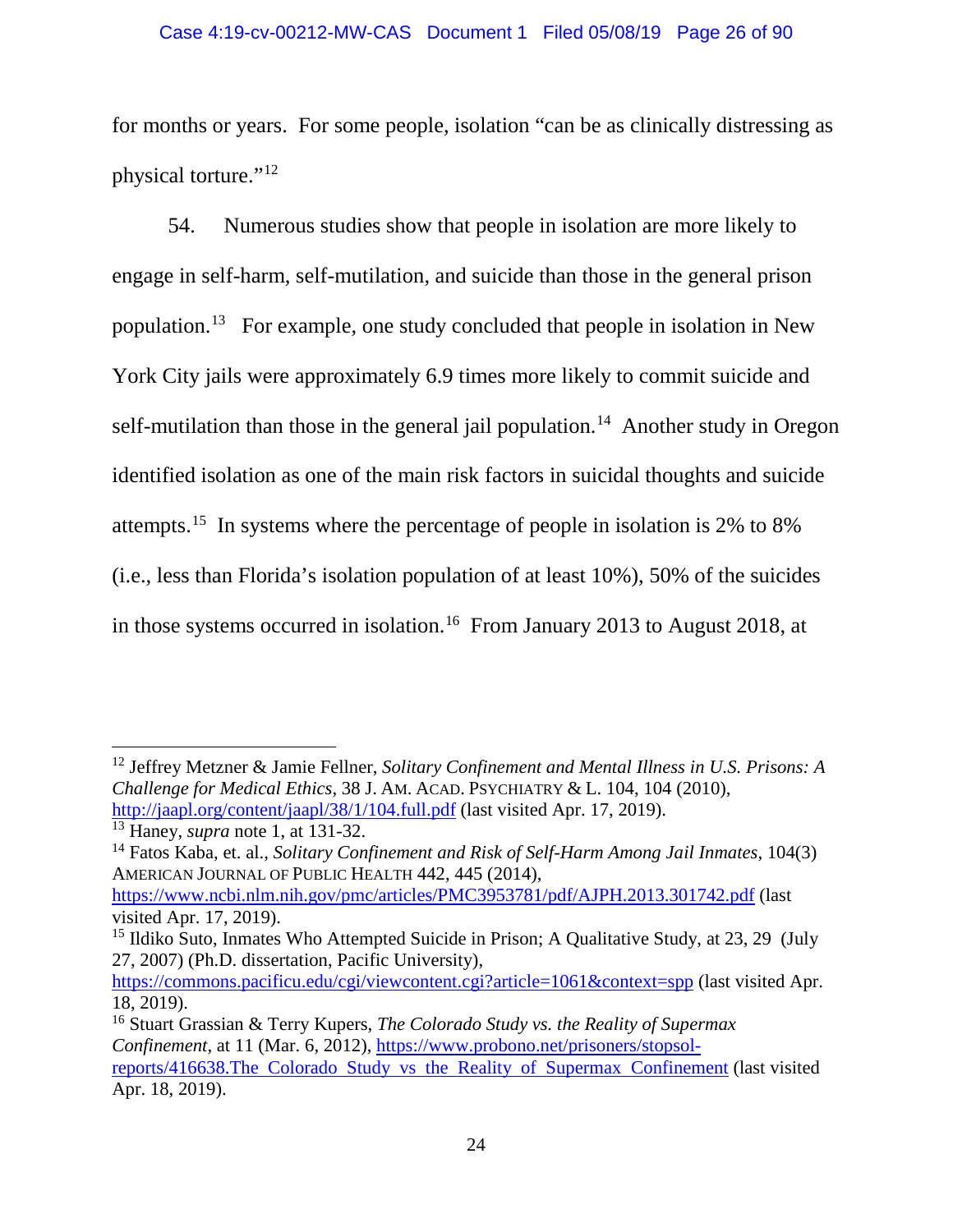for months or years. For some people, isolation "can be as clinically distressing as physical torture."[12]

54. Numerous studies show that people in isolation are more likely to engage in self-harm, self-mutilation, and suicide than those in the general prison population.[13] For example, one study concluded that people in isolation in New York City jails were approximately 6.9 times more likely to commit suicide and self-mutilation than those in the general jail population.[14] Another study in Oregon identified isolation as one of the main risk factors in suicidal thoughts and suicide attempts.[15] In systems where the percentage of people in isolation is 2% to 8% (i.e., less than Florida's isolation population of at least 10%), 50% of the suicides in those systems occurred in isolation.[16] From January 2013 to August 2018, at

---

[12] Jeffrey Metzner & Jamie Fellner, *Solitary Confinement and Mental Illness in U.S. Prisons: A Challenge for Medical Ethics*, 38 J. AM. ACAD. PSYCHIATRY & L. 104, 104 (2010), http://jaapl.org/content/jaapl/38/1/104.full.pdf (last visited Apr. 17, 2019).

[13] Haney, *supra* note 1, at 131-32.

[14] Fatos Kaba, et. al., *Solitary Confinement and Risk of Self-Harm Among Jail Inmates*, 104(3) AMERICAN JOURNAL OF PUBLIC HEALTH 442, 445 (2014), https://www.ncbi.nlm.nih.gov/pmc/articles/PMC3953781/pdf/AJPH.2013.301742.pdf (last visited Apr. 17, 2019).

[15] Ildiko Suto, Inmates Who Attempted Suicide in Prison; A Qualitative Study, at 23, 29 (July 27, 2007) (Ph.D. dissertation, Pacific University), https://commons.pacificu.edu/cgi/viewcontent.cgi?article=1061&context=spp (last visited Apr. 18, 2019).

[16] Stuart Grassian & Terry Kupers, *The Colorado Study vs. the Reality of Supermax Confinement*, at 11 (Mar. 6, 2012), https://www.probono.net/prisoners/stopsol-reports/416638.The_Colorado_Study_vs_the_Reality_of_Supermax_Confinement (last visited Apr. 18, 2019).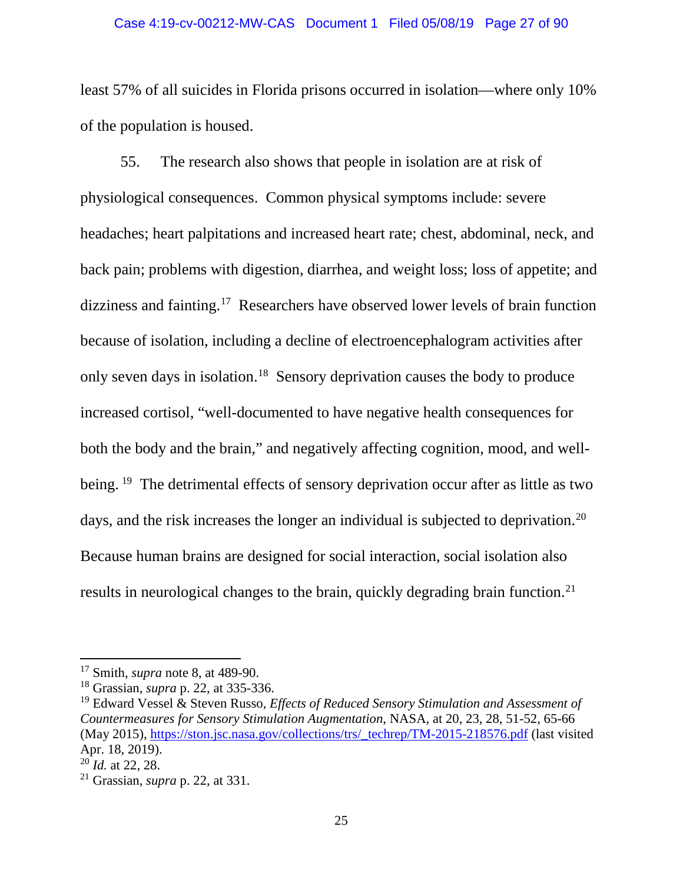least 57% of all suicides in Florida prisons occurred in isolation—where only 10% of the population is housed.

55. The research also shows that people in isolation are at risk of physiological consequences. Common physical symptoms include: severe headaches; heart palpitations and increased heart rate; chest, abdominal, neck, and back pain; problems with digestion, diarrhea, and weight loss; loss of appetite; and dizziness and fainting.[17] Researchers have observed lower levels of brain function because of isolation, including a decline of electroencephalogram activities after only seven days in isolation.[18] Sensory deprivation causes the body to produce increased cortisol, "well-documented to have negative health consequences for both the body and the brain," and negatively affecting cognition, mood, and well-being.[19] The detrimental effects of sensory deprivation occur after as little as two days, and the risk increases the longer an individual is subjected to deprivation.[20] Because human brains are designed for social interaction, social isolation also results in neurological changes to the brain, quickly degrading brain function.[21]

---

[17] Smith, *supra* note 8, at 489-90.

[18] Grassian, *supra* p. 22, at 335-336.

[19] Edward Vessel & Steven Russo, *Effects of Reduced Sensory Stimulation and Assessment of Countermeasures for Sensory Stimulation Augmentation*, NASA, at 20, 23, 28, 51-52, 65-66 (May 2015), https://ston.jsc.nasa.gov/collections/trs/_techrep/TM-2015-218576.pdf (last visited Apr. 18, 2019).

[20] *Id.* at 22, 28.

[21] Grassian, *supra* p. 22, at 331.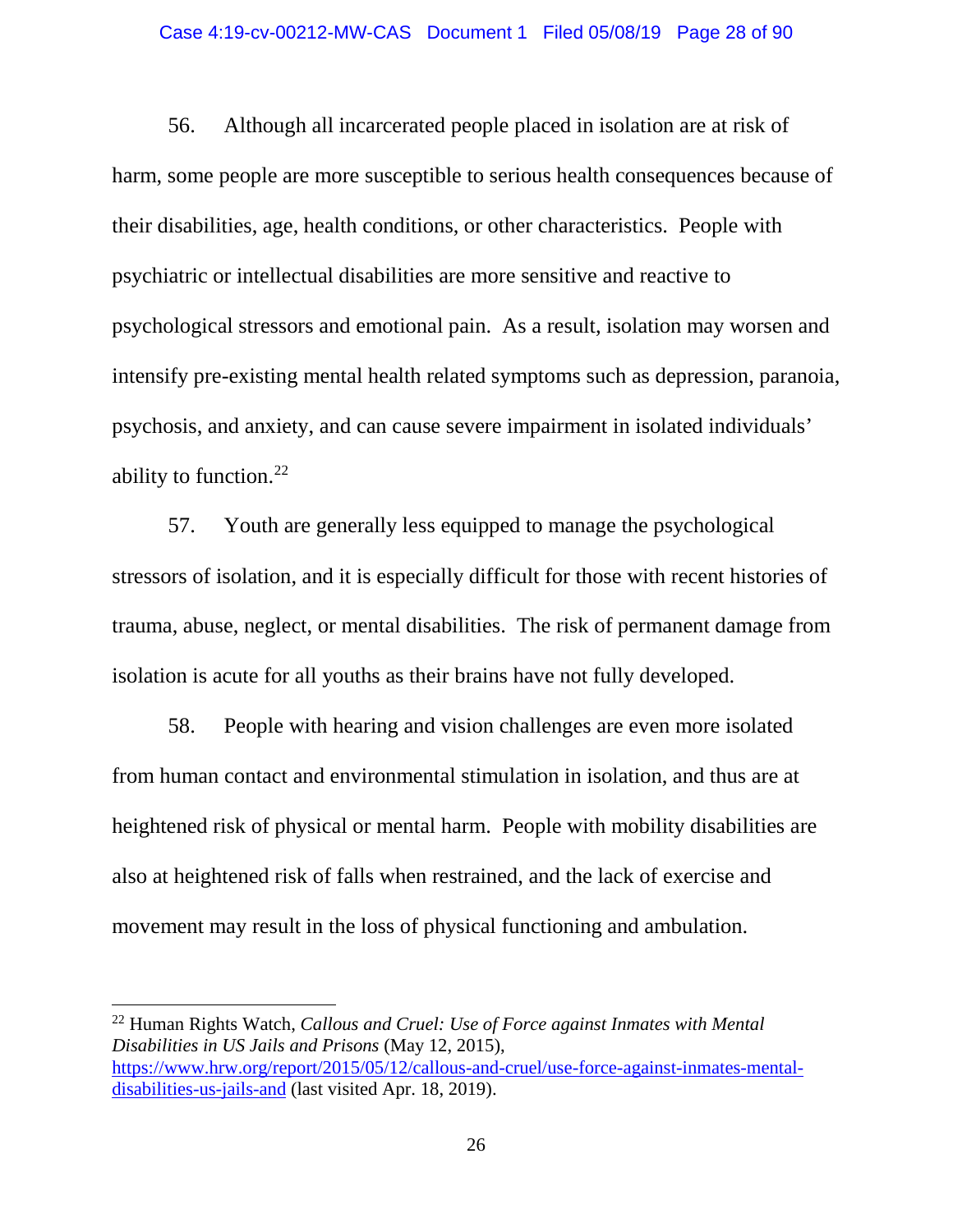56. Although all incarcerated people placed in isolation are at risk of harm, some people are more susceptible to serious health consequences because of their disabilities, age, health conditions, or other characteristics. People with psychiatric or intellectual disabilities are more sensitive and reactive to psychological stressors and emotional pain. As a result, isolation may worsen and intensify pre-existing mental health related symptoms such as depression, paranoia, psychosis, and anxiety, and can cause severe impairment in isolated individuals' ability to function.[22]

57. Youth are generally less equipped to manage the psychological stressors of isolation, and it is especially difficult for those with recent histories of trauma, abuse, neglect, or mental disabilities. The risk of permanent damage from isolation is acute for all youths as their brains have not fully developed.

58. People with hearing and vision challenges are even more isolated from human contact and environmental stimulation in isolation, and thus are at heightened risk of physical or mental harm. People with mobility disabilities are also at heightened risk of falls when restrained, and the lack of exercise and movement may result in the loss of physical functioning and ambulation.

---

[22] Human Rights Watch, *Callous and Cruel: Use of Force against Inmates with Mental Disabilities in US Jails and Prisons* (May 12, 2015), https://www.hrw.org/report/2015/05/12/callous-and-cruel/use-force-against-inmates-mental-disabilities-us-jails-and (last visited Apr. 18, 2019).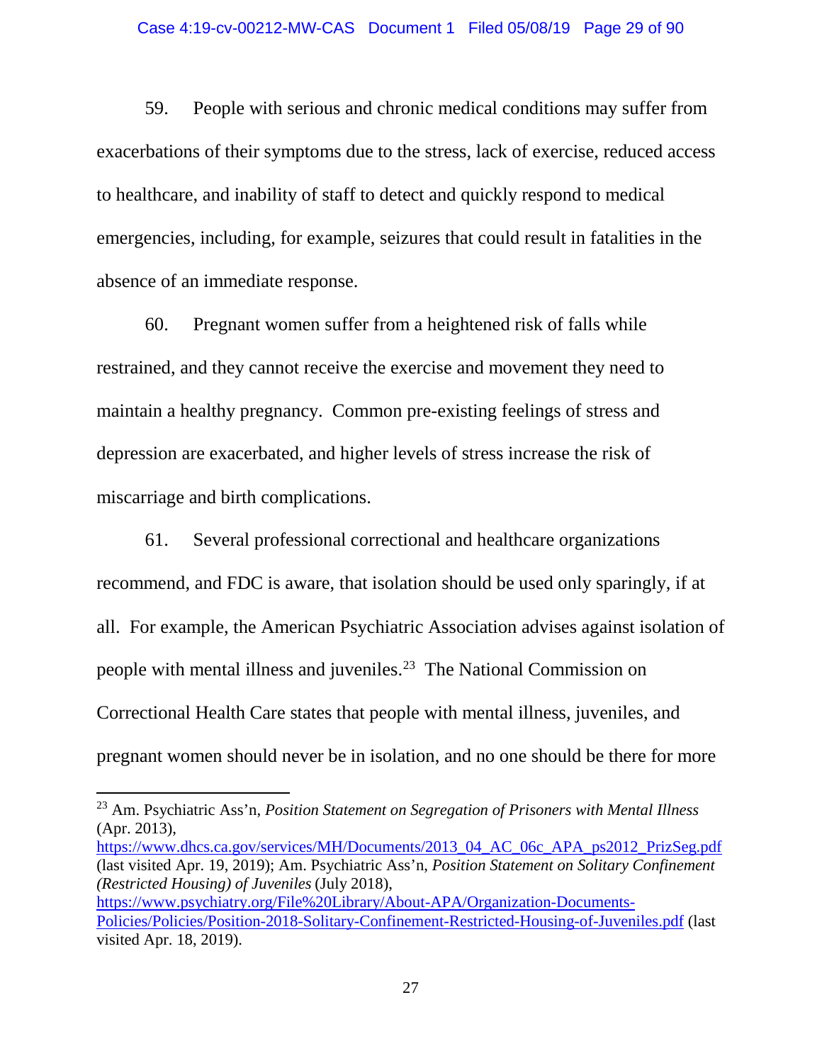59. People with serious and chronic medical conditions may suffer from exacerbations of their symptoms due to the stress, lack of exercise, reduced access to healthcare, and inability of staff to detect and quickly respond to medical emergencies, including, for example, seizures that could result in fatalities in the absence of an immediate response.

60. Pregnant women suffer from a heightened risk of falls while restrained, and they cannot receive the exercise and movement they need to maintain a healthy pregnancy. Common pre-existing feelings of stress and depression are exacerbated, and higher levels of stress increase the risk of miscarriage and birth complications.

61. Several professional correctional and healthcare organizations recommend, and FDC is aware, that isolation should be used only sparingly, if at all. For example, the American Psychiatric Association advises against isolation of people with mental illness and juveniles.[23] The National Commission on Correctional Health Care states that people with mental illness, juveniles, and pregnant women should never be in isolation, and no one should be there for more

---

[23] Am. Psychiatric Ass'n, *Position Statement on Segregation of Prisoners with Mental Illness* (Apr. 2013), https://www.dhcs.ca.gov/services/MH/Documents/2013_04_AC_06c_APA_ps2012_PrizSeg.pdf (last visited Apr. 19, 2019); Am. Psychiatric Ass'n, *Position Statement on Solitary Confinement (Restricted Housing) of Juveniles* (July 2018), https://www.psychiatry.org/File%20Library/About-APA/Organization-Documents-Policies/Policies/Position-2018-Solitary-Confinement-Restricted-Housing-of-Juveniles.pdf (last visited Apr. 18, 2019).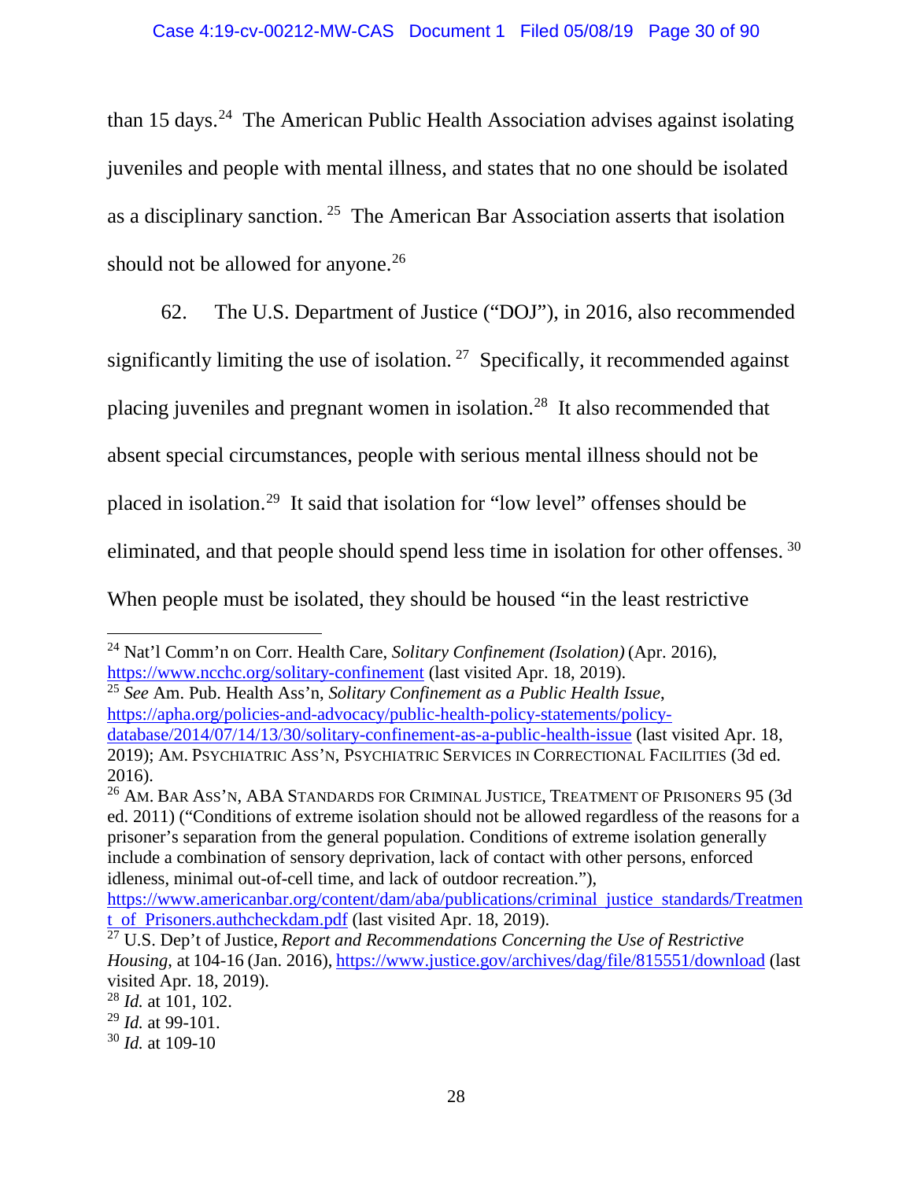than 15 days.[24] The American Public Health Association advises against isolating juveniles and people with mental illness, and states that no one should be isolated as a disciplinary sanction.[25] The American Bar Association asserts that isolation should not be allowed for anyone.[26]

62. The U.S. Department of Justice ("DOJ"), in 2016, also recommended significantly limiting the use of isolation.[27] Specifically, it recommended against placing juveniles and pregnant women in isolation.[28] It also recommended that absent special circumstances, people with serious mental illness should not be placed in isolation.[29] It said that isolation for "low level" offenses should be eliminated, and that people should spend less time in isolation for other offenses.[30] When people must be isolated, they should be housed "in the least restrictive

---

[24] Nat'l Comm'n on Corr. Health Care, *Solitary Confinement (Isolation)* (Apr. 2016), https://www.ncchc.org/solitary-confinement (last visited Apr. 18, 2019).

[25] *See* Am. Pub. Health Ass'n, *Solitary Confinement as a Public Health Issue*, https://apha.org/policies-and-advocacy/public-health-policy-statements/policy-database/2014/07/14/13/30/solitary-confinement-as-a-public-health-issue (last visited Apr. 18, 2019); AM. PSYCHIATRIC ASS'N, PSYCHIATRIC SERVICES IN CORRECTIONAL FACILITIES (3d ed. 2016).

[26] AM. BAR ASS'N, ABA STANDARDS FOR CRIMINAL JUSTICE, TREATMENT OF PRISONERS 95 (3d ed. 2011) ("Conditions of extreme isolation should not be allowed regardless of the reasons for a prisoner's separation from the general population. Conditions of extreme isolation generally include a combination of sensory deprivation, lack of contact with other persons, enforced idleness, minimal out-of-cell time, and lack of outdoor recreation."), https://www.americanbar.org/content/dam/aba/publications/criminal_justice_standards/Treatment_of_Prisoners.authcheckdam.pdf (last visited Apr. 18, 2019).

[27] U.S. Dep't of Justice, *Report and Recommendations Concerning the Use of Restrictive Housing*, at 104-16 (Jan. 2016), https://www.justice.gov/archives/dag/file/815551/download (last visited Apr. 18, 2019).

[28] *Id.* at 101, 102.

[29] *Id.* at 99-101.

[30] *Id.* at 109-10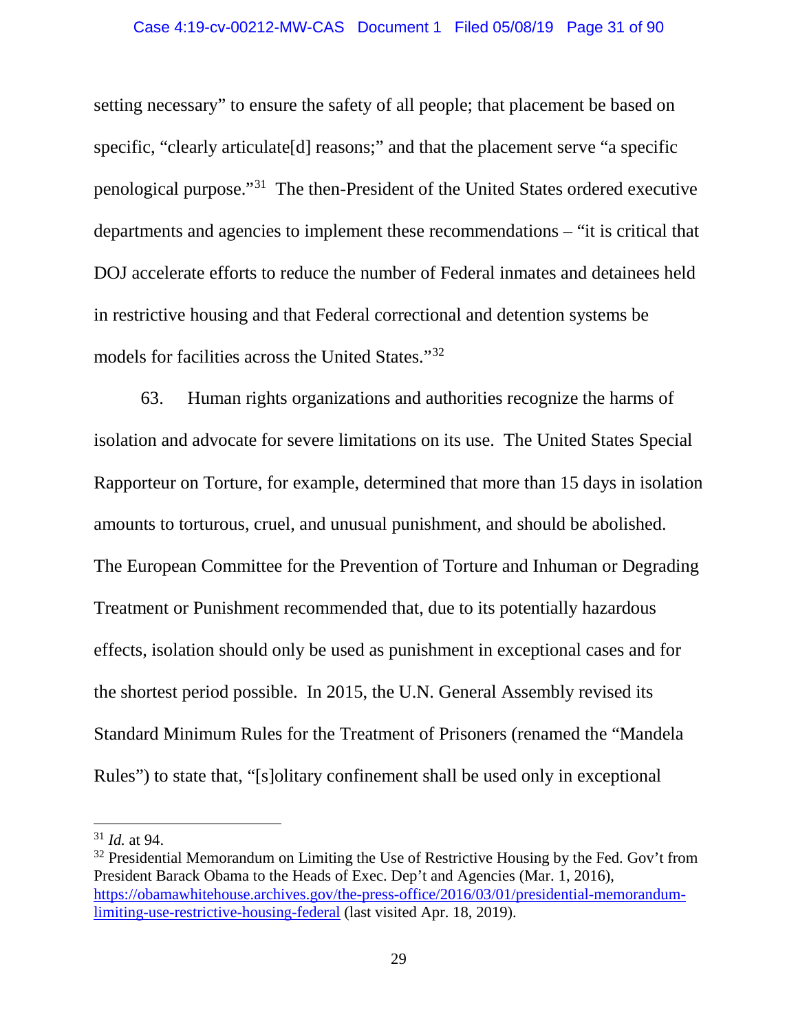setting necessary" to ensure the safety of all people; that placement be based on specific, "clearly articulate[d] reasons;" and that the placement serve "a specific penological purpose."[31] The then-President of the United States ordered executive departments and agencies to implement these recommendations – "it is critical that DOJ accelerate efforts to reduce the number of Federal inmates and detainees held in restrictive housing and that Federal correctional and detention systems be models for facilities across the United States."[32]

63. Human rights organizations and authorities recognize the harms of isolation and advocate for severe limitations on its use. The United States Special Rapporteur on Torture, for example, determined that more than 15 days in isolation amounts to torturous, cruel, and unusual punishment, and should be abolished. The European Committee for the Prevention of Torture and Inhuman or Degrading Treatment or Punishment recommended that, due to its potentially hazardous effects, isolation should only be used as punishment in exceptional cases and for the shortest period possible. In 2015, the U.N. General Assembly revised its Standard Minimum Rules for the Treatment of Prisoners (renamed the "Mandela Rules") to state that, "[s]olitary confinement shall be used only in exceptional

---

[31] *Id.* at 94.

[32] Presidential Memorandum on Limiting the Use of Restrictive Housing by the Fed. Gov't from President Barack Obama to the Heads of Exec. Dep't and Agencies (Mar. 1, 2016), https://obamawhitehouse.archives.gov/the-press-office/2016/03/01/presidential-memorandum-limiting-use-restrictive-housing-federal (last visited Apr. 18, 2019).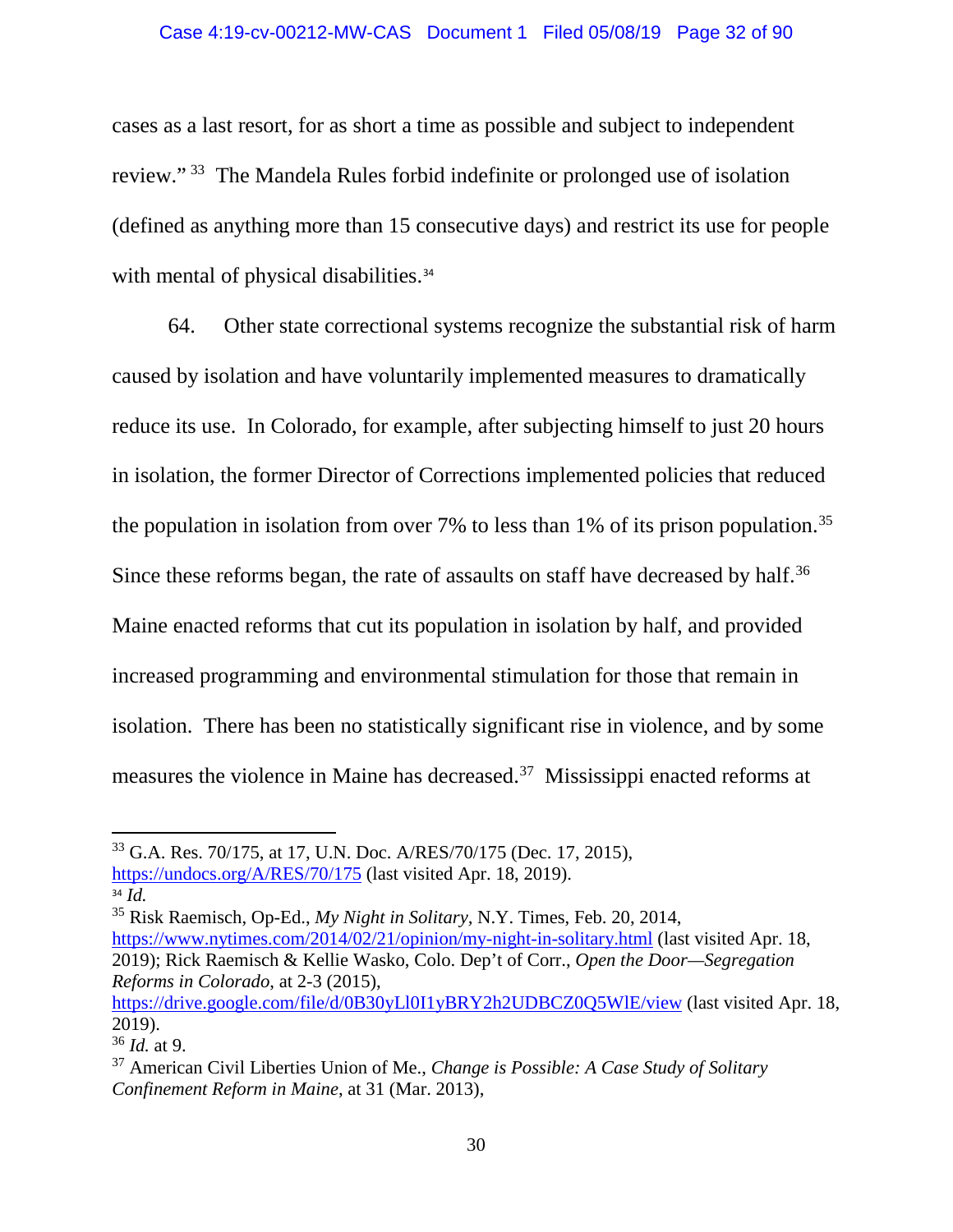cases as a last resort, for as short a time as possible and subject to independent review." [33] The Mandela Rules forbid indefinite or prolonged use of isolation (defined as anything more than 15 consecutive days) and restrict its use for people with mental of physical disabilities.[34]

64. Other state correctional systems recognize the substantial risk of harm caused by isolation and have voluntarily implemented measures to dramatically reduce its use. In Colorado, for example, after subjecting himself to just 20 hours in isolation, the former Director of Corrections implemented policies that reduced the population in isolation from over 7% to less than 1% of its prison population.[35] Since these reforms began, the rate of assaults on staff have decreased by half.[36] Maine enacted reforms that cut its population in isolation by half, and provided increased programming and environmental stimulation for those that remain in isolation. There has been no statistically significant rise in violence, and by some measures the violence in Maine has decreased.[37] Mississippi enacted reforms at

---

[33] G.A. Res. 70/175, at 17, U.N. Doc. A/RES/70/175 (Dec. 17, 2015), https://undocs.org/A/RES/70/175 (last visited Apr. 18, 2019).

[34] *Id.*

[35] Risk Raemisch, Op-Ed., *My Night in Solitary*, N.Y. Times, Feb. 20, 2014, https://www.nytimes.com/2014/02/21/opinion/my-night-in-solitary.html (last visited Apr. 18, 2019); Rick Raemisch & Kellie Wasko, Colo. Dep't of Corr., *Open the Door—Segregation Reforms in Colorado*, at 2-3 (2015), https://drive.google.com/file/d/0B30yLl0I1yBRY2h2UDBCZ0Q5WlE/view (last visited Apr. 18, 2019).

[36] *Id.* at 9.

[37] American Civil Liberties Union of Me., *Change is Possible: A Case Study of Solitary Confinement Reform in Maine*, at 31 (Mar. 2013),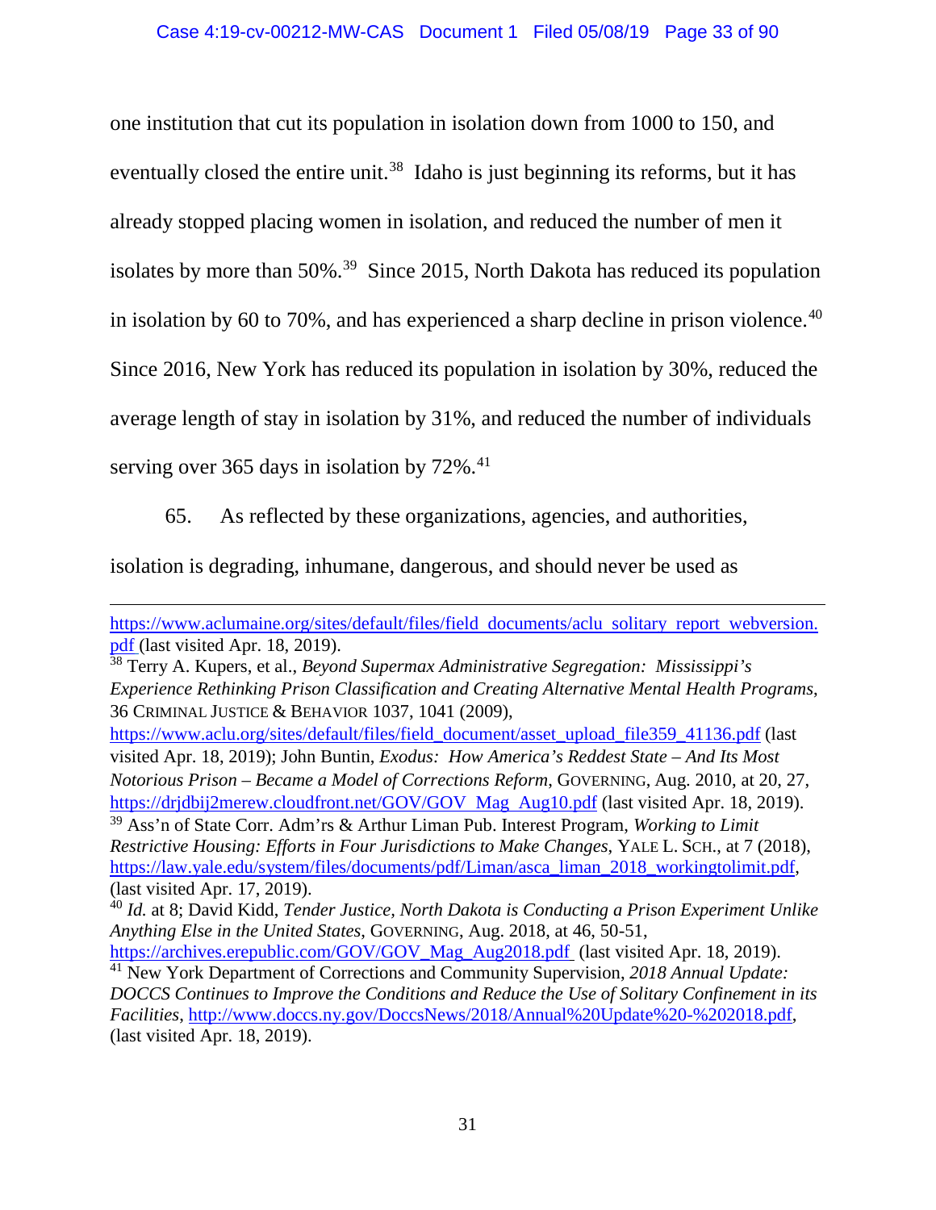one institution that cut its population in isolation down from 1000 to 150, and eventually closed the entire unit.[38] Idaho is just beginning its reforms, but it has already stopped placing women in isolation, and reduced the number of men it isolates by more than 50%.[39] Since 2015, North Dakota has reduced its population in isolation by 60 to 70%, and has experienced a sharp decline in prison violence.[40] Since 2016, New York has reduced its population in isolation by 30%, reduced the average length of stay in isolation by 31%, and reduced the number of individuals serving over 365 days in isolation by 72%.[41]

65. As reflected by these organizations, agencies, and authorities, isolation is degrading, inhumane, dangerous, and should never be used as

---

https://www.aclumaine.org/sites/default/files/field_documents/aclu_solitary_report_webversion.pdf (last visited Apr. 18, 2019).

[38] Terry A. Kupers, et al., *Beyond Supermax Administrative Segregation: Mississippi's Experience Rethinking Prison Classification and Creating Alternative Mental Health Programs*, 36 CRIMINAL JUSTICE & BEHAVIOR 1037, 1041 (2009), https://www.aclu.org/sites/default/files/field_document/asset_upload_file359_41136.pdf (last visited Apr. 18, 2019); John Buntin, *Exodus: How America's Reddest State – And Its Most Notorious Prison – Became a Model of Corrections Reform*, GOVERNING, Aug. 2010, at 20, 27, https://drjdbij2merew.cloudfront.net/GOV/GOV_Mag_Aug10.pdf (last visited Apr. 18, 2019).

[39] Ass'n of State Corr. Adm'rs & Arthur Liman Pub. Interest Program, *Working to Limit Restrictive Housing: Efforts in Four Jurisdictions to Make Changes*, YALE L. SCH., at 7 (2018), https://law.yale.edu/system/files/documents/pdf/Liman/asca_liman_2018_workingtolimit.pdf, (last visited Apr. 17, 2019).

[40] *Id.* at 8; David Kidd, *Tender Justice, North Dakota is Conducting a Prison Experiment Unlike Anything Else in the United States*, GOVERNING, Aug. 2018, at 46, 50-51, https://archives.erepublic.com/GOV/GOV_Mag_Aug2018.pdf (last visited Apr. 18, 2019).

[41] New York Department of Corrections and Community Supervision, *2018 Annual Update: DOCCS Continues to Improve the Conditions and Reduce the Use of Solitary Confinement in its Facilities*, http://www.doccs.ny.gov/DoccsNews/2018/Annual%20Update%20-%202018.pdf, (last visited Apr. 18, 2019).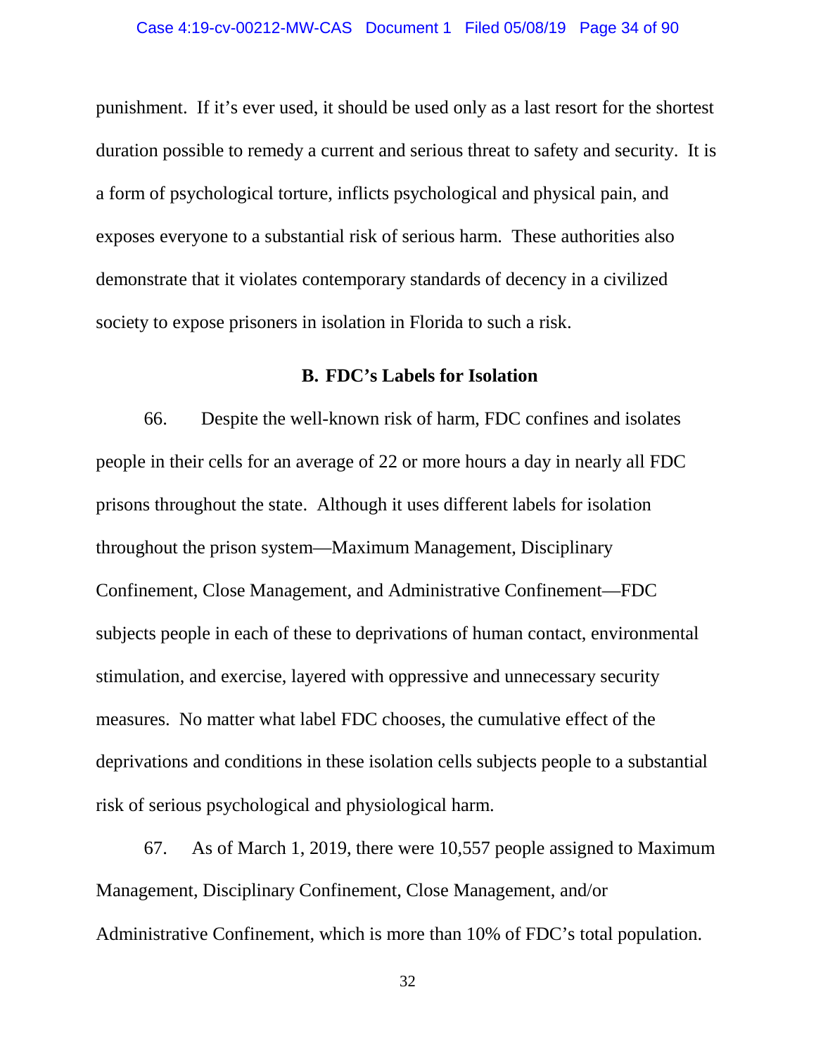punishment. If it's ever used, it should be used only as a last resort for the shortest duration possible to remedy a current and serious threat to safety and security. It is a form of psychological torture, inflicts psychological and physical pain, and exposes everyone to a substantial risk of serious harm. These authorities also demonstrate that it violates contemporary standards of decency in a civilized society to expose prisoners in isolation in Florida to such a risk.

### B. FDC's Labels for Isolation

66. Despite the well-known risk of harm, FDC confines and isolates people in their cells for an average of 22 or more hours a day in nearly all FDC prisons throughout the state. Although it uses different labels for isolation throughout the prison system—Maximum Management, Disciplinary Confinement, Close Management, and Administrative Confinement—FDC subjects people in each of these to deprivations of human contact, environmental stimulation, and exercise, layered with oppressive and unnecessary security measures. No matter what label FDC chooses, the cumulative effect of the deprivations and conditions in these isolation cells subjects people to a substantial risk of serious psychological and physiological harm.

67. As of March 1, 2019, there were 10,557 people assigned to Maximum Management, Disciplinary Confinement, Close Management, and/or Administrative Confinement, which is more than 10% of FDC's total population.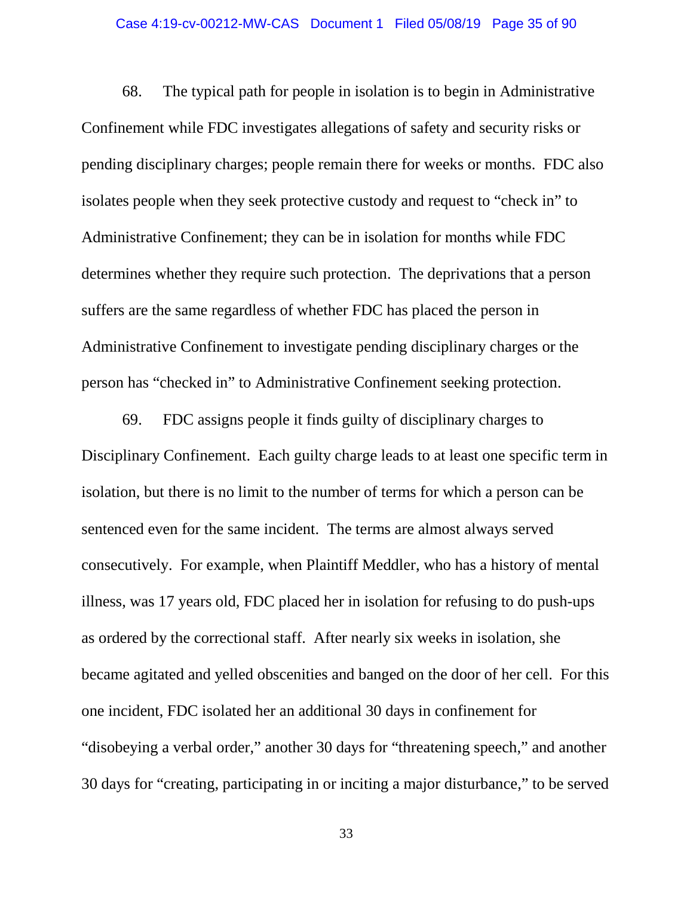68. The typical path for people in isolation is to begin in Administrative Confinement while FDC investigates allegations of safety and security risks or pending disciplinary charges; people remain there for weeks or months. FDC also isolates people when they seek protective custody and request to "check in" to Administrative Confinement; they can be in isolation for months while FDC determines whether they require such protection. The deprivations that a person suffers are the same regardless of whether FDC has placed the person in Administrative Confinement to investigate pending disciplinary charges or the person has "checked in" to Administrative Confinement seeking protection.

69. FDC assigns people it finds guilty of disciplinary charges to Disciplinary Confinement. Each guilty charge leads to at least one specific term in isolation, but there is no limit to the number of terms for which a person can be sentenced even for the same incident. The terms are almost always served consecutively. For example, when Plaintiff Meddler, who has a history of mental illness, was 17 years old, FDC placed her in isolation for refusing to do push-ups as ordered by the correctional staff. After nearly six weeks in isolation, she became agitated and yelled obscenities and banged on the door of her cell. For this one incident, FDC isolated her an additional 30 days in confinement for "disobeying a verbal order," another 30 days for "threatening speech," and another 30 days for "creating, participating in or inciting a major disturbance," to be served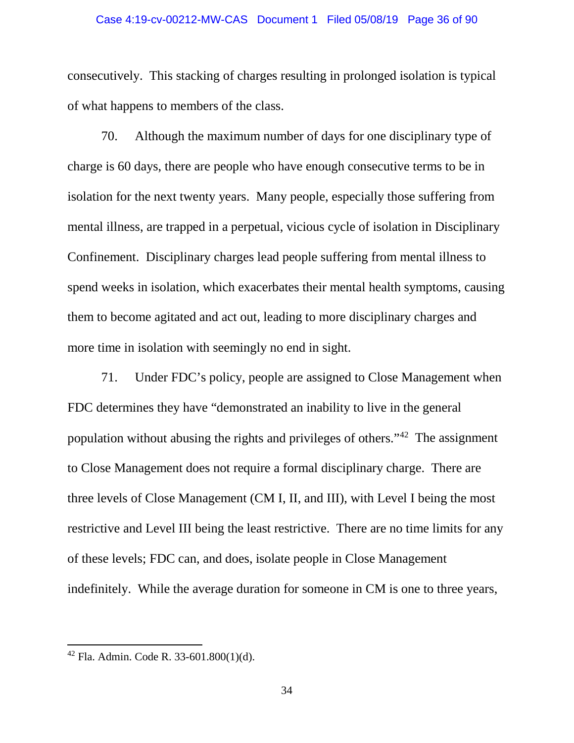consecutively. This stacking of charges resulting in prolonged isolation is typical of what happens to members of the class.

70. Although the maximum number of days for one disciplinary type of charge is 60 days, there are people who have enough consecutive terms to be in isolation for the next twenty years. Many people, especially those suffering from mental illness, are trapped in a perpetual, vicious cycle of isolation in Disciplinary Confinement. Disciplinary charges lead people suffering from mental illness to spend weeks in isolation, which exacerbates their mental health symptoms, causing them to become agitated and act out, leading to more disciplinary charges and more time in isolation with seemingly no end in sight.

71. Under FDC's policy, people are assigned to Close Management when FDC determines they have "demonstrated an inability to live in the general population without abusing the rights and privileges of others."[42] The assignment to Close Management does not require a formal disciplinary charge. There are three levels of Close Management (CM I, II, and III), with Level I being the most restrictive and Level III being the least restrictive. There are no time limits for any of these levels; FDC can, and does, isolate people in Close Management indefinitely. While the average duration for someone in CM is one to three years,

---

[42] Fla. Admin. Code R. 33-601.800(1)(d).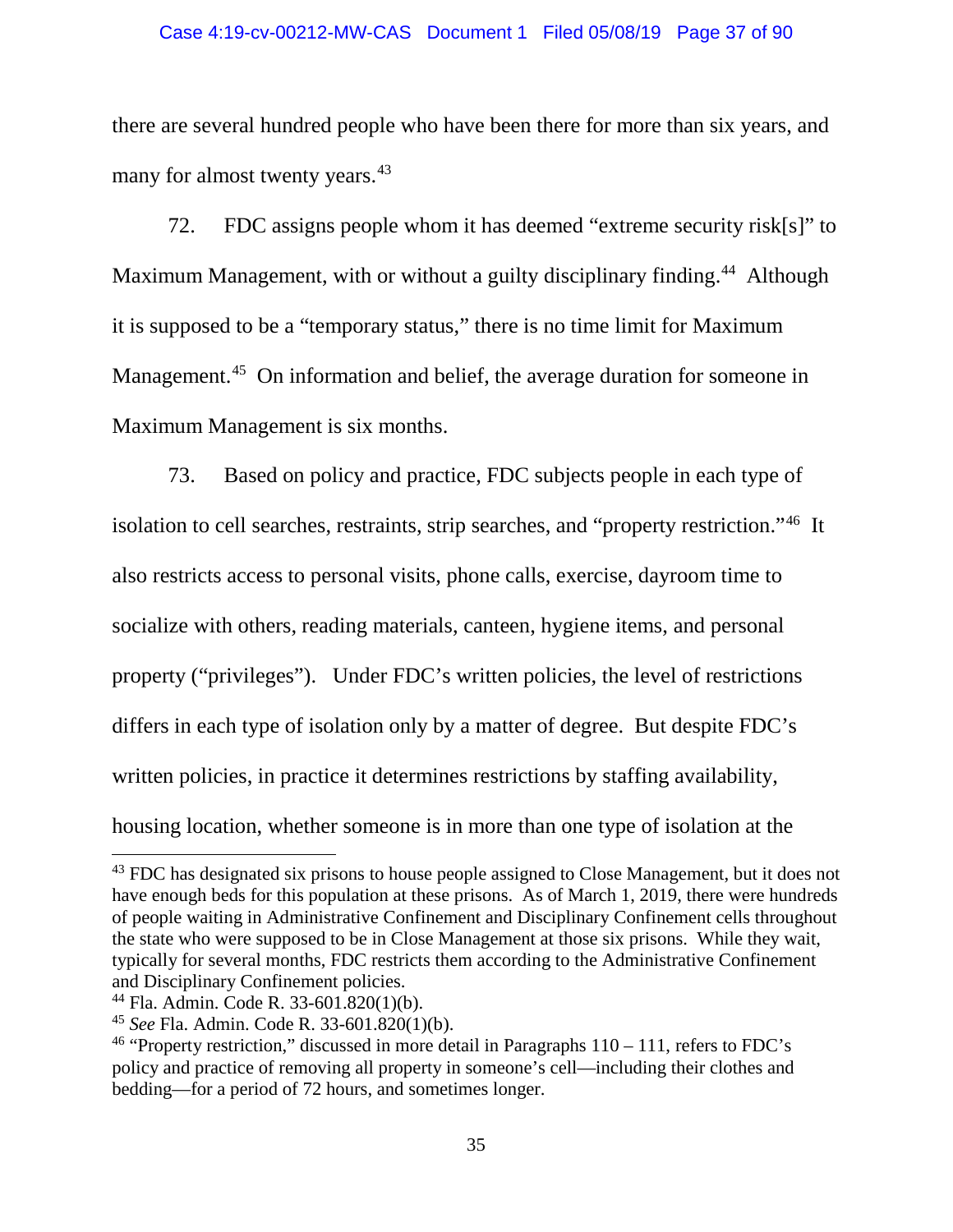there are several hundred people who have been there for more than six years, and many for almost twenty years.[43]

72. FDC assigns people whom it has deemed "extreme security risk[s]" to Maximum Management, with or without a guilty disciplinary finding.[44] Although it is supposed to be a "temporary status," there is no time limit for Maximum Management.[45] On information and belief, the average duration for someone in Maximum Management is six months.

73. Based on policy and practice, FDC subjects people in each type of isolation to cell searches, restraints, strip searches, and "property restriction."[46] It also restricts access to personal visits, phone calls, exercise, dayroom time to socialize with others, reading materials, canteen, hygiene items, and personal property ("privileges"). Under FDC's written policies, the level of restrictions differs in each type of isolation only by a matter of degree. But despite FDC's written policies, in practice it determines restrictions by staffing availability, housing location, whether someone is in more than one type of isolation at the

---

[43] FDC has designated six prisons to house people assigned to Close Management, but it does not have enough beds for this population at these prisons. As of March 1, 2019, there were hundreds of people waiting in Administrative Confinement and Disciplinary Confinement cells throughout the state who were supposed to be in Close Management at those six prisons. While they wait, typically for several months, FDC restricts them according to the Administrative Confinement and Disciplinary Confinement policies.

[44] Fla. Admin. Code R. 33-601.820(1)(b).

[45] *See* Fla. Admin. Code R. 33-601.820(1)(b).

[46] "Property restriction," discussed in more detail in Paragraphs 110 – 111, refers to FDC's policy and practice of removing all property in someone's cell—including their clothes and bedding—for a period of 72 hours, and sometimes longer.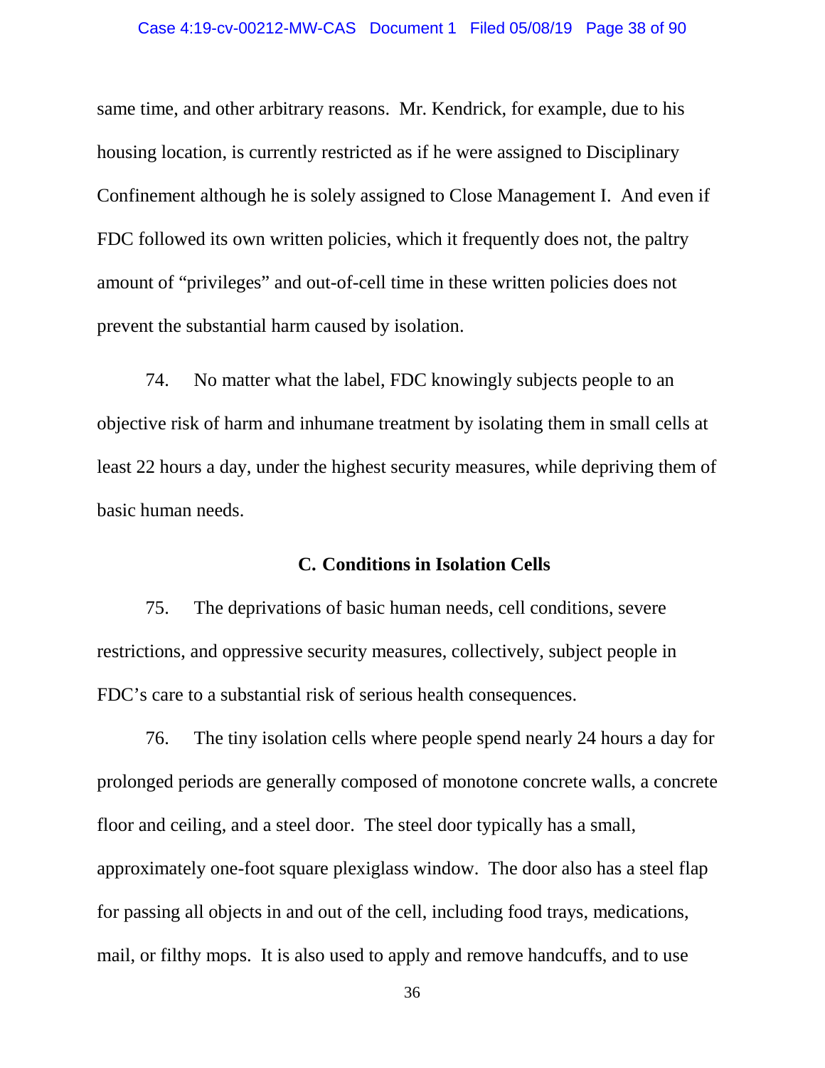same time, and other arbitrary reasons. Mr. Kendrick, for example, due to his housing location, is currently restricted as if he were assigned to Disciplinary Confinement although he is solely assigned to Close Management I. And even if FDC followed its own written policies, which it frequently does not, the paltry amount of "privileges" and out-of-cell time in these written policies does not prevent the substantial harm caused by isolation.

74. No matter what the label, FDC knowingly subjects people to an objective risk of harm and inhumane treatment by isolating them in small cells at least 22 hours a day, under the highest security measures, while depriving them of basic human needs.

### C. Conditions in Isolation Cells

75. The deprivations of basic human needs, cell conditions, severe restrictions, and oppressive security measures, collectively, subject people in FDC's care to a substantial risk of serious health consequences.

76. The tiny isolation cells where people spend nearly 24 hours a day for prolonged periods are generally composed of monotone concrete walls, a concrete floor and ceiling, and a steel door. The steel door typically has a small, approximately one-foot square plexiglass window. The door also has a steel flap for passing all objects in and out of the cell, including food trays, medications, mail, or filthy mops. It is also used to apply and remove handcuffs, and to use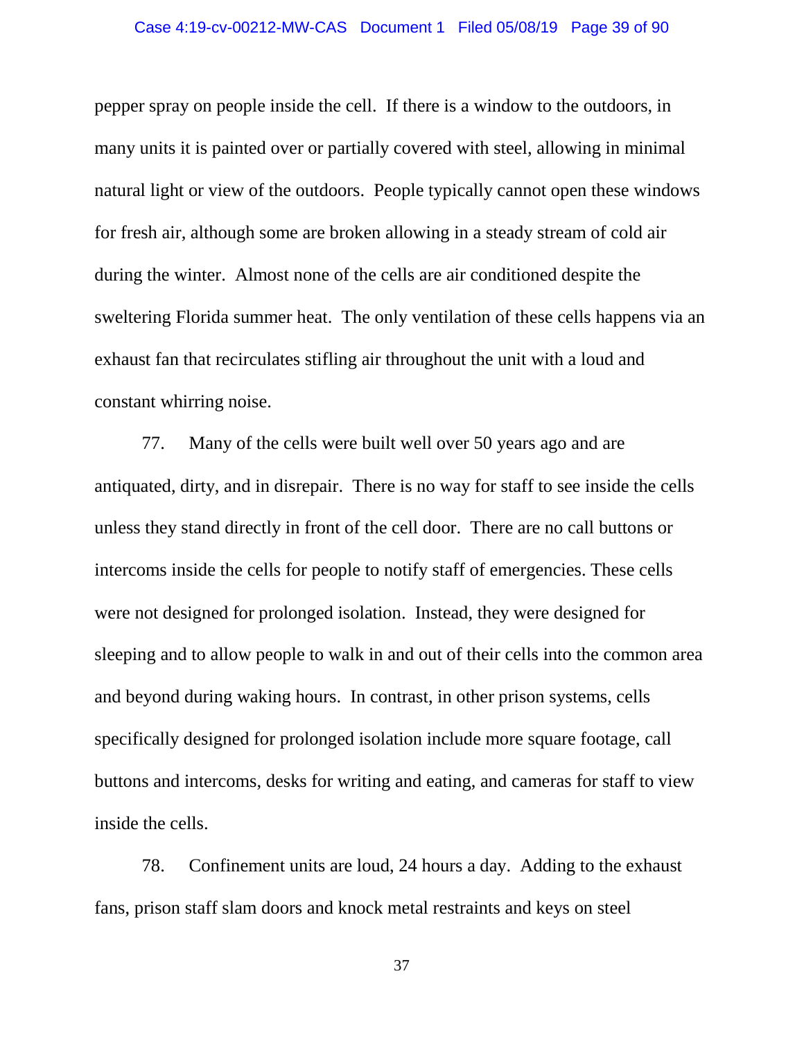pepper spray on people inside the cell. If there is a window to the outdoors, in many units it is painted over or partially covered with steel, allowing in minimal natural light or view of the outdoors. People typically cannot open these windows for fresh air, although some are broken allowing in a steady stream of cold air during the winter. Almost none of the cells are air conditioned despite the sweltering Florida summer heat. The only ventilation of these cells happens via an exhaust fan that recirculates stifling air throughout the unit with a loud and constant whirring noise.

77. Many of the cells were built well over 50 years ago and are antiquated, dirty, and in disrepair. There is no way for staff to see inside the cells unless they stand directly in front of the cell door. There are no call buttons or intercoms inside the cells for people to notify staff of emergencies. These cells were not designed for prolonged isolation. Instead, they were designed for sleeping and to allow people to walk in and out of their cells into the common area and beyond during waking hours. In contrast, in other prison systems, cells specifically designed for prolonged isolation include more square footage, call buttons and intercoms, desks for writing and eating, and cameras for staff to view inside the cells.

78. Confinement units are loud, 24 hours a day. Adding to the exhaust fans, prison staff slam doors and knock metal restraints and keys on steel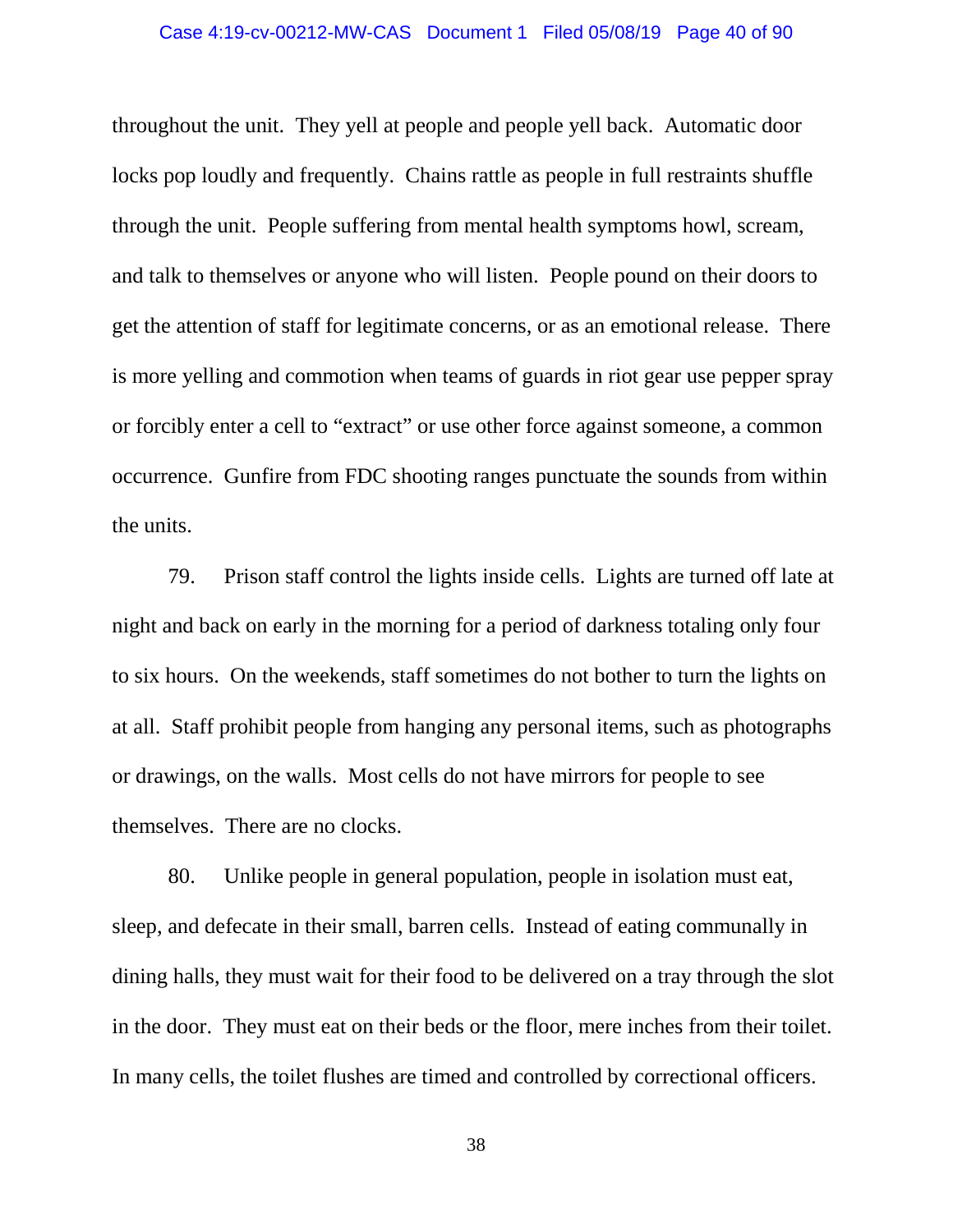throughout the unit. They yell at people and people yell back. Automatic door locks pop loudly and frequently. Chains rattle as people in full restraints shuffle through the unit. People suffering from mental health symptoms howl, scream, and talk to themselves or anyone who will listen. People pound on their doors to get the attention of staff for legitimate concerns, or as an emotional release. There is more yelling and commotion when teams of guards in riot gear use pepper spray or forcibly enter a cell to "extract" or use other force against someone, a common occurrence. Gunfire from FDC shooting ranges punctuate the sounds from within the units.

79. Prison staff control the lights inside cells. Lights are turned off late at night and back on early in the morning for a period of darkness totaling only four to six hours. On the weekends, staff sometimes do not bother to turn the lights on at all. Staff prohibit people from hanging any personal items, such as photographs or drawings, on the walls. Most cells do not have mirrors for people to see themselves. There are no clocks.

80. Unlike people in general population, people in isolation must eat, sleep, and defecate in their small, barren cells. Instead of eating communally in dining halls, they must wait for their food to be delivered on a tray through the slot in the door. They must eat on their beds or the floor, mere inches from their toilet. In many cells, the toilet flushes are timed and controlled by correctional officers.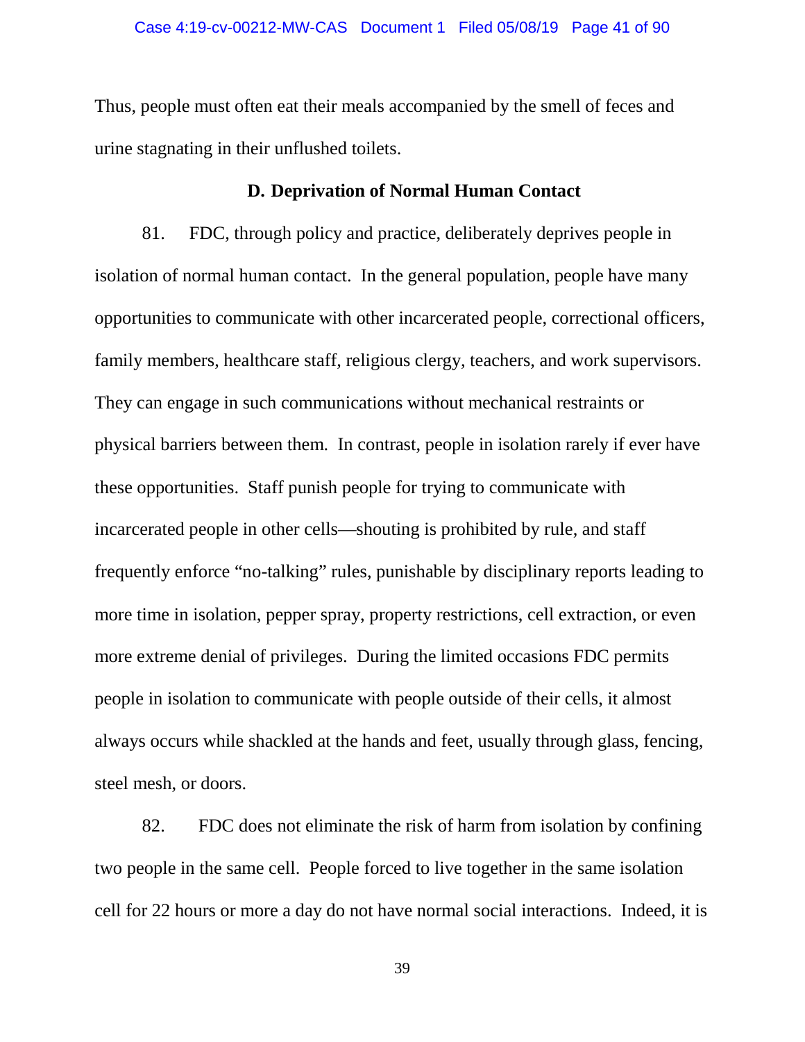Thus, people must often eat their meals accompanied by the smell of feces and urine stagnating in their unflushed toilets.

### D. Deprivation of Normal Human Contact

81. FDC, through policy and practice, deliberately deprives people in isolation of normal human contact. In the general population, people have many opportunities to communicate with other incarcerated people, correctional officers, family members, healthcare staff, religious clergy, teachers, and work supervisors. They can engage in such communications without mechanical restraints or physical barriers between them. In contrast, people in isolation rarely if ever have these opportunities. Staff punish people for trying to communicate with incarcerated people in other cells—shouting is prohibited by rule, and staff frequently enforce "no-talking" rules, punishable by disciplinary reports leading to more time in isolation, pepper spray, property restrictions, cell extraction, or even more extreme denial of privileges. During the limited occasions FDC permits people in isolation to communicate with people outside of their cells, it almost always occurs while shackled at the hands and feet, usually through glass, fencing, steel mesh, or doors.

82. FDC does not eliminate the risk of harm from isolation by confining two people in the same cell. People forced to live together in the same isolation cell for 22 hours or more a day do not have normal social interactions. Indeed, it is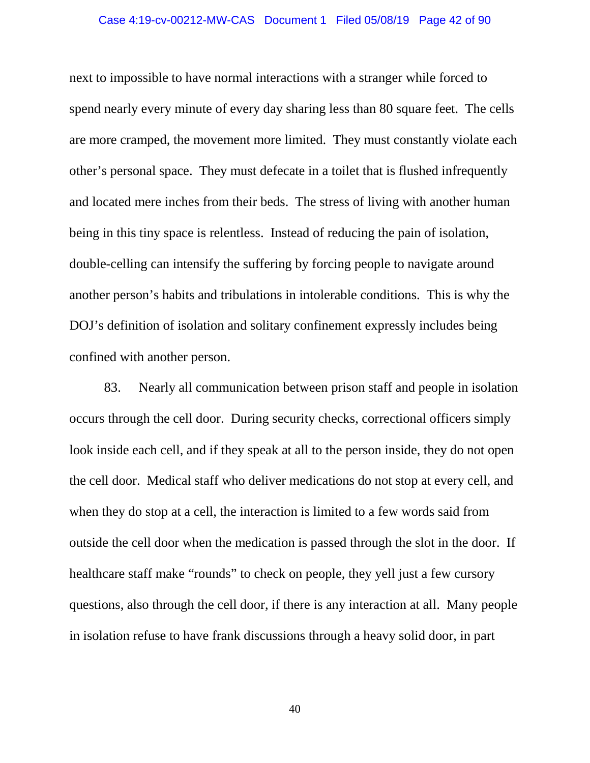next to impossible to have normal interactions with a stranger while forced to spend nearly every minute of every day sharing less than 80 square feet. The cells are more cramped, the movement more limited. They must constantly violate each other's personal space. They must defecate in a toilet that is flushed infrequently and located mere inches from their beds. The stress of living with another human being in this tiny space is relentless. Instead of reducing the pain of isolation, double-celling can intensify the suffering by forcing people to navigate around another person's habits and tribulations in intolerable conditions. This is why the DOJ's definition of isolation and solitary confinement expressly includes being confined with another person.

83. Nearly all communication between prison staff and people in isolation occurs through the cell door. During security checks, correctional officers simply look inside each cell, and if they speak at all to the person inside, they do not open the cell door. Medical staff who deliver medications do not stop at every cell, and when they do stop at a cell, the interaction is limited to a few words said from outside the cell door when the medication is passed through the slot in the door. If healthcare staff make "rounds" to check on people, they yell just a few cursory questions, also through the cell door, if there is any interaction at all. Many people in isolation refuse to have frank discussions through a heavy solid door, in part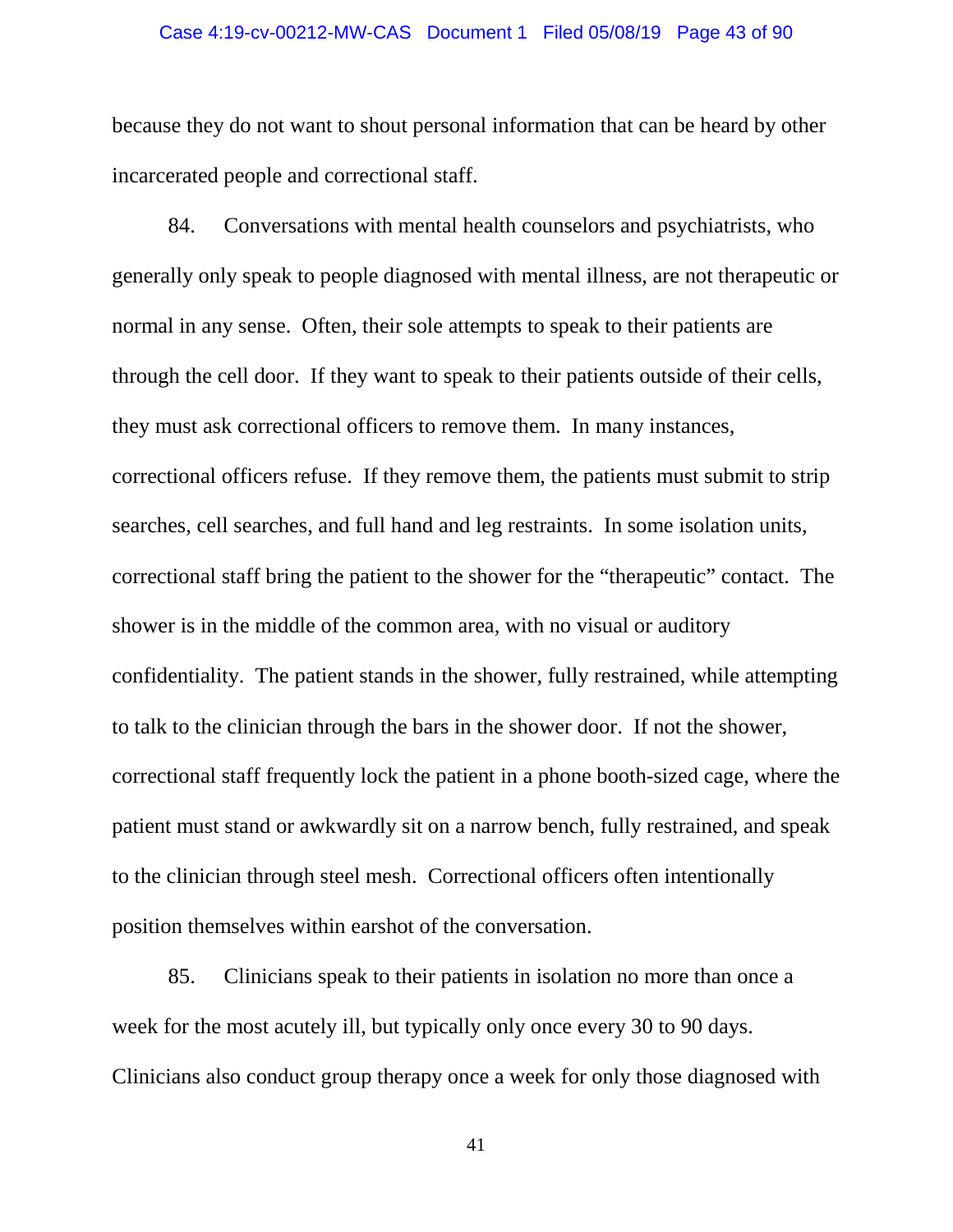because they do not want to shout personal information that can be heard by other incarcerated people and correctional staff.

84. Conversations with mental health counselors and psychiatrists, who generally only speak to people diagnosed with mental illness, are not therapeutic or normal in any sense. Often, their sole attempts to speak to their patients are through the cell door. If they want to speak to their patients outside of their cells, they must ask correctional officers to remove them. In many instances, correctional officers refuse. If they remove them, the patients must submit to strip searches, cell searches, and full hand and leg restraints. In some isolation units, correctional staff bring the patient to the shower for the "therapeutic" contact. The shower is in the middle of the common area, with no visual or auditory confidentiality. The patient stands in the shower, fully restrained, while attempting to talk to the clinician through the bars in the shower door. If not the shower, correctional staff frequently lock the patient in a phone booth-sized cage, where the patient must stand or awkwardly sit on a narrow bench, fully restrained, and speak to the clinician through steel mesh. Correctional officers often intentionally position themselves within earshot of the conversation.

85. Clinicians speak to their patients in isolation no more than once a week for the most acutely ill, but typically only once every 30 to 90 days. Clinicians also conduct group therapy once a week for only those diagnosed with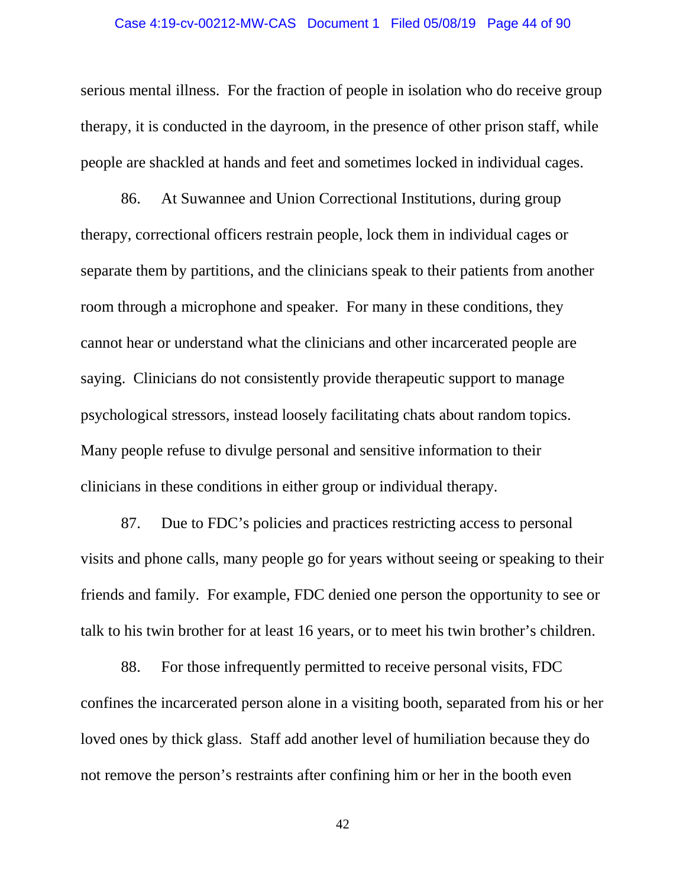serious mental illness. For the fraction of people in isolation who do receive group therapy, it is conducted in the dayroom, in the presence of other prison staff, while people are shackled at hands and feet and sometimes locked in individual cages.

86. At Suwannee and Union Correctional Institutions, during group therapy, correctional officers restrain people, lock them in individual cages or separate them by partitions, and the clinicians speak to their patients from another room through a microphone and speaker. For many in these conditions, they cannot hear or understand what the clinicians and other incarcerated people are saying. Clinicians do not consistently provide therapeutic support to manage psychological stressors, instead loosely facilitating chats about random topics. Many people refuse to divulge personal and sensitive information to their clinicians in these conditions in either group or individual therapy.

87. Due to FDC's policies and practices restricting access to personal visits and phone calls, many people go for years without seeing or speaking to their friends and family. For example, FDC denied one person the opportunity to see or talk to his twin brother for at least 16 years, or to meet his twin brother's children.

88. For those infrequently permitted to receive personal visits, FDC confines the incarcerated person alone in a visiting booth, separated from his or her loved ones by thick glass. Staff add another level of humiliation because they do not remove the person's restraints after confining him or her in the booth even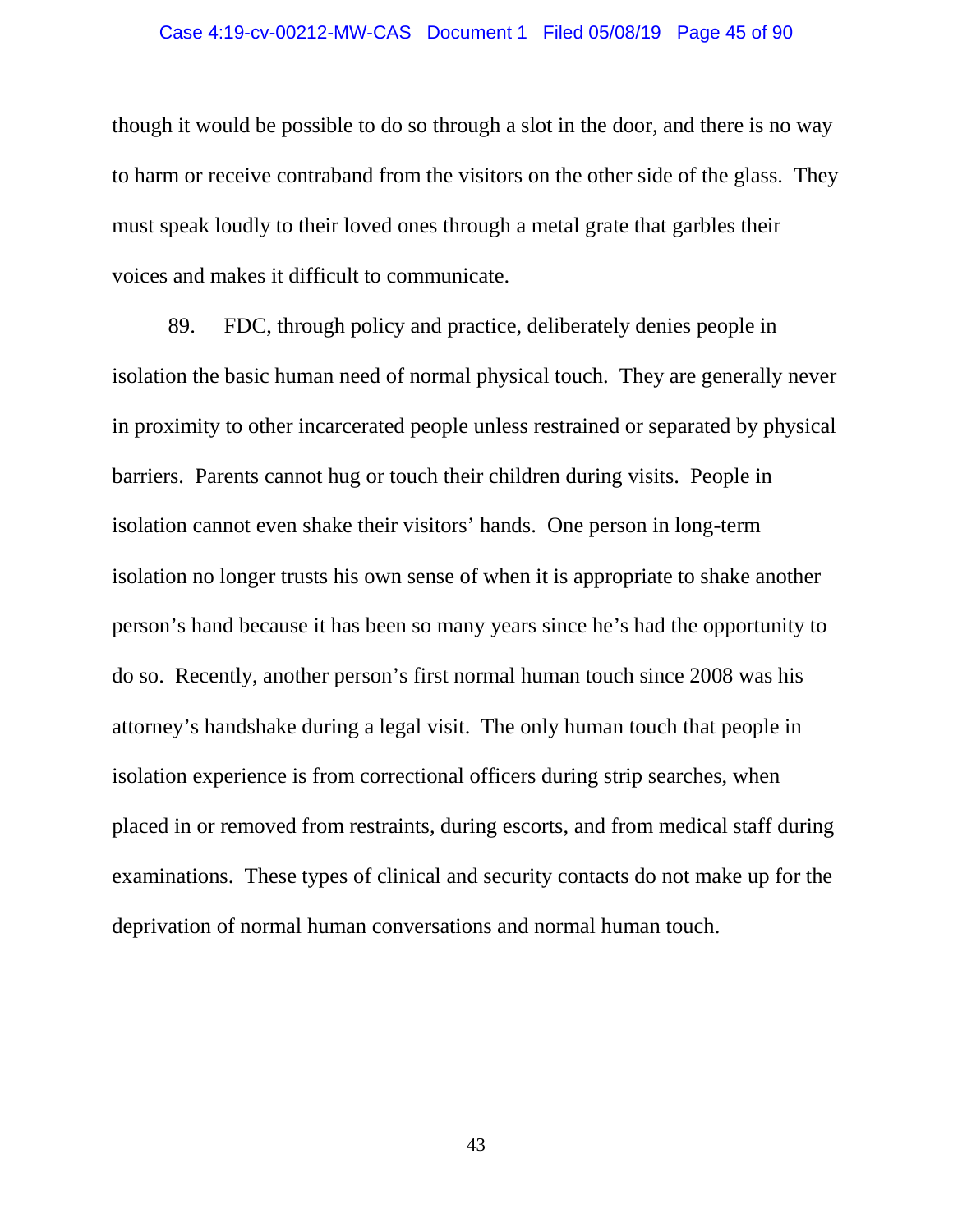though it would be possible to do so through a slot in the door, and there is no way to harm or receive contraband from the visitors on the other side of the glass. They must speak loudly to their loved ones through a metal grate that garbles their voices and makes it difficult to communicate.

89. FDC, through policy and practice, deliberately denies people in isolation the basic human need of normal physical touch. They are generally never in proximity to other incarcerated people unless restrained or separated by physical barriers. Parents cannot hug or touch their children during visits. People in isolation cannot even shake their visitors' hands. One person in long-term isolation no longer trusts his own sense of when it is appropriate to shake another person's hand because it has been so many years since he's had the opportunity to do so. Recently, another person's first normal human touch since 2008 was his attorney's handshake during a legal visit. The only human touch that people in isolation experience is from correctional officers during strip searches, when placed in or removed from restraints, during escorts, and from medical staff during examinations. These types of clinical and security contacts do not make up for the deprivation of normal human conversations and normal human touch.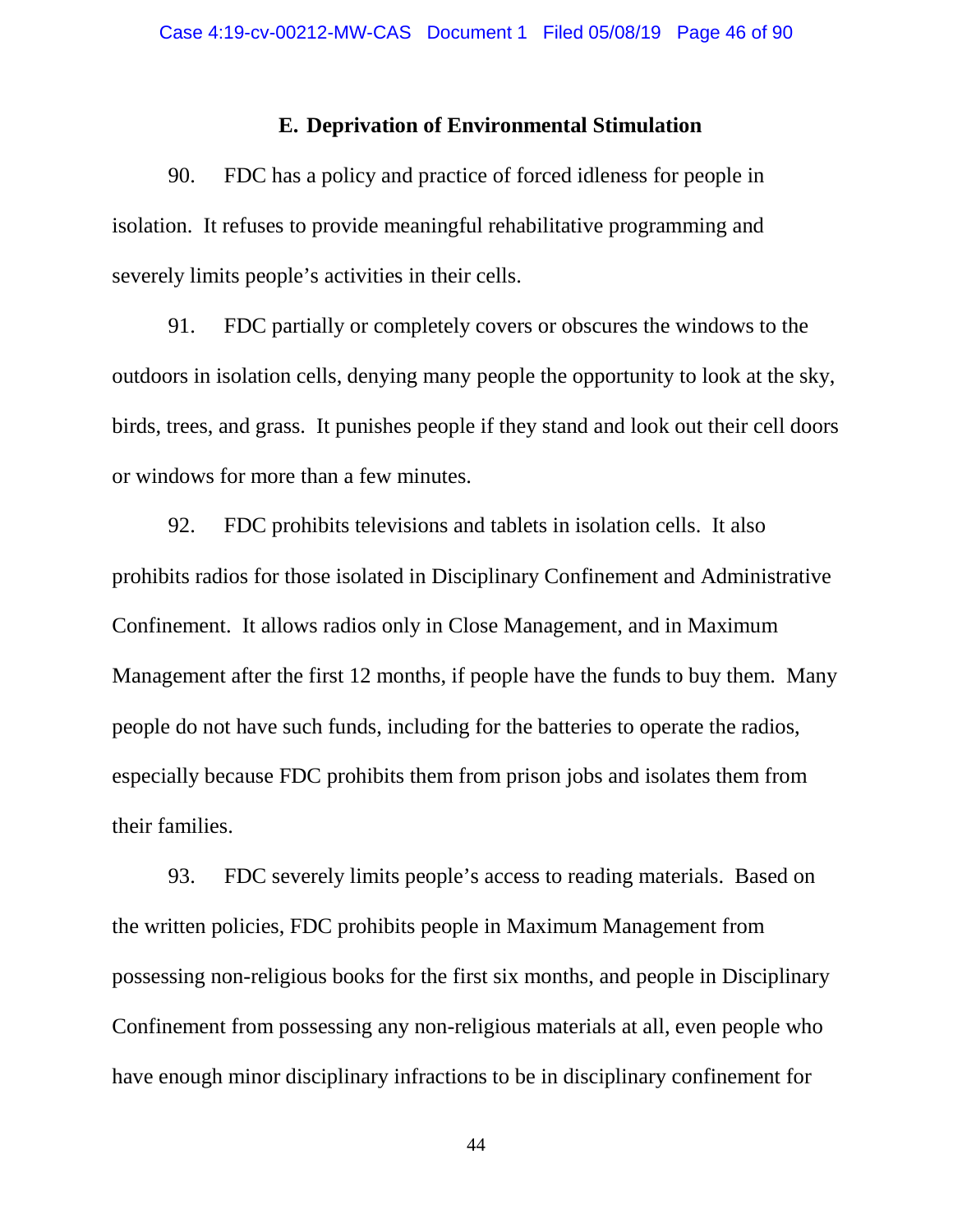### E. Deprivation of Environmental Stimulation

90. FDC has a policy and practice of forced idleness for people in isolation. It refuses to provide meaningful rehabilitative programming and severely limits people's activities in their cells.

91. FDC partially or completely covers or obscures the windows to the outdoors in isolation cells, denying many people the opportunity to look at the sky, birds, trees, and grass. It punishes people if they stand and look out their cell doors or windows for more than a few minutes.

92. FDC prohibits televisions and tablets in isolation cells. It also prohibits radios for those isolated in Disciplinary Confinement and Administrative Confinement. It allows radios only in Close Management, and in Maximum Management after the first 12 months, if people have the funds to buy them. Many people do not have such funds, including for the batteries to operate the radios, especially because FDC prohibits them from prison jobs and isolates them from their families.

93. FDC severely limits people's access to reading materials. Based on the written policies, FDC prohibits people in Maximum Management from possessing non-religious books for the first six months, and people in Disciplinary Confinement from possessing any non-religious materials at all, even people who have enough minor disciplinary infractions to be in disciplinary confinement for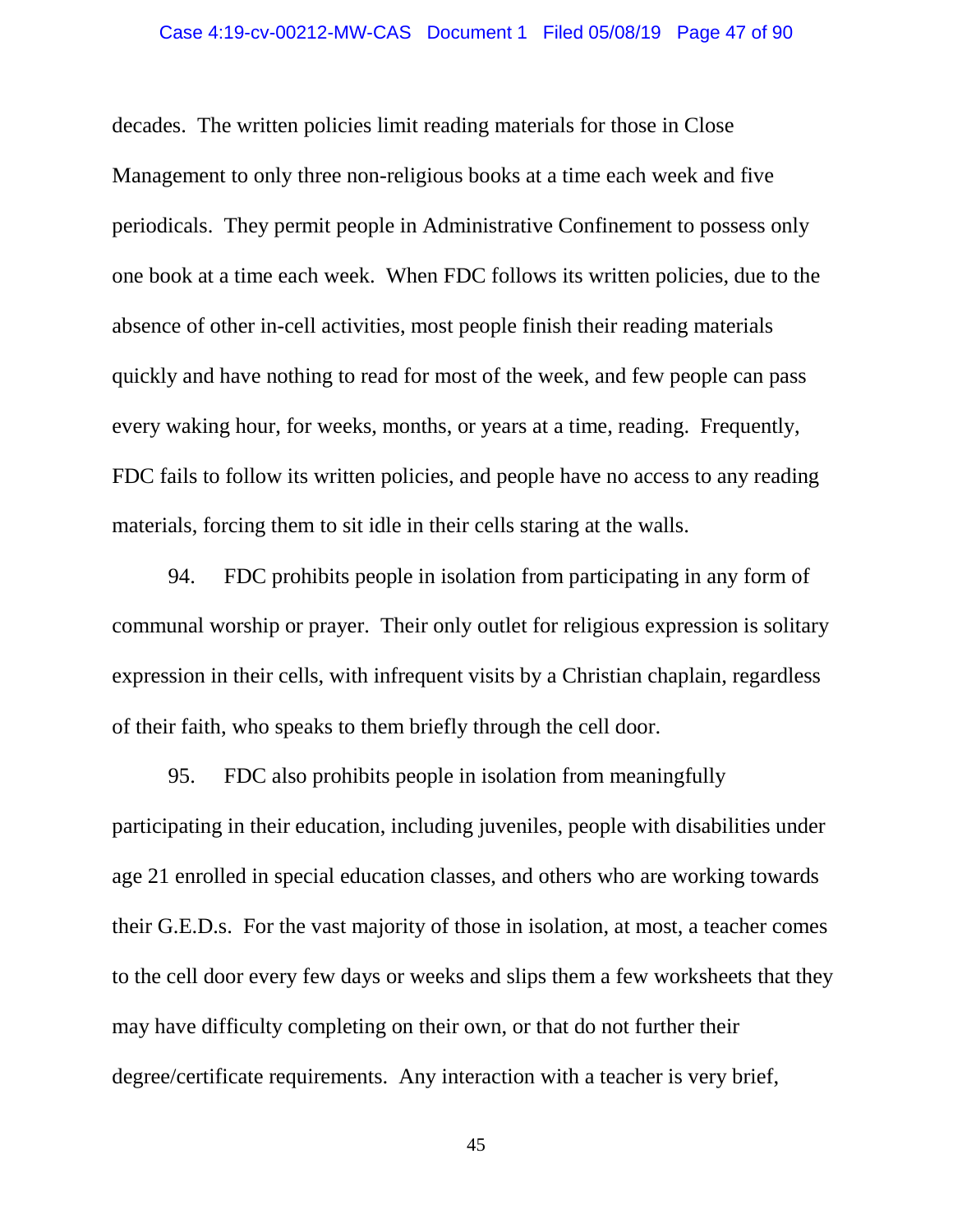decades. The written policies limit reading materials for those in Close Management to only three non-religious books at a time each week and five periodicals. They permit people in Administrative Confinement to possess only one book at a time each week. When FDC follows its written policies, due to the absence of other in-cell activities, most people finish their reading materials quickly and have nothing to read for most of the week, and few people can pass every waking hour, for weeks, months, or years at a time, reading. Frequently, FDC fails to follow its written policies, and people have no access to any reading materials, forcing them to sit idle in their cells staring at the walls.

94. FDC prohibits people in isolation from participating in any form of communal worship or prayer. Their only outlet for religious expression is solitary expression in their cells, with infrequent visits by a Christian chaplain, regardless of their faith, who speaks to them briefly through the cell door.

95. FDC also prohibits people in isolation from meaningfully participating in their education, including juveniles, people with disabilities under age 21 enrolled in special education classes, and others who are working towards their G.E.D.s. For the vast majority of those in isolation, at most, a teacher comes to the cell door every few days or weeks and slips them a few worksheets that they may have difficulty completing on their own, or that do not further their degree/certificate requirements. Any interaction with a teacher is very brief,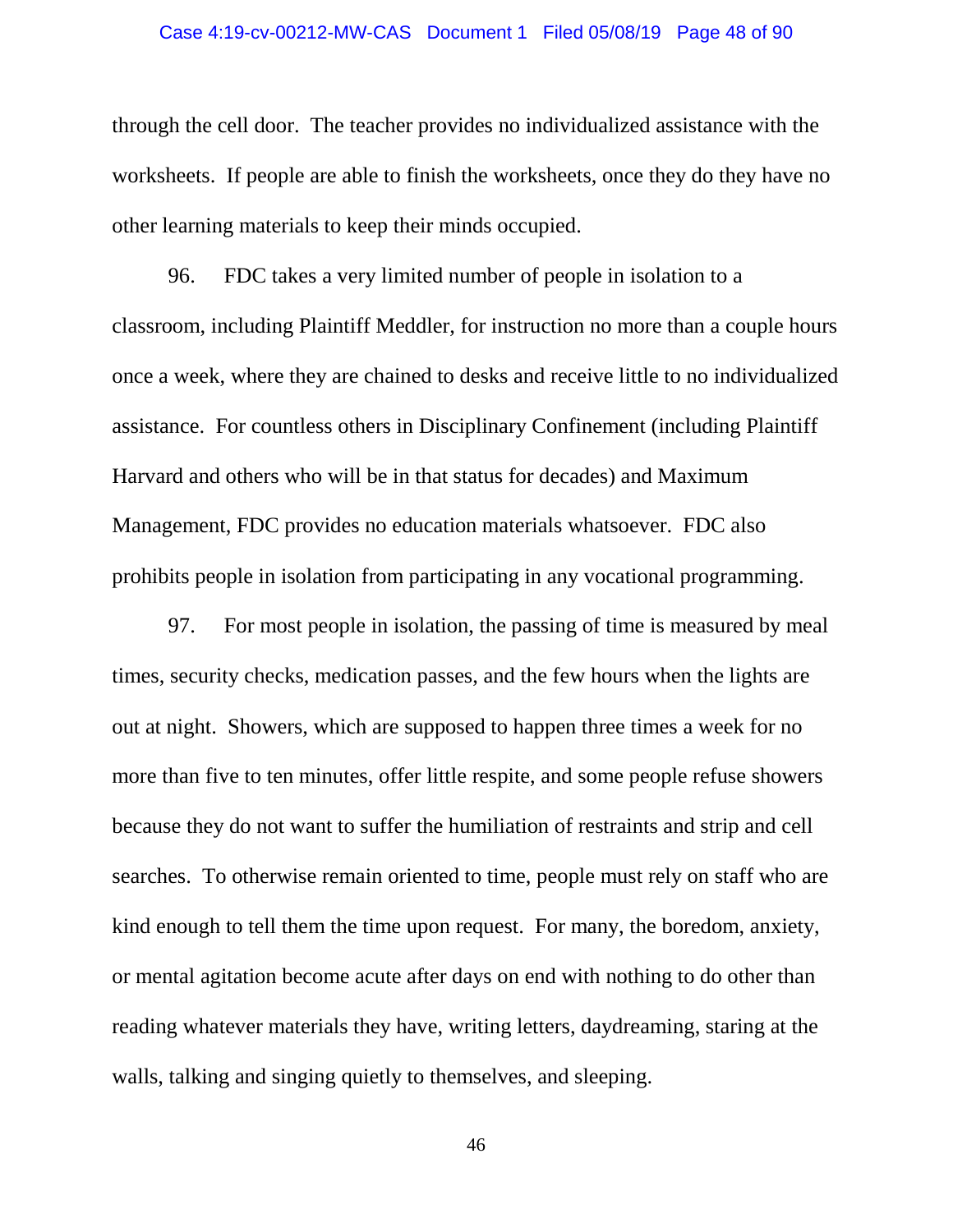through the cell door. The teacher provides no individualized assistance with the worksheets. If people are able to finish the worksheets, once they do they have no other learning materials to keep their minds occupied.

96. FDC takes a very limited number of people in isolation to a classroom, including Plaintiff Meddler, for instruction no more than a couple hours once a week, where they are chained to desks and receive little to no individualized assistance. For countless others in Disciplinary Confinement (including Plaintiff Harvard and others who will be in that status for decades) and Maximum Management, FDC provides no education materials whatsoever. FDC also prohibits people in isolation from participating in any vocational programming.

97. For most people in isolation, the passing of time is measured by meal times, security checks, medication passes, and the few hours when the lights are out at night. Showers, which are supposed to happen three times a week for no more than five to ten minutes, offer little respite, and some people refuse showers because they do not want to suffer the humiliation of restraints and strip and cell searches. To otherwise remain oriented to time, people must rely on staff who are kind enough to tell them the time upon request. For many, the boredom, anxiety, or mental agitation become acute after days on end with nothing to do other than reading whatever materials they have, writing letters, daydreaming, staring at the walls, talking and singing quietly to themselves, and sleeping.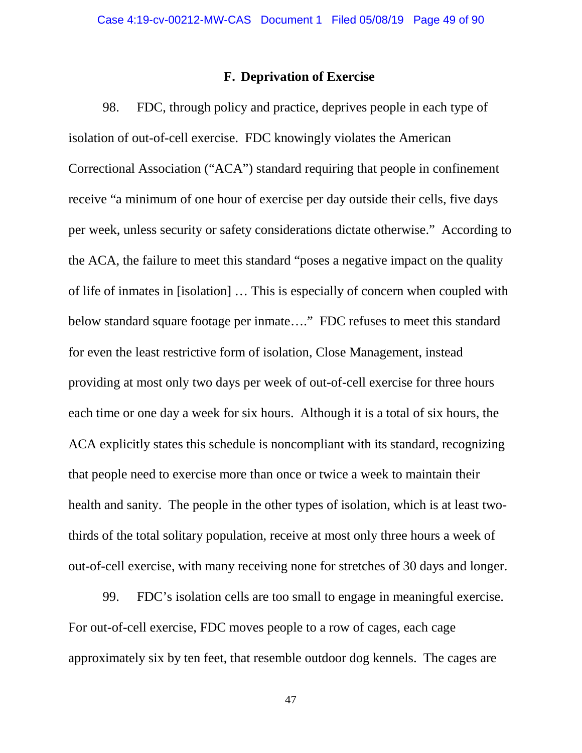### F. Deprivation of Exercise

98. FDC, through policy and practice, deprives people in each type of isolation of out-of-cell exercise. FDC knowingly violates the American Correctional Association ("ACA") standard requiring that people in confinement receive "a minimum of one hour of exercise per day outside their cells, five days per week, unless security or safety considerations dictate otherwise." According to the ACA, the failure to meet this standard "poses a negative impact on the quality of life of inmates in [isolation] … This is especially of concern when coupled with below standard square footage per inmate…." FDC refuses to meet this standard for even the least restrictive form of isolation, Close Management, instead providing at most only two days per week of out-of-cell exercise for three hours each time or one day a week for six hours. Although it is a total of six hours, the ACA explicitly states this schedule is noncompliant with its standard, recognizing that people need to exercise more than once or twice a week to maintain their health and sanity. The people in the other types of isolation, which is at least two-thirds of the total solitary population, receive at most only three hours a week of out-of-cell exercise, with many receiving none for stretches of 30 days and longer.

99. FDC's isolation cells are too small to engage in meaningful exercise. For out-of-cell exercise, FDC moves people to a row of cages, each cage approximately six by ten feet, that resemble outdoor dog kennels. The cages are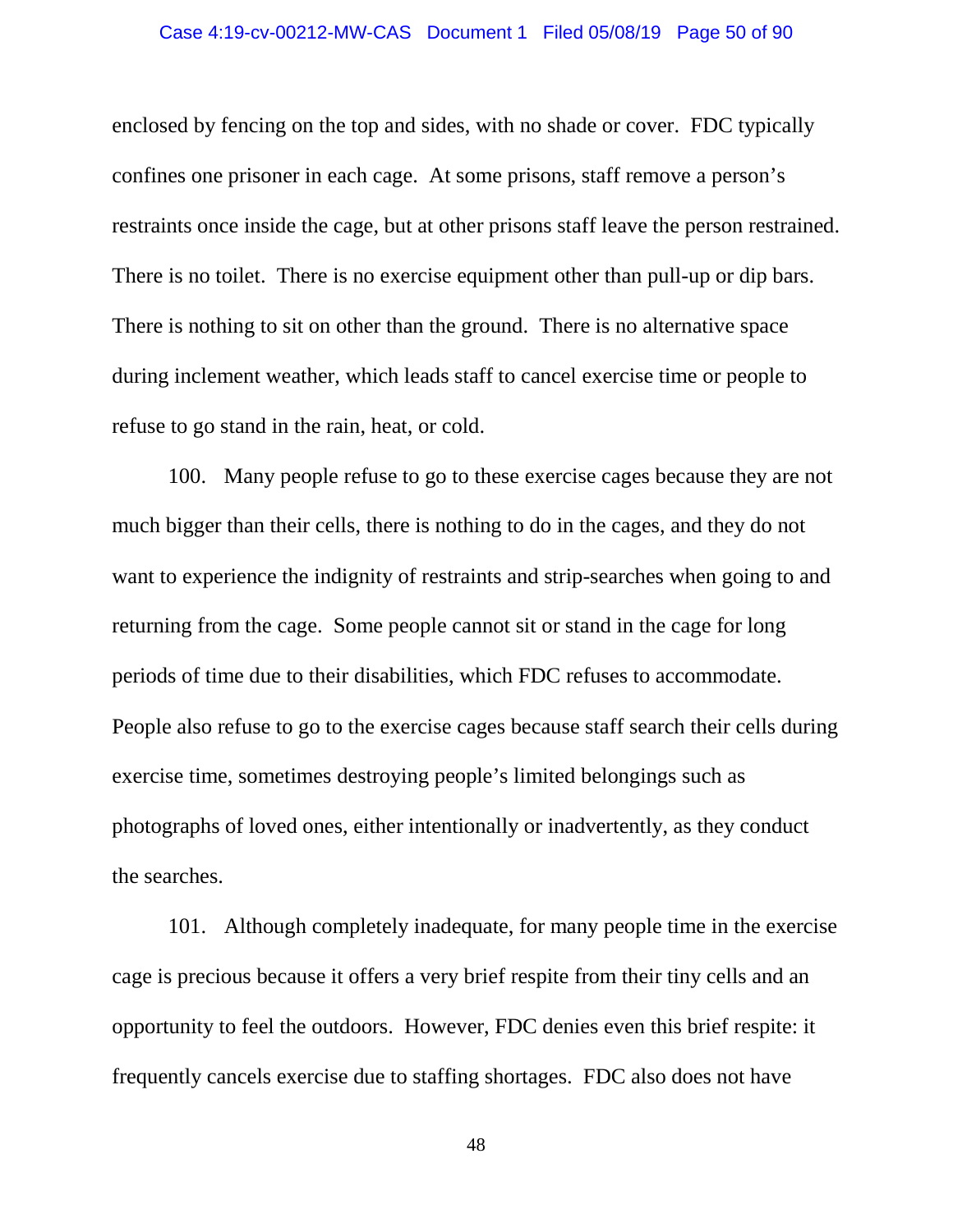enclosed by fencing on the top and sides, with no shade or cover. FDC typically confines one prisoner in each cage. At some prisons, staff remove a person's restraints once inside the cage, but at other prisons staff leave the person restrained. There is no toilet. There is no exercise equipment other than pull-up or dip bars. There is nothing to sit on other than the ground. There is no alternative space during inclement weather, which leads staff to cancel exercise time or people to refuse to go stand in the rain, heat, or cold.

100. Many people refuse to go to these exercise cages because they are not much bigger than their cells, there is nothing to do in the cages, and they do not want to experience the indignity of restraints and strip-searches when going to and returning from the cage. Some people cannot sit or stand in the cage for long periods of time due to their disabilities, which FDC refuses to accommodate. People also refuse to go to the exercise cages because staff search their cells during exercise time, sometimes destroying people's limited belongings such as photographs of loved ones, either intentionally or inadvertently, as they conduct the searches.

101. Although completely inadequate, for many people time in the exercise cage is precious because it offers a very brief respite from their tiny cells and an opportunity to feel the outdoors. However, FDC denies even this brief respite: it frequently cancels exercise due to staffing shortages. FDC also does not have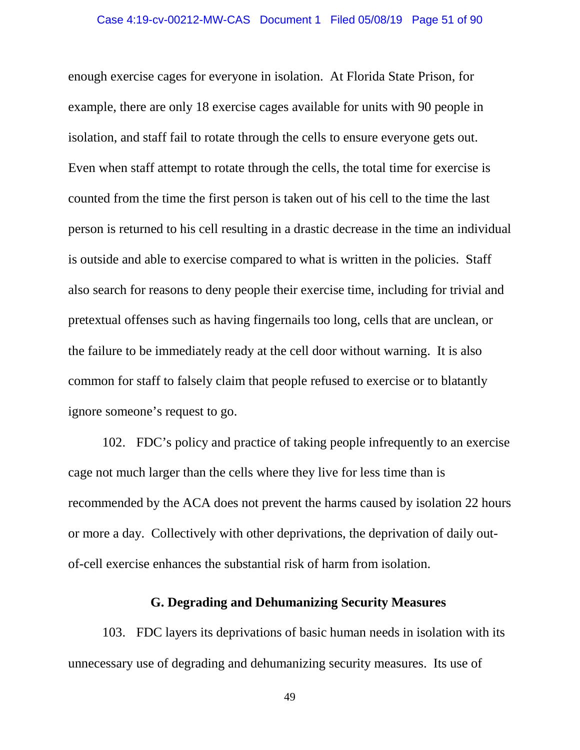enough exercise cages for everyone in isolation. At Florida State Prison, for example, there are only 18 exercise cages available for units with 90 people in isolation, and staff fail to rotate through the cells to ensure everyone gets out. Even when staff attempt to rotate through the cells, the total time for exercise is counted from the time the first person is taken out of his cell to the time the last person is returned to his cell resulting in a drastic decrease in the time an individual is outside and able to exercise compared to what is written in the policies. Staff also search for reasons to deny people their exercise time, including for trivial and pretextual offenses such as having fingernails too long, cells that are unclean, or the failure to be immediately ready at the cell door without warning. It is also common for staff to falsely claim that people refused to exercise or to blatantly ignore someone's request to go.

102. FDC's policy and practice of taking people infrequently to an exercise cage not much larger than the cells where they live for less time than is recommended by the ACA does not prevent the harms caused by isolation 22 hours or more a day. Collectively with other deprivations, the deprivation of daily out-of-cell exercise enhances the substantial risk of harm from isolation.

### G. Degrading and Dehumanizing Security Measures

103. FDC layers its deprivations of basic human needs in isolation with its unnecessary use of degrading and dehumanizing security measures. Its use of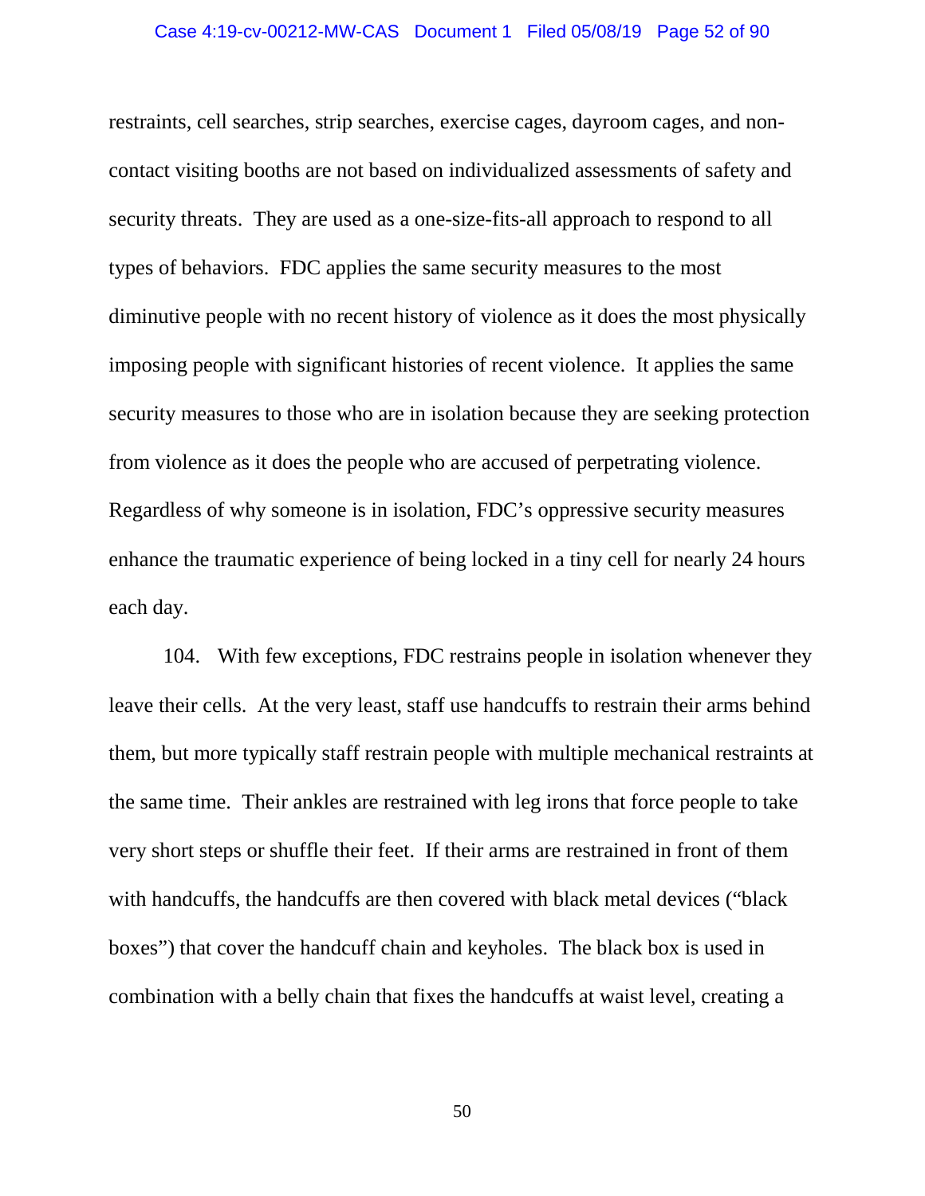restraints, cell searches, strip searches, exercise cages, dayroom cages, and non-contact visiting booths are not based on individualized assessments of safety and security threats. They are used as a one-size-fits-all approach to respond to all types of behaviors. FDC applies the same security measures to the most diminutive people with no recent history of violence as it does the most physically imposing people with significant histories of recent violence. It applies the same security measures to those who are in isolation because they are seeking protection from violence as it does the people who are accused of perpetrating violence. Regardless of why someone is in isolation, FDC's oppressive security measures enhance the traumatic experience of being locked in a tiny cell for nearly 24 hours each day.

104. With few exceptions, FDC restrains people in isolation whenever they leave their cells. At the very least, staff use handcuffs to restrain their arms behind them, but more typically staff restrain people with multiple mechanical restraints at the same time. Their ankles are restrained with leg irons that force people to take very short steps or shuffle their feet. If their arms are restrained in front of them with handcuffs, the handcuffs are then covered with black metal devices ("black boxes") that cover the handcuff chain and keyholes. The black box is used in combination with a belly chain that fixes the handcuffs at waist level, creating a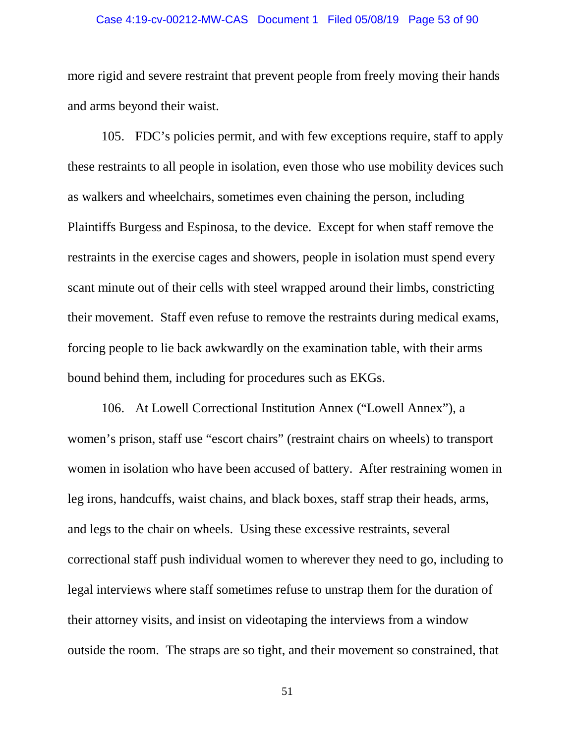more rigid and severe restraint that prevent people from freely moving their hands and arms beyond their waist.

105. FDC's policies permit, and with few exceptions require, staff to apply these restraints to all people in isolation, even those who use mobility devices such as walkers and wheelchairs, sometimes even chaining the person, including Plaintiffs Burgess and Espinosa, to the device. Except for when staff remove the restraints in the exercise cages and showers, people in isolation must spend every scant minute out of their cells with steel wrapped around their limbs, constricting their movement. Staff even refuse to remove the restraints during medical exams, forcing people to lie back awkwardly on the examination table, with their arms bound behind them, including for procedures such as EKGs.

106. At Lowell Correctional Institution Annex ("Lowell Annex"), a women's prison, staff use "escort chairs" (restraint chairs on wheels) to transport women in isolation who have been accused of battery. After restraining women in leg irons, handcuffs, waist chains, and black boxes, staff strap their heads, arms, and legs to the chair on wheels. Using these excessive restraints, several correctional staff push individual women to wherever they need to go, including to legal interviews where staff sometimes refuse to unstrap them for the duration of their attorney visits, and insist on videotaping the interviews from a window outside the room. The straps are so tight, and their movement so constrained, that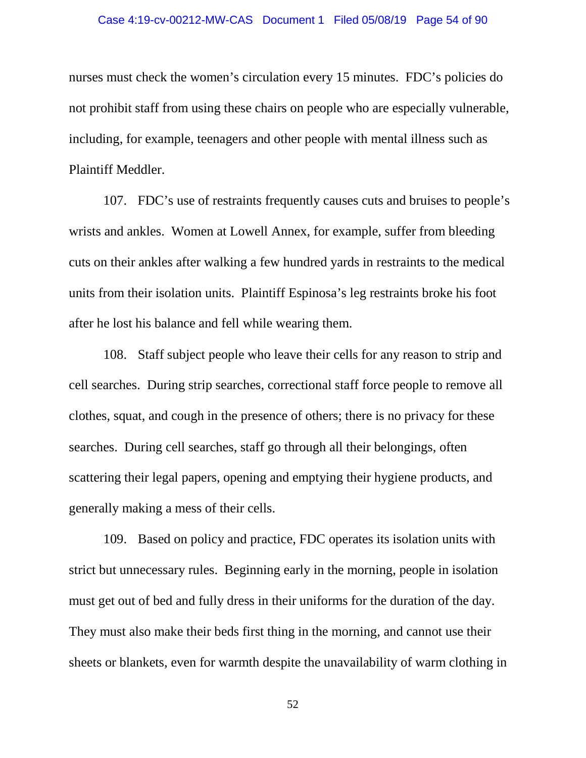nurses must check the women's circulation every 15 minutes. FDC's policies do not prohibit staff from using these chairs on people who are especially vulnerable, including, for example, teenagers and other people with mental illness such as Plaintiff Meddler.

107. FDC's use of restraints frequently causes cuts and bruises to people's wrists and ankles. Women at Lowell Annex, for example, suffer from bleeding cuts on their ankles after walking a few hundred yards in restraints to the medical units from their isolation units. Plaintiff Espinosa's leg restraints broke his foot after he lost his balance and fell while wearing them.

108. Staff subject people who leave their cells for any reason to strip and cell searches. During strip searches, correctional staff force people to remove all clothes, squat, and cough in the presence of others; there is no privacy for these searches. During cell searches, staff go through all their belongings, often scattering their legal papers, opening and emptying their hygiene products, and generally making a mess of their cells.

109. Based on policy and practice, FDC operates its isolation units with strict but unnecessary rules. Beginning early in the morning, people in isolation must get out of bed and fully dress in their uniforms for the duration of the day. They must also make their beds first thing in the morning, and cannot use their sheets or blankets, even for warmth despite the unavailability of warm clothing in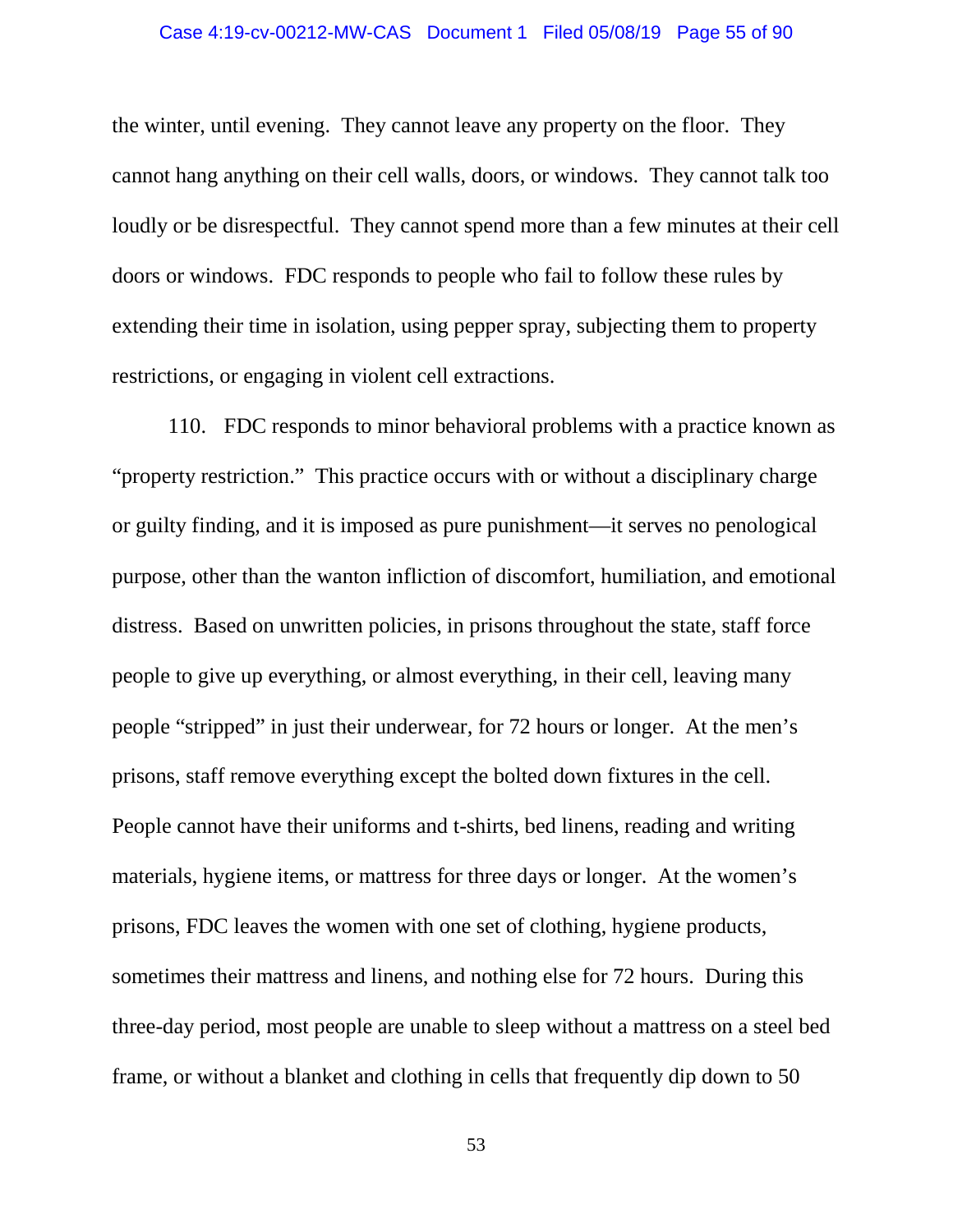the winter, until evening. They cannot leave any property on the floor. They cannot hang anything on their cell walls, doors, or windows. They cannot talk too loudly or be disrespectful. They cannot spend more than a few minutes at their cell doors or windows. FDC responds to people who fail to follow these rules by extending their time in isolation, using pepper spray, subjecting them to property restrictions, or engaging in violent cell extractions.

110. FDC responds to minor behavioral problems with a practice known as "property restriction." This practice occurs with or without a disciplinary charge or guilty finding, and it is imposed as pure punishment—it serves no penological purpose, other than the wanton infliction of discomfort, humiliation, and emotional distress. Based on unwritten policies, in prisons throughout the state, staff force people to give up everything, or almost everything, in their cell, leaving many people "stripped" in just their underwear, for 72 hours or longer. At the men's prisons, staff remove everything except the bolted down fixtures in the cell. People cannot have their uniforms and t-shirts, bed linens, reading and writing materials, hygiene items, or mattress for three days or longer. At the women's prisons, FDC leaves the women with one set of clothing, hygiene products, sometimes their mattress and linens, and nothing else for 72 hours. During this three-day period, most people are unable to sleep without a mattress on a steel bed frame, or without a blanket and clothing in cells that frequently dip down to 50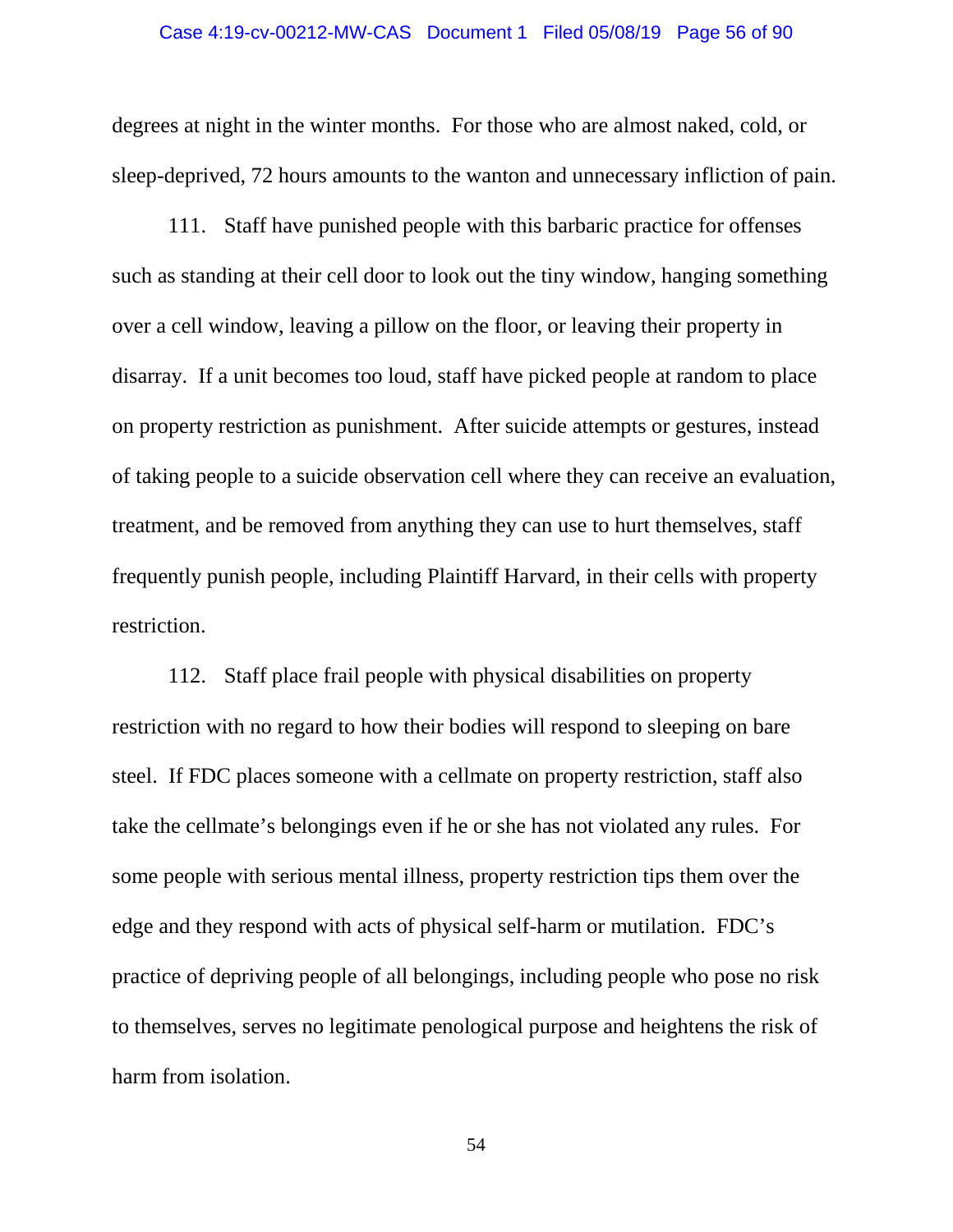degrees at night in the winter months. For those who are almost naked, cold, or sleep-deprived, 72 hours amounts to the wanton and unnecessary infliction of pain.

111. Staff have punished people with this barbaric practice for offenses such as standing at their cell door to look out the tiny window, hanging something over a cell window, leaving a pillow on the floor, or leaving their property in disarray. If a unit becomes too loud, staff have picked people at random to place on property restriction as punishment. After suicide attempts or gestures, instead of taking people to a suicide observation cell where they can receive an evaluation, treatment, and be removed from anything they can use to hurt themselves, staff frequently punish people, including Plaintiff Harvard, in their cells with property restriction.

112. Staff place frail people with physical disabilities on property restriction with no regard to how their bodies will respond to sleeping on bare steel. If FDC places someone with a cellmate on property restriction, staff also take the cellmate's belongings even if he or she has not violated any rules. For some people with serious mental illness, property restriction tips them over the edge and they respond with acts of physical self-harm or mutilation. FDC's practice of depriving people of all belongings, including people who pose no risk to themselves, serves no legitimate penological purpose and heightens the risk of harm from isolation.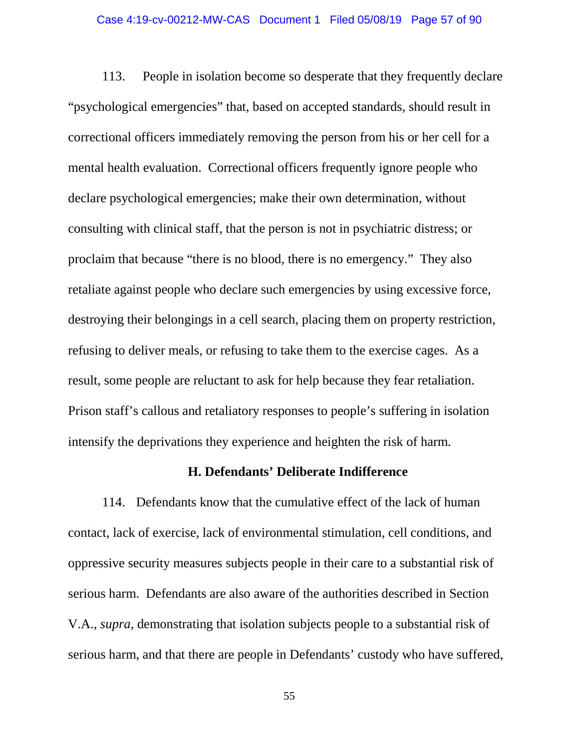113. People in isolation become so desperate that they frequently declare "psychological emergencies" that, based on accepted standards, should result in correctional officers immediately removing the person from his or her cell for a mental health evaluation. Correctional officers frequently ignore people who declare psychological emergencies; make their own determination, without consulting with clinical staff, that the person is not in psychiatric distress; or proclaim that because "there is no blood, there is no emergency." They also retaliate against people who declare such emergencies by using excessive force, destroying their belongings in a cell search, placing them on property restriction, refusing to deliver meals, or refusing to take them to the exercise cages. As a result, some people are reluctant to ask for help because they fear retaliation. Prison staff's callous and retaliatory responses to people's suffering in isolation intensify the deprivations they experience and heighten the risk of harm.

### H. Defendants' Deliberate Indifference

114. Defendants know that the cumulative effect of the lack of human contact, lack of exercise, lack of environmental stimulation, cell conditions, and oppressive security measures subjects people in their care to a substantial risk of serious harm. Defendants are also aware of the authorities described in Section V.A., *supra*, demonstrating that isolation subjects people to a substantial risk of serious harm, and that there are people in Defendants' custody who have suffered,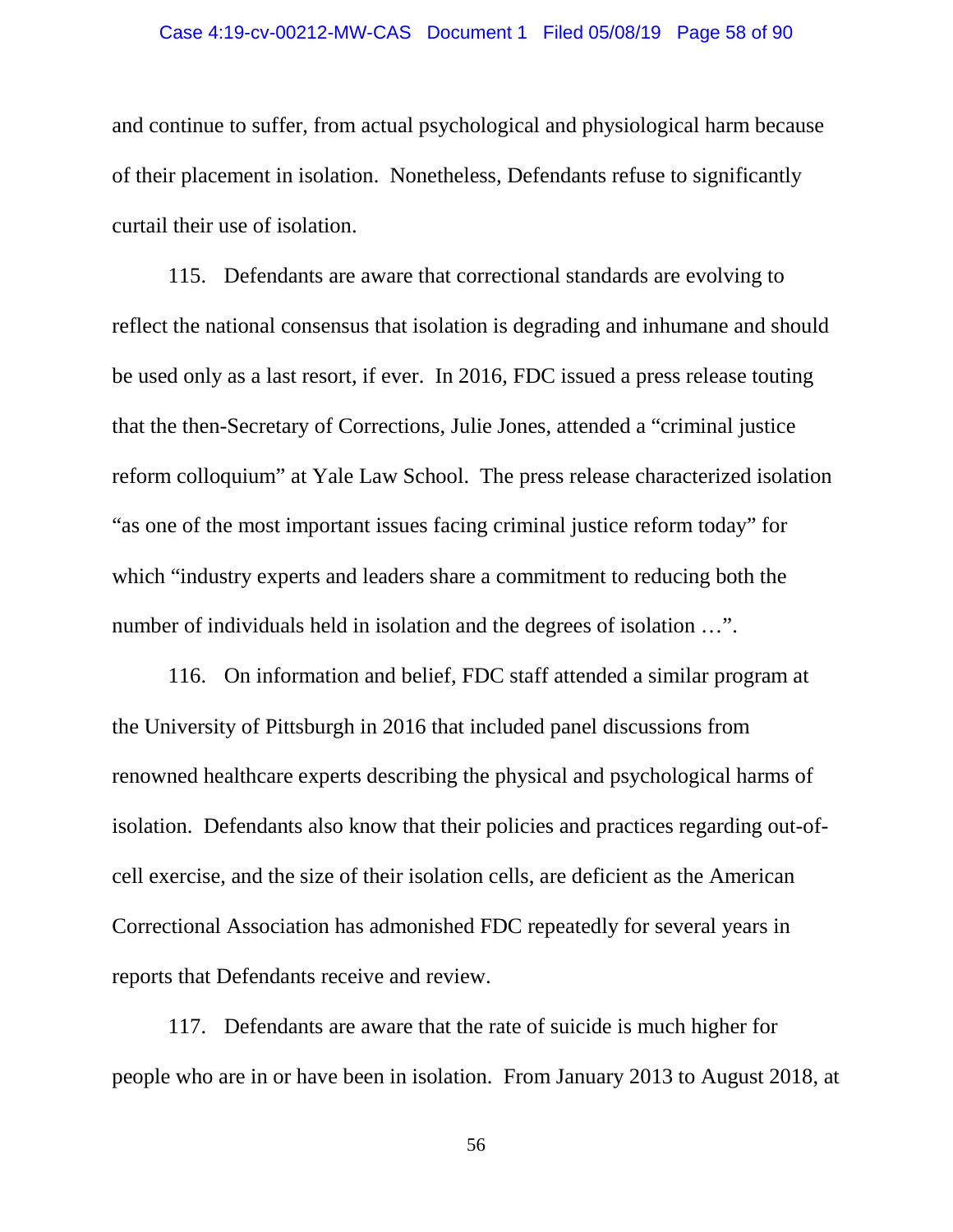and continue to suffer, from actual psychological and physiological harm because of their placement in isolation. Nonetheless, Defendants refuse to significantly curtail their use of isolation.

115. Defendants are aware that correctional standards are evolving to reflect the national consensus that isolation is degrading and inhumane and should be used only as a last resort, if ever. In 2016, FDC issued a press release touting that the then-Secretary of Corrections, Julie Jones, attended a "criminal justice reform colloquium" at Yale Law School. The press release characterized isolation "as one of the most important issues facing criminal justice reform today" for which "industry experts and leaders share a commitment to reducing both the number of individuals held in isolation and the degrees of isolation …".

116. On information and belief, FDC staff attended a similar program at the University of Pittsburgh in 2016 that included panel discussions from renowned healthcare experts describing the physical and psychological harms of isolation. Defendants also know that their policies and practices regarding out-of-cell exercise, and the size of their isolation cells, are deficient as the American Correctional Association has admonished FDC repeatedly for several years in reports that Defendants receive and review.

117. Defendants are aware that the rate of suicide is much higher for people who are in or have been in isolation. From January 2013 to August 2018, at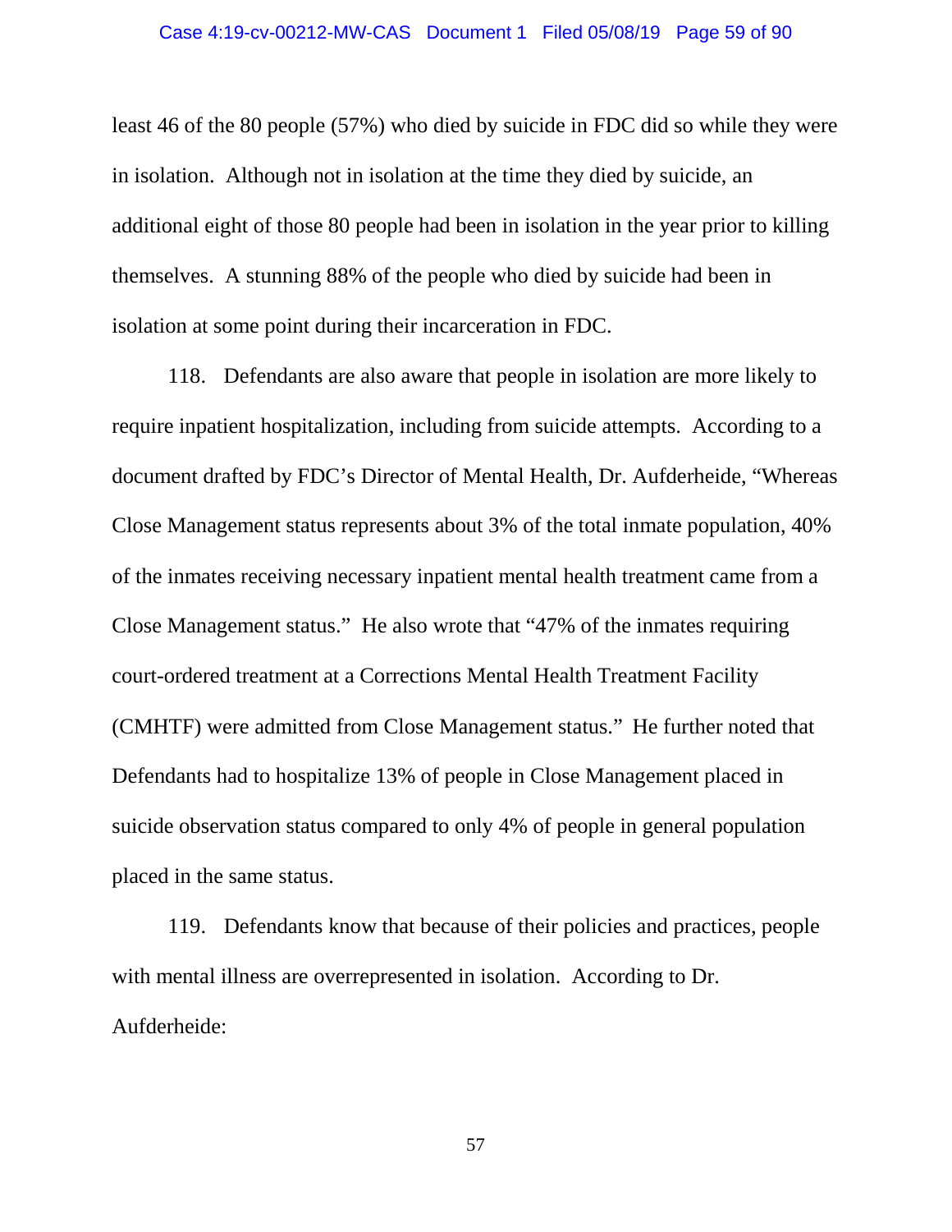least 46 of the 80 people (57%) who died by suicide in FDC did so while they were in isolation. Although not in isolation at the time they died by suicide, an additional eight of those 80 people had been in isolation in the year prior to killing themselves. A stunning 88% of the people who died by suicide had been in isolation at some point during their incarceration in FDC.

118. Defendants are also aware that people in isolation are more likely to require inpatient hospitalization, including from suicide attempts. According to a document drafted by FDC's Director of Mental Health, Dr. Aufderheide, "Whereas Close Management status represents about 3% of the total inmate population, 40% of the inmates receiving necessary inpatient mental health treatment came from a Close Management status." He also wrote that "47% of the inmates requiring court-ordered treatment at a Corrections Mental Health Treatment Facility (CMHTF) were admitted from Close Management status." He further noted that Defendants had to hospitalize 13% of people in Close Management placed in suicide observation status compared to only 4% of people in general population placed in the same status.

119. Defendants know that because of their policies and practices, people with mental illness are overrepresented in isolation. According to Dr. Aufderheide: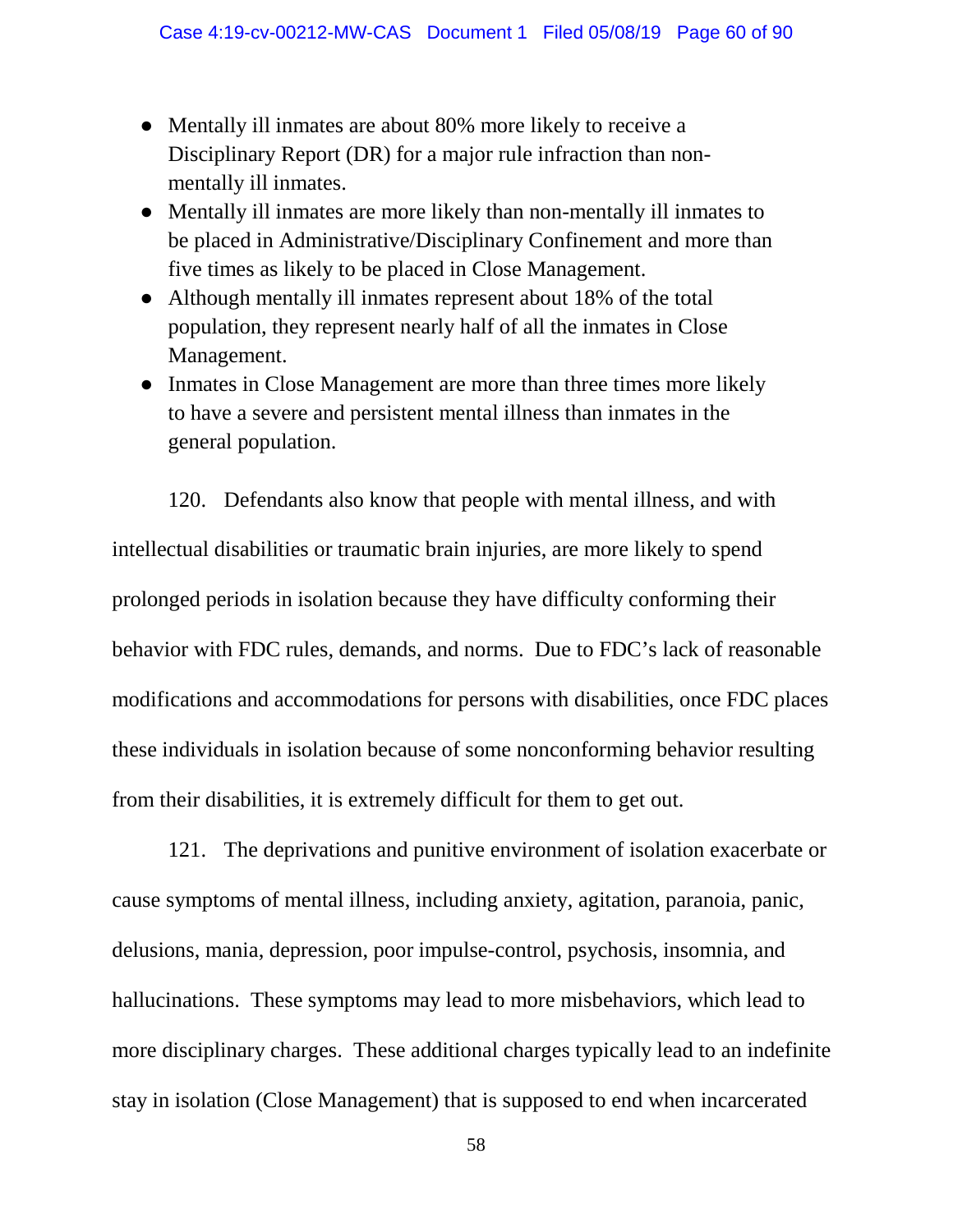- Mentally ill inmates are about 80% more likely to receive a Disciplinary Report (DR) for a major rule infraction than non-mentally ill inmates.
- Mentally ill inmates are more likely than non-mentally ill inmates to be placed in Administrative/Disciplinary Confinement and more than five times as likely to be placed in Close Management.
- Although mentally ill inmates represent about 18% of the total population, they represent nearly half of all the inmates in Close Management.
- Inmates in Close Management are more than three times more likely to have a severe and persistent mental illness than inmates in the general population.

120. Defendants also know that people with mental illness, and with intellectual disabilities or traumatic brain injuries, are more likely to spend prolonged periods in isolation because they have difficulty conforming their behavior with FDC rules, demands, and norms. Due to FDC's lack of reasonable modifications and accommodations for persons with disabilities, once FDC places these individuals in isolation because of some nonconforming behavior resulting from their disabilities, it is extremely difficult for them to get out.

121. The deprivations and punitive environment of isolation exacerbate or cause symptoms of mental illness, including anxiety, agitation, paranoia, panic, delusions, mania, depression, poor impulse-control, psychosis, insomnia, and hallucinations. These symptoms may lead to more misbehaviors, which lead to more disciplinary charges. These additional charges typically lead to an indefinite stay in isolation (Close Management) that is supposed to end when incarcerated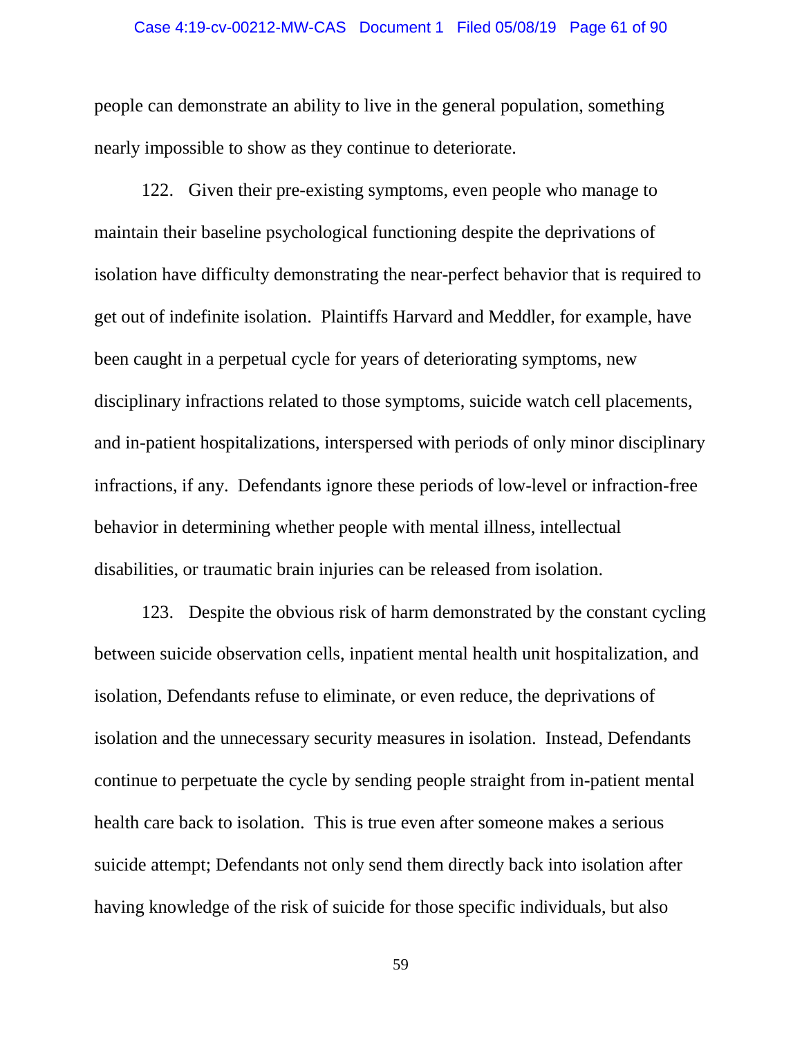people can demonstrate an ability to live in the general population, something nearly impossible to show as they continue to deteriorate.

122. Given their pre-existing symptoms, even people who manage to maintain their baseline psychological functioning despite the deprivations of isolation have difficulty demonstrating the near-perfect behavior that is required to get out of indefinite isolation. Plaintiffs Harvard and Meddler, for example, have been caught in a perpetual cycle for years of deteriorating symptoms, new disciplinary infractions related to those symptoms, suicide watch cell placements, and in-patient hospitalizations, interspersed with periods of only minor disciplinary infractions, if any. Defendants ignore these periods of low-level or infraction-free behavior in determining whether people with mental illness, intellectual disabilities, or traumatic brain injuries can be released from isolation.

123. Despite the obvious risk of harm demonstrated by the constant cycling between suicide observation cells, inpatient mental health unit hospitalization, and isolation, Defendants refuse to eliminate, or even reduce, the deprivations of isolation and the unnecessary security measures in isolation. Instead, Defendants continue to perpetuate the cycle by sending people straight from in-patient mental health care back to isolation. This is true even after someone makes a serious suicide attempt; Defendants not only send them directly back into isolation after having knowledge of the risk of suicide for those specific individuals, but also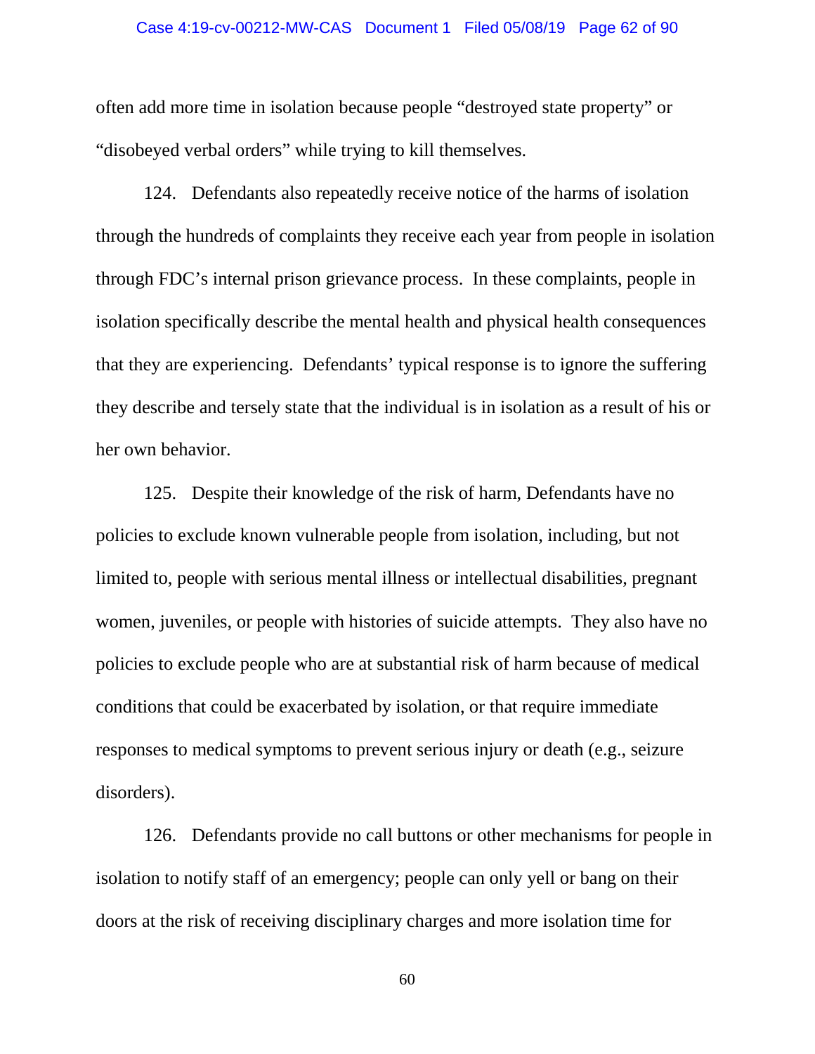often add more time in isolation because people "destroyed state property" or "disobeyed verbal orders" while trying to kill themselves.

124. Defendants also repeatedly receive notice of the harms of isolation through the hundreds of complaints they receive each year from people in isolation through FDC's internal prison grievance process. In these complaints, people in isolation specifically describe the mental health and physical health consequences that they are experiencing. Defendants' typical response is to ignore the suffering they describe and tersely state that the individual is in isolation as a result of his or her own behavior.

125. Despite their knowledge of the risk of harm, Defendants have no policies to exclude known vulnerable people from isolation, including, but not limited to, people with serious mental illness or intellectual disabilities, pregnant women, juveniles, or people with histories of suicide attempts. They also have no policies to exclude people who are at substantial risk of harm because of medical conditions that could be exacerbated by isolation, or that require immediate responses to medical symptoms to prevent serious injury or death (e.g., seizure disorders).

126. Defendants provide no call buttons or other mechanisms for people in isolation to notify staff of an emergency; people can only yell or bang on their doors at the risk of receiving disciplinary charges and more isolation time for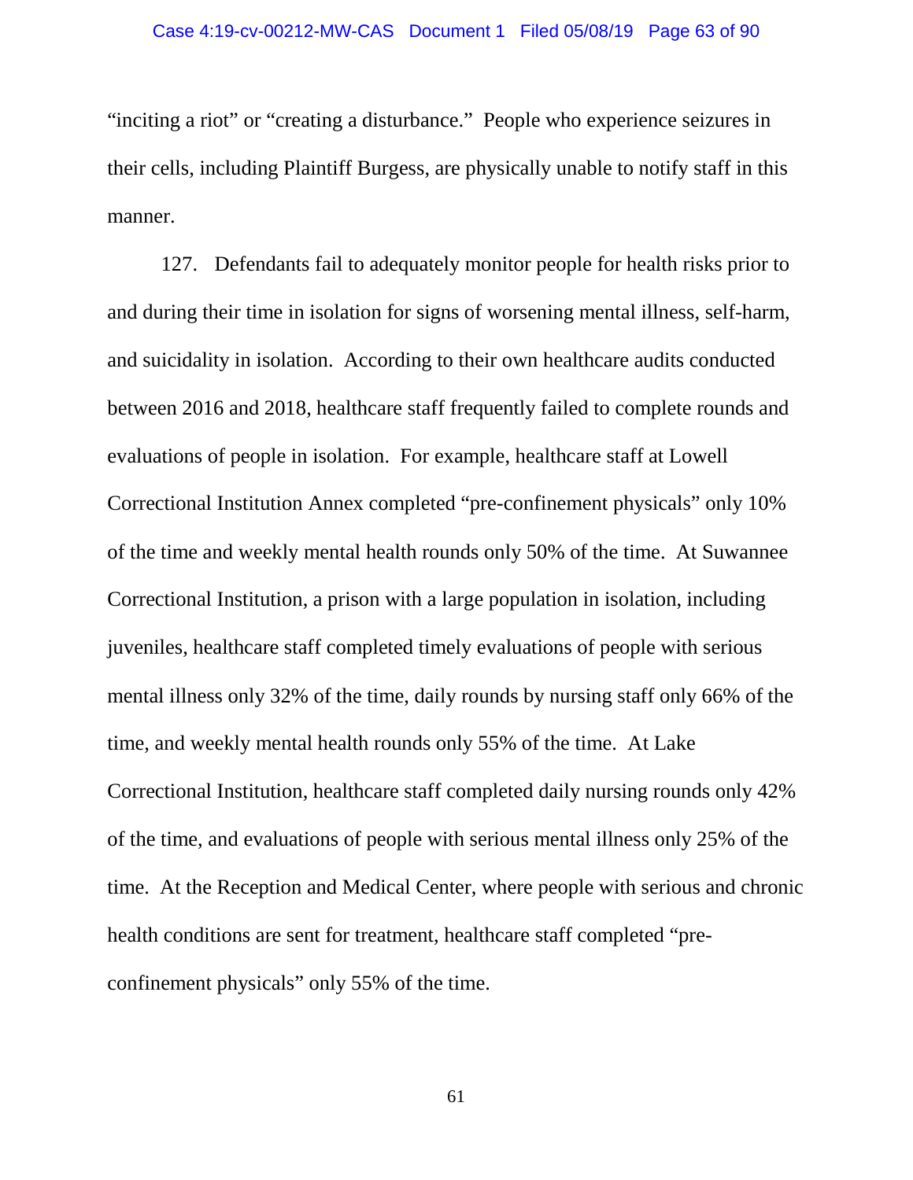"inciting a riot" or "creating a disturbance." People who experience seizures in their cells, including Plaintiff Burgess, are physically unable to notify staff in this manner.

127. Defendants fail to adequately monitor people for health risks prior to and during their time in isolation for signs of worsening mental illness, self-harm, and suicidality in isolation. According to their own healthcare audits conducted between 2016 and 2018, healthcare staff frequently failed to complete rounds and evaluations of people in isolation. For example, healthcare staff at Lowell Correctional Institution Annex completed "pre-confinement physicals" only 10% of the time and weekly mental health rounds only 50% of the time. At Suwannee Correctional Institution, a prison with a large population in isolation, including juveniles, healthcare staff completed timely evaluations of people with serious mental illness only 32% of the time, daily rounds by nursing staff only 66% of the time, and weekly mental health rounds only 55% of the time. At Lake Correctional Institution, healthcare staff completed daily nursing rounds only 42% of the time, and evaluations of people with serious mental illness only 25% of the time. At the Reception and Medical Center, where people with serious and chronic health conditions are sent for treatment, healthcare staff completed "pre-confinement physicals" only 55% of the time.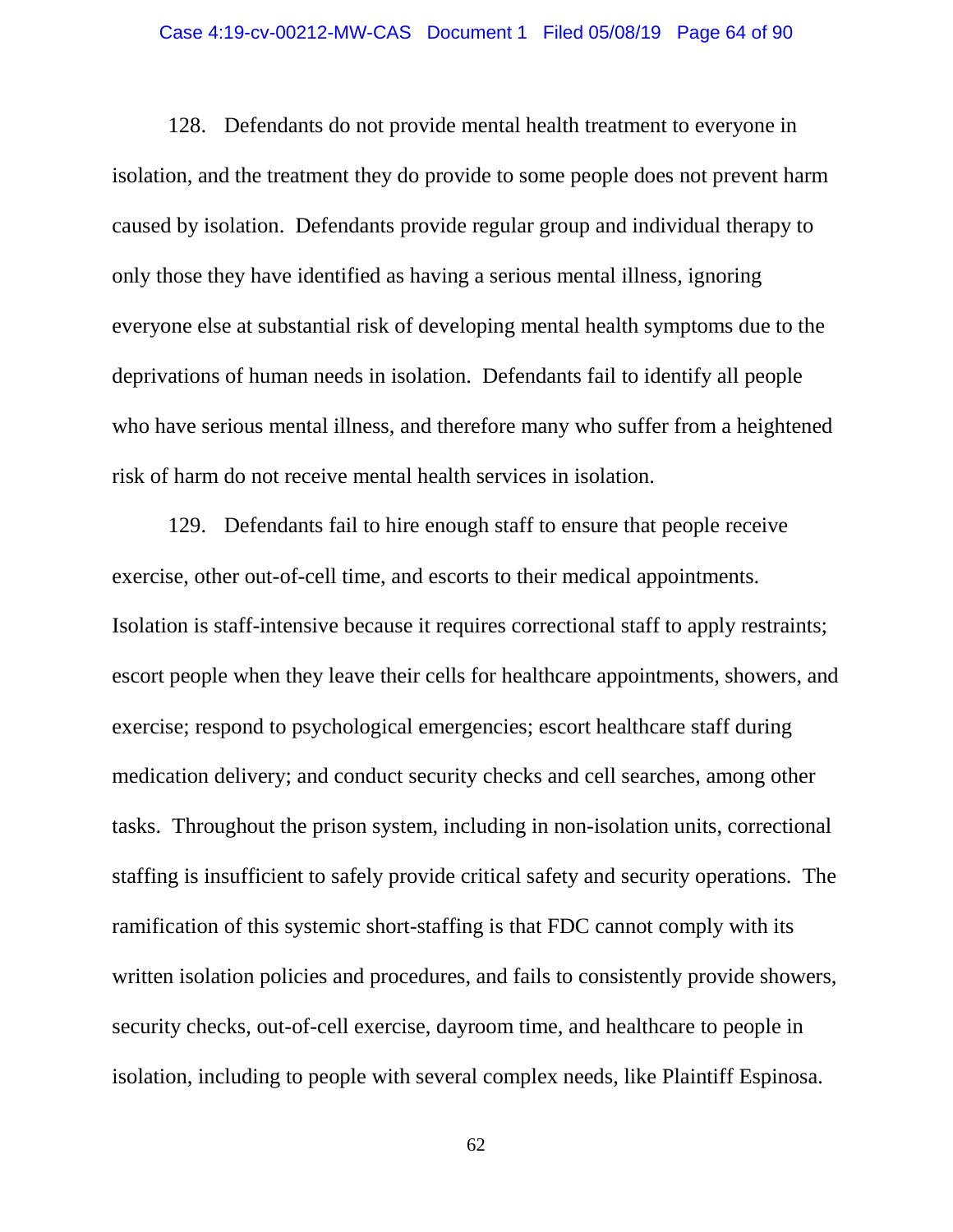128. Defendants do not provide mental health treatment to everyone in isolation, and the treatment they do provide to some people does not prevent harm caused by isolation. Defendants provide regular group and individual therapy to only those they have identified as having a serious mental illness, ignoring everyone else at substantial risk of developing mental health symptoms due to the deprivations of human needs in isolation. Defendants fail to identify all people who have serious mental illness, and therefore many who suffer from a heightened risk of harm do not receive mental health services in isolation.

129. Defendants fail to hire enough staff to ensure that people receive exercise, other out-of-cell time, and escorts to their medical appointments. Isolation is staff-intensive because it requires correctional staff to apply restraints; escort people when they leave their cells for healthcare appointments, showers, and exercise; respond to psychological emergencies; escort healthcare staff during medication delivery; and conduct security checks and cell searches, among other tasks. Throughout the prison system, including in non-isolation units, correctional staffing is insufficient to safely provide critical safety and security operations. The ramification of this systemic short-staffing is that FDC cannot comply with its written isolation policies and procedures, and fails to consistently provide showers, security checks, out-of-cell exercise, dayroom time, and healthcare to people in isolation, including to people with several complex needs, like Plaintiff Espinosa.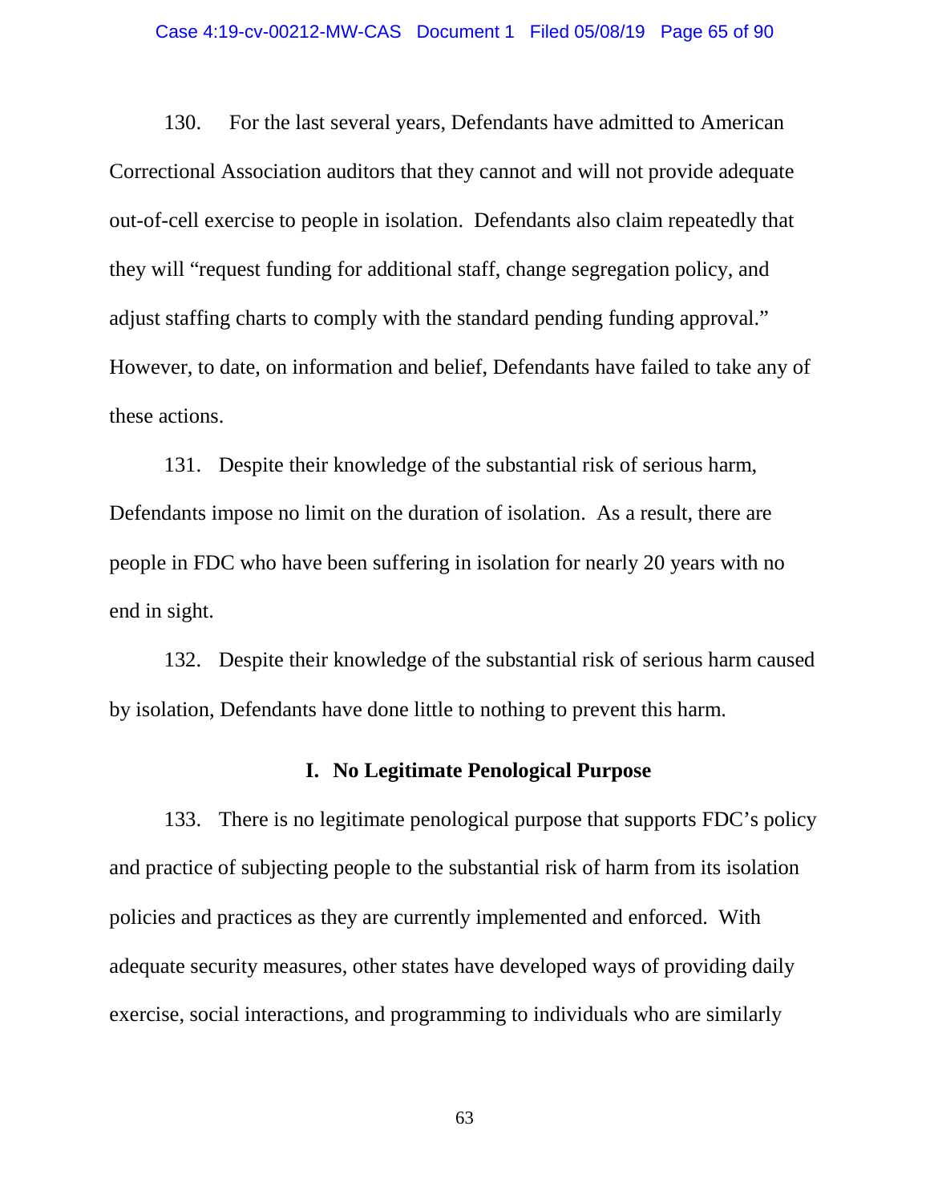130. For the last several years, Defendants have admitted to American Correctional Association auditors that they cannot and will not provide adequate out-of-cell exercise to people in isolation. Defendants also claim repeatedly that they will "request funding for additional staff, change segregation policy, and adjust staffing charts to comply with the standard pending funding approval." However, to date, on information and belief, Defendants have failed to take any of these actions.

131. Despite their knowledge of the substantial risk of serious harm, Defendants impose no limit on the duration of isolation. As a result, there are people in FDC who have been suffering in isolation for nearly 20 years with no end in sight.

132. Despite their knowledge of the substantial risk of serious harm caused by isolation, Defendants have done little to nothing to prevent this harm.

### I. No Legitimate Penological Purpose

133. There is no legitimate penological purpose that supports FDC's policy and practice of subjecting people to the substantial risk of harm from its isolation policies and practices as they are currently implemented and enforced. With adequate security measures, other states have developed ways of providing daily exercise, social interactions, and programming to individuals who are similarly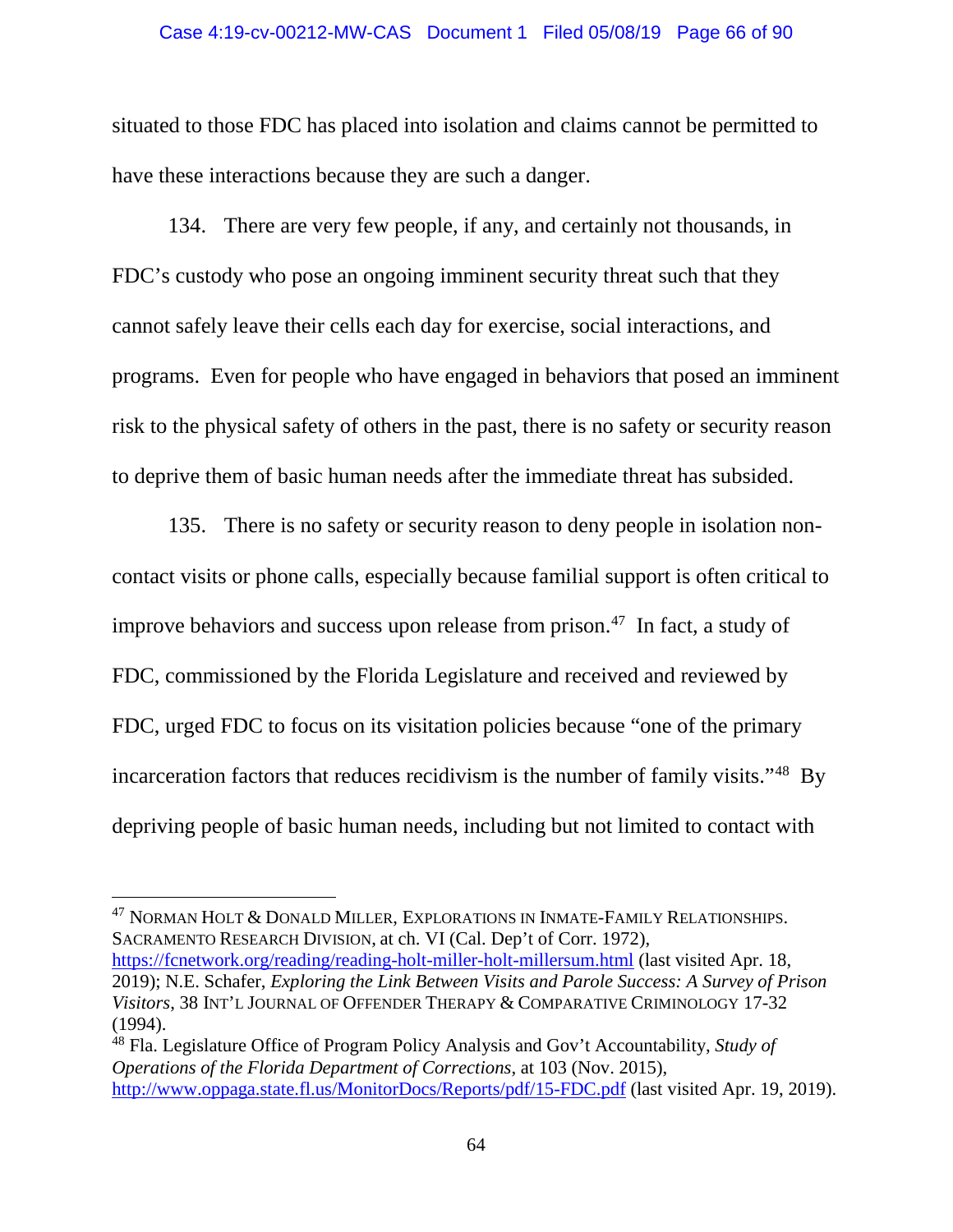situated to those FDC has placed into isolation and claims cannot be permitted to have these interactions because they are such a danger.

134. There are very few people, if any, and certainly not thousands, in FDC's custody who pose an ongoing imminent security threat such that they cannot safely leave their cells each day for exercise, social interactions, and programs. Even for people who have engaged in behaviors that posed an imminent risk to the physical safety of others in the past, there is no safety or security reason to deprive them of basic human needs after the immediate threat has subsided.

135. There is no safety or security reason to deny people in isolation non-contact visits or phone calls, especially because familial support is often critical to improve behaviors and success upon release from prison.[47] In fact, a study of FDC, commissioned by the Florida Legislature and received and reviewed by FDC, urged FDC to focus on its visitation policies because "one of the primary incarceration factors that reduces recidivism is the number of family visits."[48] By depriving people of basic human needs, including but not limited to contact with

---

[47] NORMAN HOLT & DONALD MILLER, EXPLORATIONS IN INMATE-FAMILY RELATIONSHIPS. SACRAMENTO RESEARCH DIVISION, at ch. VI (Cal. Dep't of Corr. 1972), https://fcnetwork.org/reading/reading-holt-miller-holt-millersum.html (last visited Apr. 18, 2019); N.E. Schafer, *Exploring the Link Between Visits and Parole Success: A Survey of Prison Visitors*, 38 INT'L JOURNAL OF OFFENDER THERAPY & COMPARATIVE CRIMINOLOGY 17-32 (1994).

[48] Fla. Legislature Office of Program Policy Analysis and Gov't Accountability, *Study of Operations of the Florida Department of Corrections*, at 103 (Nov. 2015), http://www.oppaga.state.fl.us/MonitorDocs/Reports/pdf/15-FDC.pdf (last visited Apr. 19, 2019).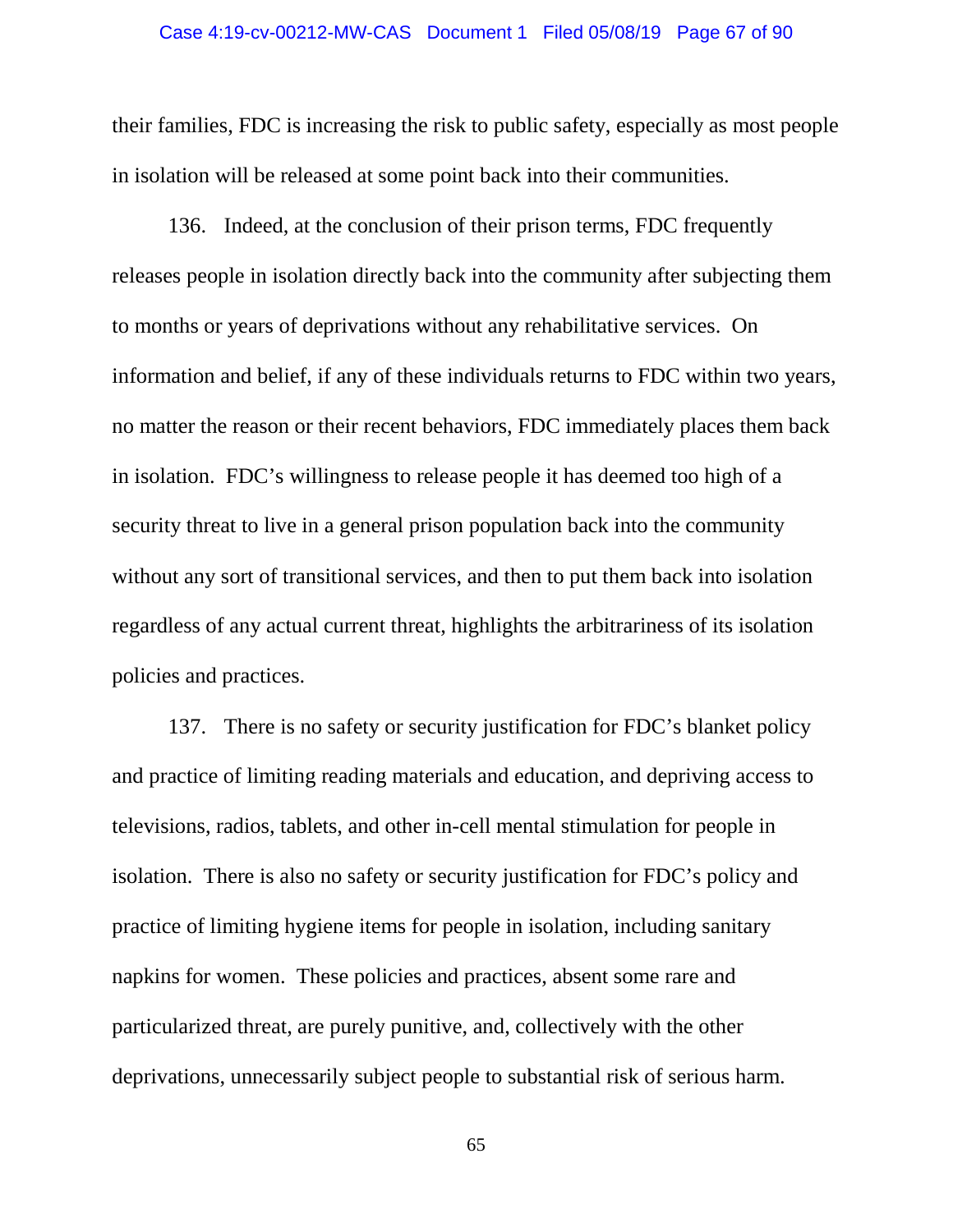their families, FDC is increasing the risk to public safety, especially as most people in isolation will be released at some point back into their communities.

136. Indeed, at the conclusion of their prison terms, FDC frequently releases people in isolation directly back into the community after subjecting them to months or years of deprivations without any rehabilitative services. On information and belief, if any of these individuals returns to FDC within two years, no matter the reason or their recent behaviors, FDC immediately places them back in isolation. FDC's willingness to release people it has deemed too high of a security threat to live in a general prison population back into the community without any sort of transitional services, and then to put them back into isolation regardless of any actual current threat, highlights the arbitrariness of its isolation policies and practices.

137. There is no safety or security justification for FDC's blanket policy and practice of limiting reading materials and education, and depriving access to televisions, radios, tablets, and other in-cell mental stimulation for people in isolation. There is also no safety or security justification for FDC's policy and practice of limiting hygiene items for people in isolation, including sanitary napkins for women. These policies and practices, absent some rare and particularized threat, are purely punitive, and, collectively with the other deprivations, unnecessarily subject people to substantial risk of serious harm.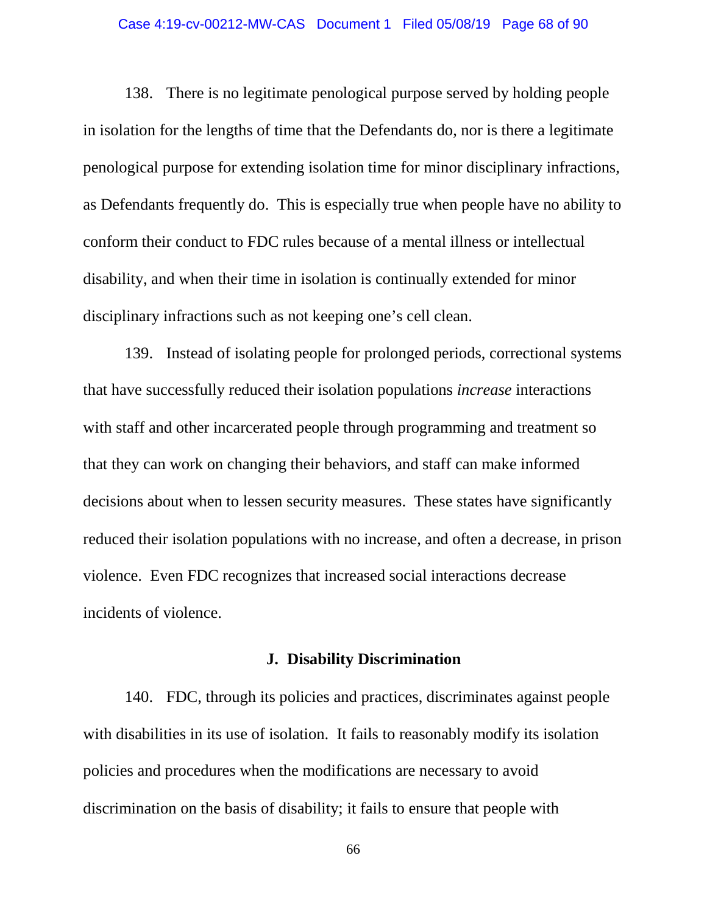138. There is no legitimate penological purpose served by holding people in isolation for the lengths of time that the Defendants do, nor is there a legitimate penological purpose for extending isolation time for minor disciplinary infractions, as Defendants frequently do. This is especially true when people have no ability to conform their conduct to FDC rules because of a mental illness or intellectual disability, and when their time in isolation is continually extended for minor disciplinary infractions such as not keeping one's cell clean.

139. Instead of isolating people for prolonged periods, correctional systems that have successfully reduced their isolation populations *increase* interactions with staff and other incarcerated people through programming and treatment so that they can work on changing their behaviors, and staff can make informed decisions about when to lessen security measures. These states have significantly reduced their isolation populations with no increase, and often a decrease, in prison violence. Even FDC recognizes that increased social interactions decrease incidents of violence.

### J. Disability Discrimination

140. FDC, through its policies and practices, discriminates against people with disabilities in its use of isolation. It fails to reasonably modify its isolation policies and procedures when the modifications are necessary to avoid discrimination on the basis of disability; it fails to ensure that people with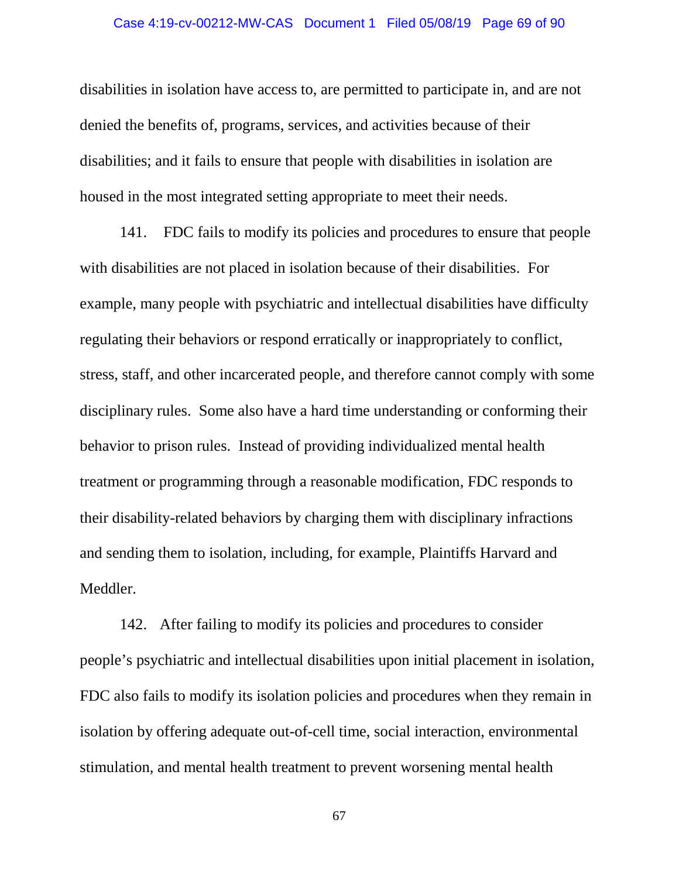disabilities in isolation have access to, are permitted to participate in, and are not denied the benefits of, programs, services, and activities because of their disabilities; and it fails to ensure that people with disabilities in isolation are housed in the most integrated setting appropriate to meet their needs.

141. FDC fails to modify its policies and procedures to ensure that people with disabilities are not placed in isolation because of their disabilities. For example, many people with psychiatric and intellectual disabilities have difficulty regulating their behaviors or respond erratically or inappropriately to conflict, stress, staff, and other incarcerated people, and therefore cannot comply with some disciplinary rules. Some also have a hard time understanding or conforming their behavior to prison rules. Instead of providing individualized mental health treatment or programming through a reasonable modification, FDC responds to their disability-related behaviors by charging them with disciplinary infractions and sending them to isolation, including, for example, Plaintiffs Harvard and Meddler.

142. After failing to modify its policies and procedures to consider people's psychiatric and intellectual disabilities upon initial placement in isolation, FDC also fails to modify its isolation policies and procedures when they remain in isolation by offering adequate out-of-cell time, social interaction, environmental stimulation, and mental health treatment to prevent worsening mental health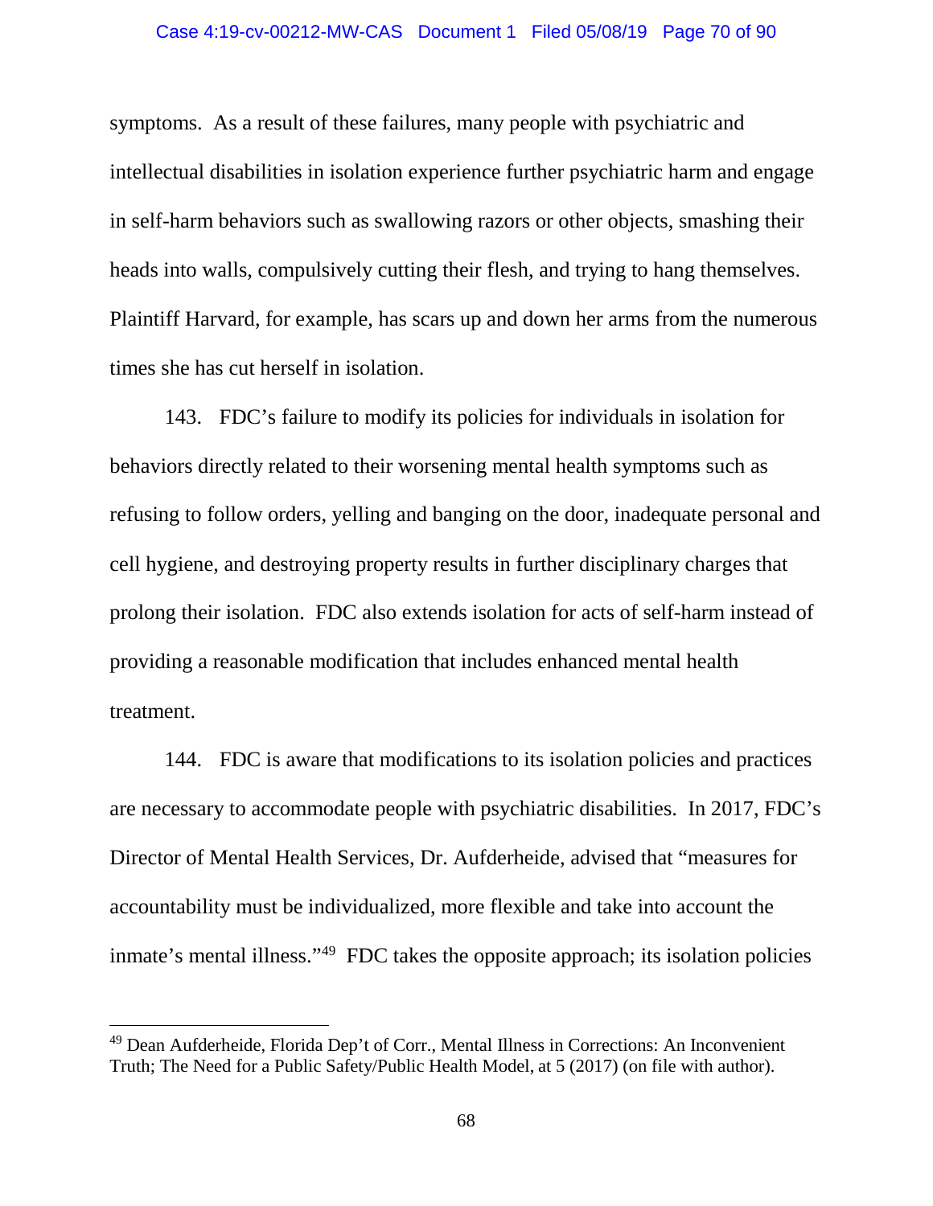symptoms. As a result of these failures, many people with psychiatric and intellectual disabilities in isolation experience further psychiatric harm and engage in self-harm behaviors such as swallowing razors or other objects, smashing their heads into walls, compulsively cutting their flesh, and trying to hang themselves. Plaintiff Harvard, for example, has scars up and down her arms from the numerous times she has cut herself in isolation.

143. FDC's failure to modify its policies for individuals in isolation for behaviors directly related to their worsening mental health symptoms such as refusing to follow orders, yelling and banging on the door, inadequate personal and cell hygiene, and destroying property results in further disciplinary charges that prolong their isolation. FDC also extends isolation for acts of self-harm instead of providing a reasonable modification that includes enhanced mental health treatment.

144. FDC is aware that modifications to its isolation policies and practices are necessary to accommodate people with psychiatric disabilities. In 2017, FDC's Director of Mental Health Services, Dr. Aufderheide, advised that "measures for accountability must be individualized, more flexible and take into account the inmate's mental illness."[49] FDC takes the opposite approach; its isolation policies

---

[49] Dean Aufderheide, Florida Dep't of Corr., Mental Illness in Corrections: An Inconvenient Truth; The Need for a Public Safety/Public Health Model, at 5 (2017) (on file with author).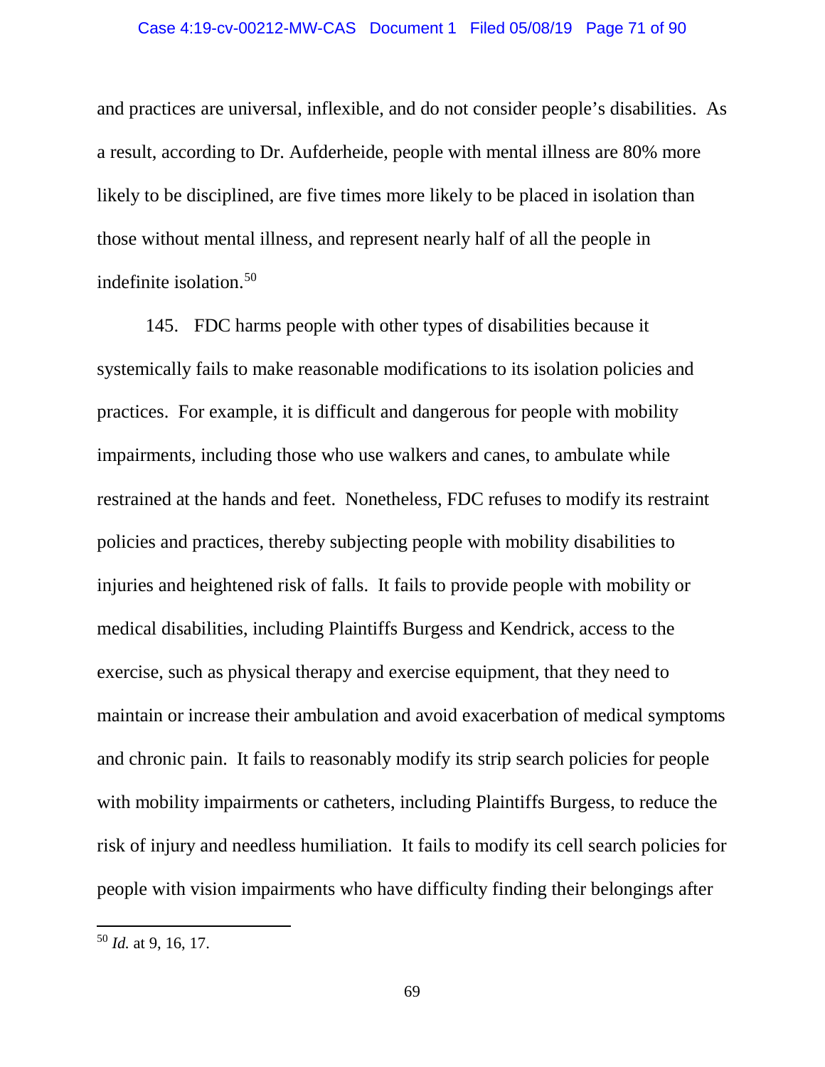and practices are universal, inflexible, and do not consider people's disabilities. As a result, according to Dr. Aufderheide, people with mental illness are 80% more likely to be disciplined, are five times more likely to be placed in isolation than those without mental illness, and represent nearly half of all the people in indefinite isolation.[50]

145. FDC harms people with other types of disabilities because it systemically fails to make reasonable modifications to its isolation policies and practices. For example, it is difficult and dangerous for people with mobility impairments, including those who use walkers and canes, to ambulate while restrained at the hands and feet. Nonetheless, FDC refuses to modify its restraint policies and practices, thereby subjecting people with mobility disabilities to injuries and heightened risk of falls. It fails to provide people with mobility or medical disabilities, including Plaintiffs Burgess and Kendrick, access to the exercise, such as physical therapy and exercise equipment, that they need to maintain or increase their ambulation and avoid exacerbation of medical symptoms and chronic pain. It fails to reasonably modify its strip search policies for people with mobility impairments or catheters, including Plaintiffs Burgess, to reduce the risk of injury and needless humiliation. It fails to modify its cell search policies for people with vision impairments who have difficulty finding their belongings after

---

[50] *Id.* at 9, 16, 17.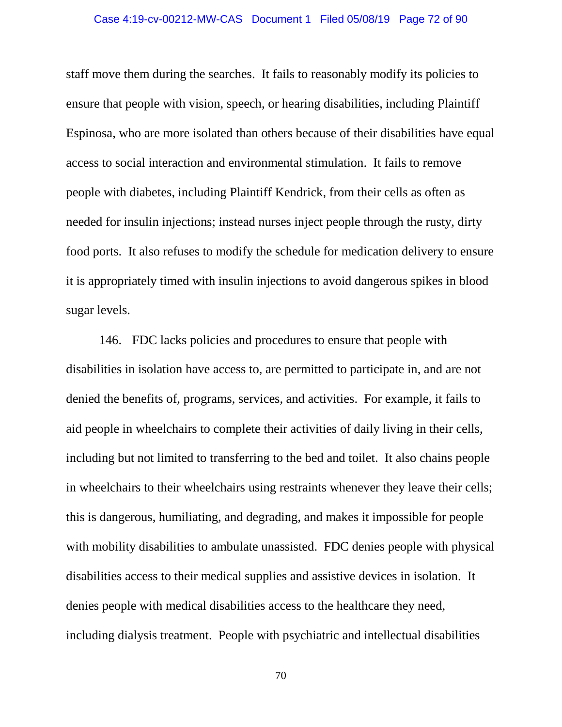staff move them during the searches. It fails to reasonably modify its policies to ensure that people with vision, speech, or hearing disabilities, including Plaintiff Espinosa, who are more isolated than others because of their disabilities have equal access to social interaction and environmental stimulation. It fails to remove people with diabetes, including Plaintiff Kendrick, from their cells as often as needed for insulin injections; instead nurses inject people through the rusty, dirty food ports. It also refuses to modify the schedule for medication delivery to ensure it is appropriately timed with insulin injections to avoid dangerous spikes in blood sugar levels.

146. FDC lacks policies and procedures to ensure that people with disabilities in isolation have access to, are permitted to participate in, and are not denied the benefits of, programs, services, and activities. For example, it fails to aid people in wheelchairs to complete their activities of daily living in their cells, including but not limited to transferring to the bed and toilet. It also chains people in wheelchairs to their wheelchairs using restraints whenever they leave their cells; this is dangerous, humiliating, and degrading, and makes it impossible for people with mobility disabilities to ambulate unassisted. FDC denies people with physical disabilities access to their medical supplies and assistive devices in isolation. It denies people with medical disabilities access to the healthcare they need, including dialysis treatment. People with psychiatric and intellectual disabilities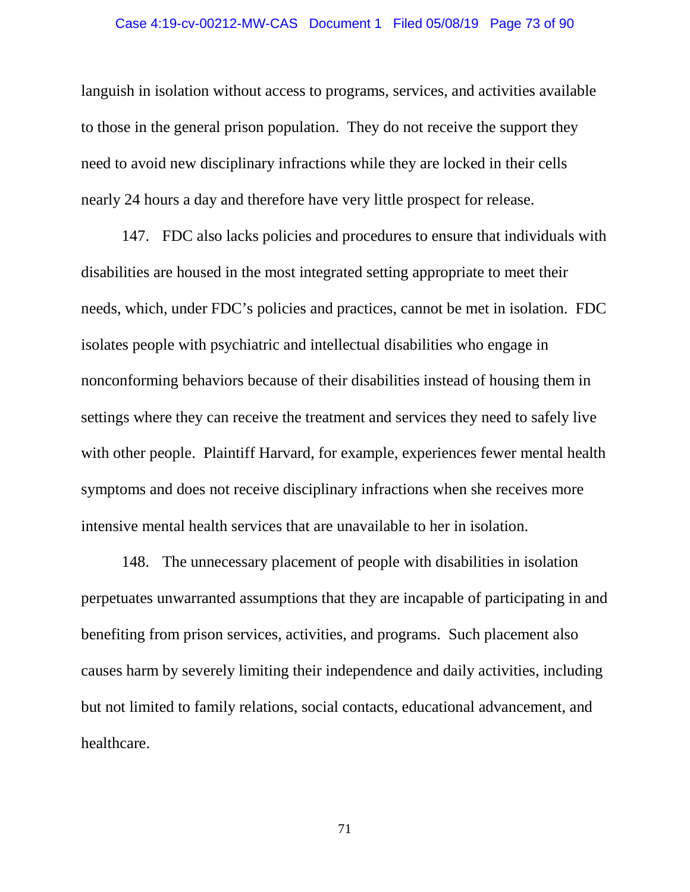languish in isolation without access to programs, services, and activities available to those in the general prison population. They do not receive the support they need to avoid new disciplinary infractions while they are locked in their cells nearly 24 hours a day and therefore have very little prospect for release.

147. FDC also lacks policies and procedures to ensure that individuals with disabilities are housed in the most integrated setting appropriate to meet their needs, which, under FDC's policies and practices, cannot be met in isolation. FDC isolates people with psychiatric and intellectual disabilities who engage in nonconforming behaviors because of their disabilities instead of housing them in settings where they can receive the treatment and services they need to safely live with other people. Plaintiff Harvard, for example, experiences fewer mental health symptoms and does not receive disciplinary infractions when she receives more intensive mental health services that are unavailable to her in isolation.

148. The unnecessary placement of people with disabilities in isolation perpetuates unwarranted assumptions that they are incapable of participating in and benefiting from prison services, activities, and programs. Such placement also causes harm by severely limiting their independence and daily activities, including but not limited to family relations, social contacts, educational advancement, and healthcare.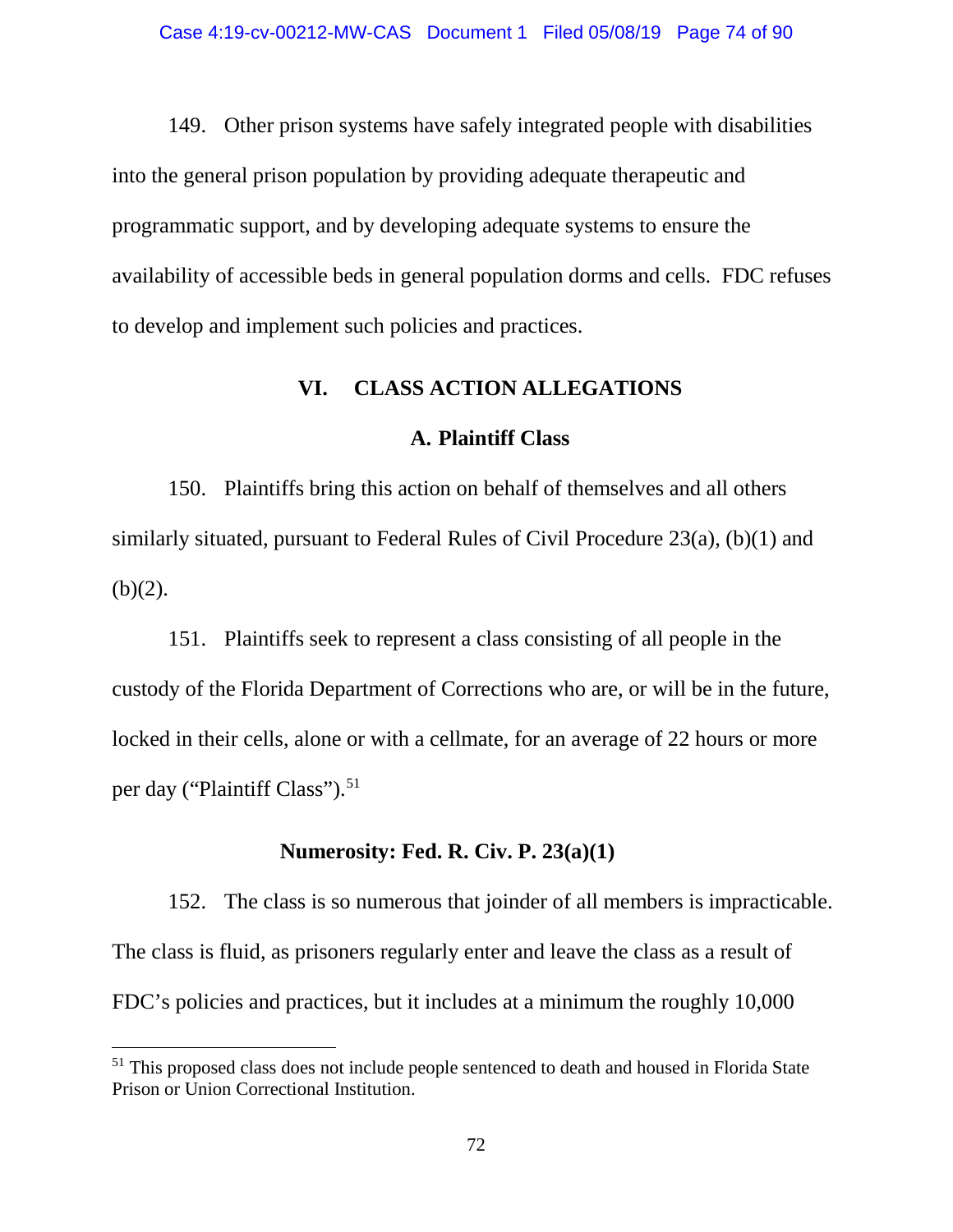149. Other prison systems have safely integrated people with disabilities into the general prison population by providing adequate therapeutic and programmatic support, and by developing adequate systems to ensure the availability of accessible beds in general population dorms and cells. FDC refuses to develop and implement such policies and practices.

## VI. CLASS ACTION ALLEGATIONS

### A. Plaintiff Class

150. Plaintiffs bring this action on behalf of themselves and all others similarly situated, pursuant to Federal Rules of Civil Procedure 23(a), (b)(1) and (b)(2).

151. Plaintiffs seek to represent a class consisting of all people in the custody of the Florida Department of Corrections who are, or will be in the future, locked in their cells, alone or with a cellmate, for an average of 22 hours or more per day ("Plaintiff Class").[51]

### Numerosity: Fed. R. Civ. P. 23(a)(1)

152. The class is so numerous that joinder of all members is impracticable. The class is fluid, as prisoners regularly enter and leave the class as a result of FDC's policies and practices, but it includes at a minimum the roughly 10,000

---

[51] This proposed class does not include people sentenced to death and housed in Florida State Prison or Union Correctional Institution.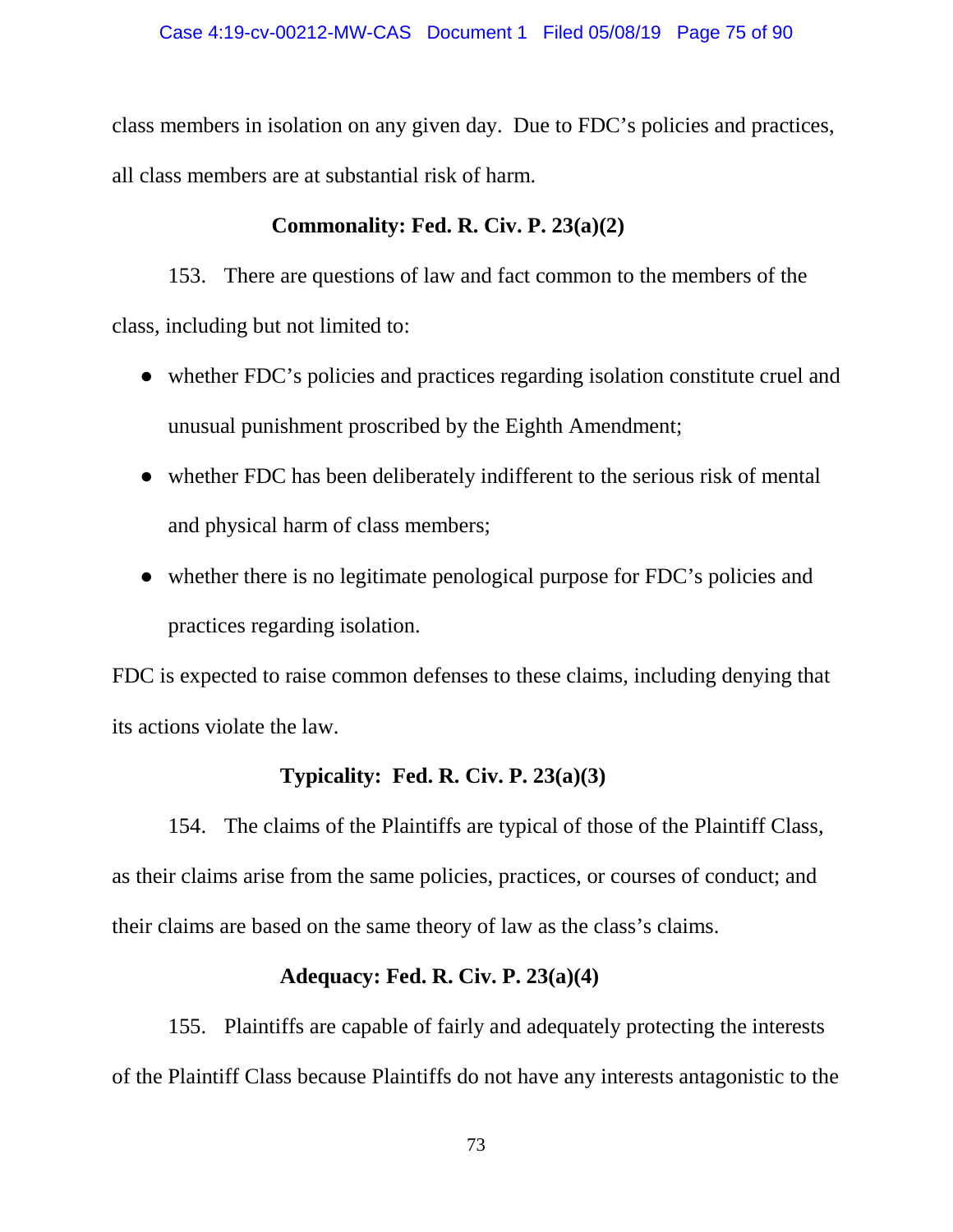class members in isolation on any given day. Due to FDC's policies and practices, all class members are at substantial risk of harm.

**Commonality: Fed. R. Civ. P. 23(a)(2)**

153. There are questions of law and fact common to the members of the class, including but not limited to:

- whether FDC's policies and practices regarding isolation constitute cruel and unusual punishment proscribed by the Eighth Amendment;
- whether FDC has been deliberately indifferent to the serious risk of mental and physical harm of class members;
- whether there is no legitimate penological purpose for FDC's policies and practices regarding isolation.

FDC is expected to raise common defenses to these claims, including denying that its actions violate the law.

**Typicality: Fed. R. Civ. P. 23(a)(3)**

154. The claims of the Plaintiffs are typical of those of the Plaintiff Class, as their claims arise from the same policies, practices, or courses of conduct; and their claims are based on the same theory of law as the class's claims.

**Adequacy: Fed. R. Civ. P. 23(a)(4)**

155. Plaintiffs are capable of fairly and adequately protecting the interests of the Plaintiff Class because Plaintiffs do not have any interests antagonistic to the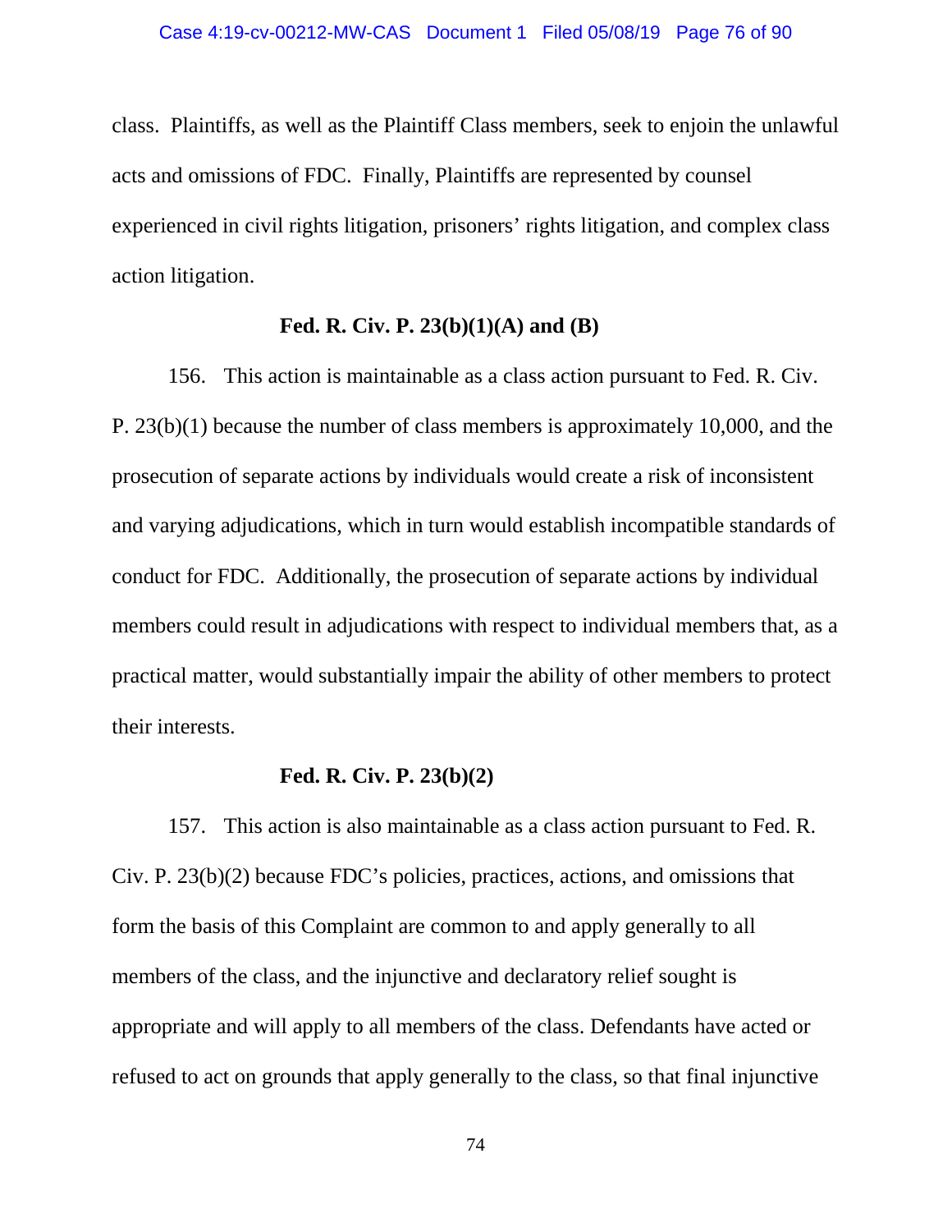class. Plaintiffs, as well as the Plaintiff Class members, seek to enjoin the unlawful acts and omissions of FDC. Finally, Plaintiffs are represented by counsel experienced in civil rights litigation, prisoners' rights litigation, and complex class action litigation.

**Fed. R. Civ. P. 23(b)(1)(A) and (B)**

156. This action is maintainable as a class action pursuant to Fed. R. Civ. P. 23(b)(1) because the number of class members is approximately 10,000, and the prosecution of separate actions by individuals would create a risk of inconsistent and varying adjudications, which in turn would establish incompatible standards of conduct for FDC. Additionally, the prosecution of separate actions by individual members could result in adjudications with respect to individual members that, as a practical matter, would substantially impair the ability of other members to protect their interests.

**Fed. R. Civ. P. 23(b)(2)**

157. This action is also maintainable as a class action pursuant to Fed. R. Civ. P. 23(b)(2) because FDC's policies, practices, actions, and omissions that form the basis of this Complaint are common to and apply generally to all members of the class, and the injunctive and declaratory relief sought is appropriate and will apply to all members of the class. Defendants have acted or refused to act on grounds that apply generally to the class, so that final injunctive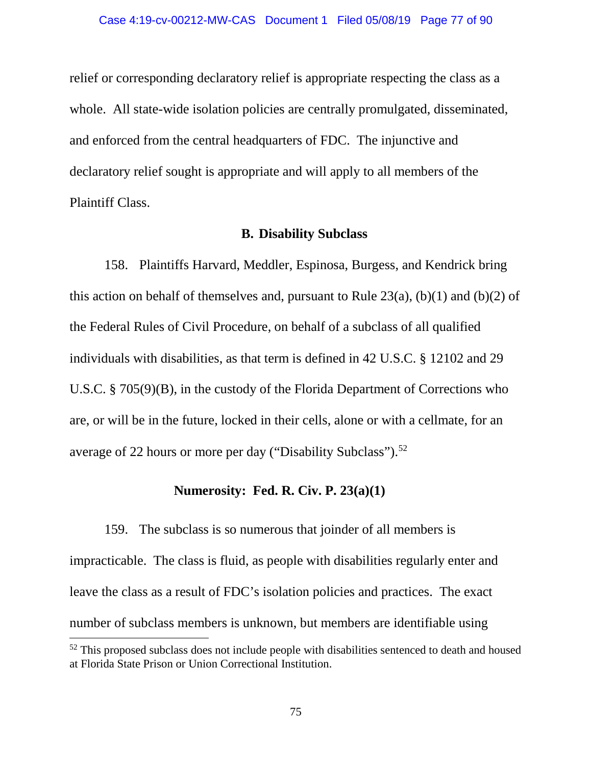relief or corresponding declaratory relief is appropriate respecting the class as a whole. All state-wide isolation policies are centrally promulgated, disseminated, and enforced from the central headquarters of FDC. The injunctive and declaratory relief sought is appropriate and will apply to all members of the Plaintiff Class.

### B. Disability Subclass

158. Plaintiffs Harvard, Meddler, Espinosa, Burgess, and Kendrick bring this action on behalf of themselves and, pursuant to Rule 23(a), (b)(1) and (b)(2) of the Federal Rules of Civil Procedure, on behalf of a subclass of all qualified individuals with disabilities, as that term is defined in 42 U.S.C. § 12102 and 29 U.S.C. § 705(9)(B), in the custody of the Florida Department of Corrections who are, or will be in the future, locked in their cells, alone or with a cellmate, for an average of 22 hours or more per day ("Disability Subclass").[52]

### Numerosity: Fed. R. Civ. P. 23(a)(1)

159. The subclass is so numerous that joinder of all members is impracticable. The class is fluid, as people with disabilities regularly enter and leave the class as a result of FDC's isolation policies and practices. The exact number of subclass members is unknown, but members are identifiable using

[52] This proposed subclass does not include people with disabilities sentenced to death and housed at Florida State Prison or Union Correctional Institution.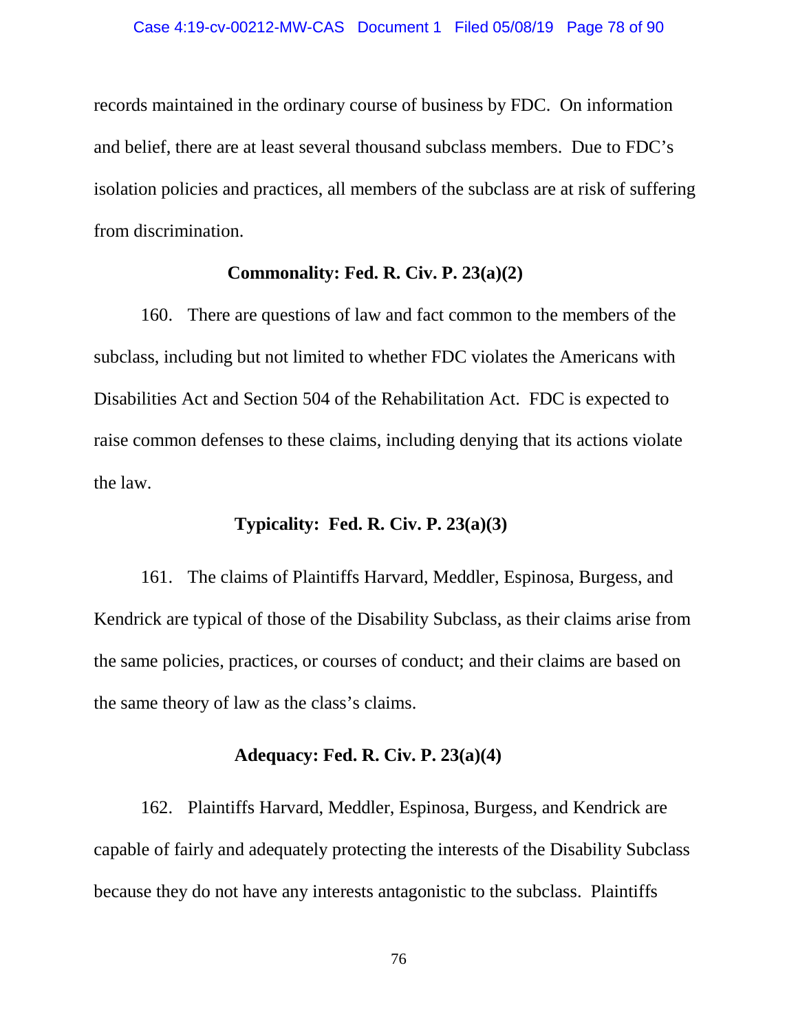records maintained in the ordinary course of business by FDC. On information and belief, there are at least several thousand subclass members. Due to FDC's isolation policies and practices, all members of the subclass are at risk of suffering from discrimination.

**Commonality: Fed. R. Civ. P. 23(a)(2)**

160. There are questions of law and fact common to the members of the subclass, including but not limited to whether FDC violates the Americans with Disabilities Act and Section 504 of the Rehabilitation Act. FDC is expected to raise common defenses to these claims, including denying that its actions violate the law.

**Typicality: Fed. R. Civ. P. 23(a)(3)**

161. The claims of Plaintiffs Harvard, Meddler, Espinosa, Burgess, and Kendrick are typical of those of the Disability Subclass, as their claims arise from the same policies, practices, or courses of conduct; and their claims are based on the same theory of law as the class's claims.

**Adequacy: Fed. R. Civ. P. 23(a)(4)**

162. Plaintiffs Harvard, Meddler, Espinosa, Burgess, and Kendrick are capable of fairly and adequately protecting the interests of the Disability Subclass because they do not have any interests antagonistic to the subclass. Plaintiffs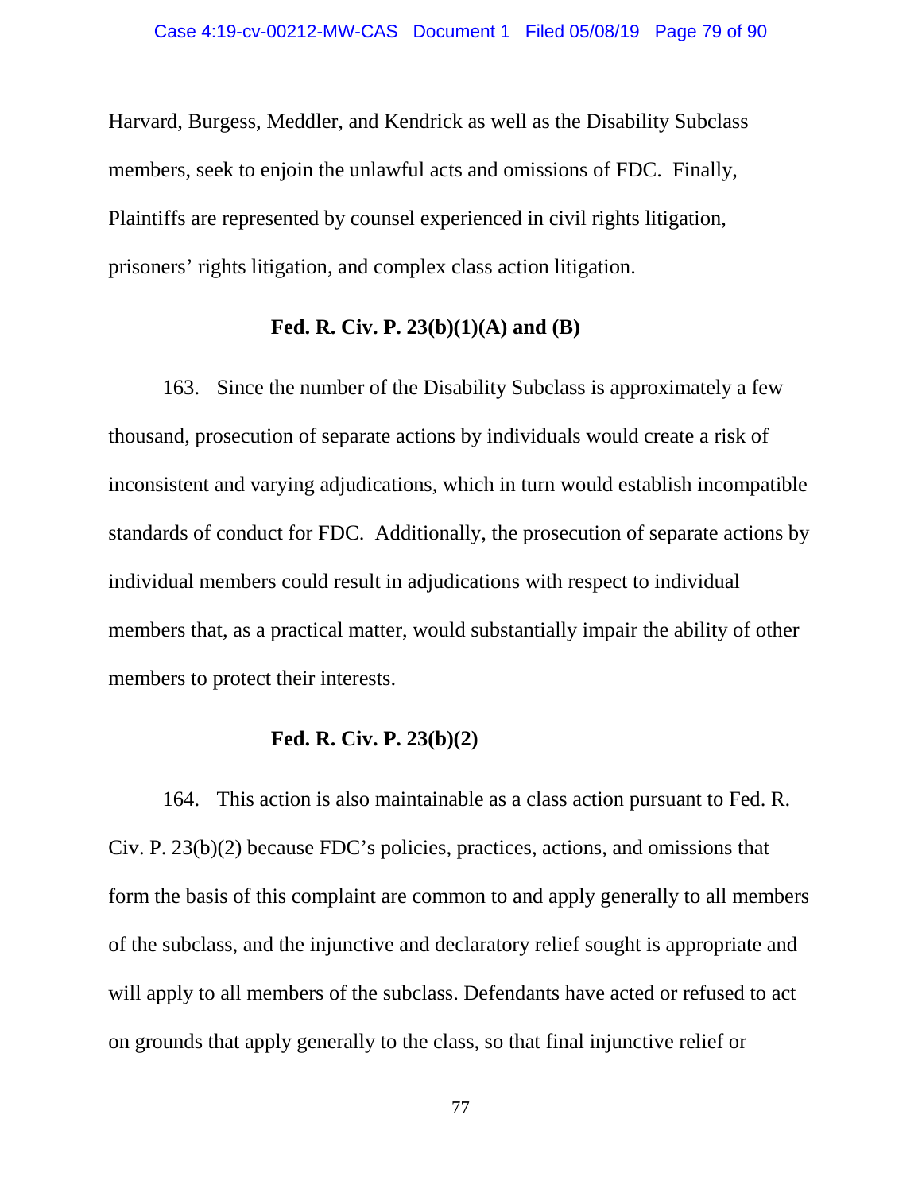Harvard, Burgess, Meddler, and Kendrick as well as the Disability Subclass members, seek to enjoin the unlawful acts and omissions of FDC. Finally, Plaintiffs are represented by counsel experienced in civil rights litigation, prisoners' rights litigation, and complex class action litigation.

**Fed. R. Civ. P. 23(b)(1)(A) and (B)**

163. Since the number of the Disability Subclass is approximately a few thousand, prosecution of separate actions by individuals would create a risk of inconsistent and varying adjudications, which in turn would establish incompatible standards of conduct for FDC. Additionally, the prosecution of separate actions by individual members could result in adjudications with respect to individual members that, as a practical matter, would substantially impair the ability of other members to protect their interests.

**Fed. R. Civ. P. 23(b)(2)**

164. This action is also maintainable as a class action pursuant to Fed. R. Civ. P. 23(b)(2) because FDC's policies, practices, actions, and omissions that form the basis of this complaint are common to and apply generally to all members of the subclass, and the injunctive and declaratory relief sought is appropriate and will apply to all members of the subclass. Defendants have acted or refused to act on grounds that apply generally to the class, so that final injunctive relief or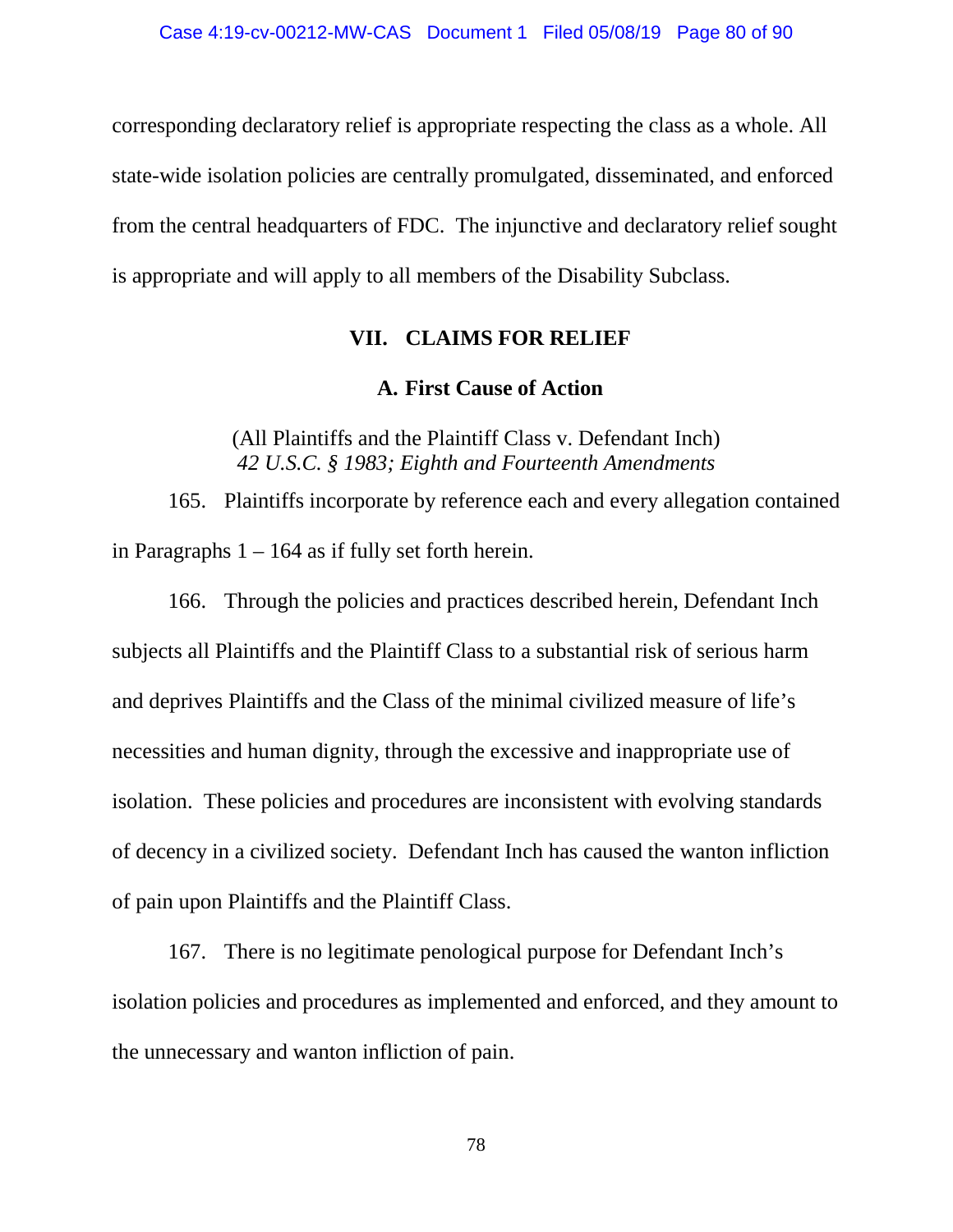corresponding declaratory relief is appropriate respecting the class as a whole. All state-wide isolation policies are centrally promulgated, disseminated, and enforced from the central headquarters of FDC. The injunctive and declaratory relief sought is appropriate and will apply to all members of the Disability Subclass.

## VII. CLAIMS FOR RELIEF

### A. First Cause of Action

(All Plaintiffs and the Plaintiff Class v. Defendant Inch)
*42 U.S.C. § 1983; Eighth and Fourteenth Amendments*

165. Plaintiffs incorporate by reference each and every allegation contained in Paragraphs 1 – 164 as if fully set forth herein.

166. Through the policies and practices described herein, Defendant Inch subjects all Plaintiffs and the Plaintiff Class to a substantial risk of serious harm and deprives Plaintiffs and the Class of the minimal civilized measure of life's necessities and human dignity, through the excessive and inappropriate use of isolation. These policies and procedures are inconsistent with evolving standards of decency in a civilized society. Defendant Inch has caused the wanton infliction of pain upon Plaintiffs and the Plaintiff Class.

167. There is no legitimate penological purpose for Defendant Inch's isolation policies and procedures as implemented and enforced, and they amount to the unnecessary and wanton infliction of pain.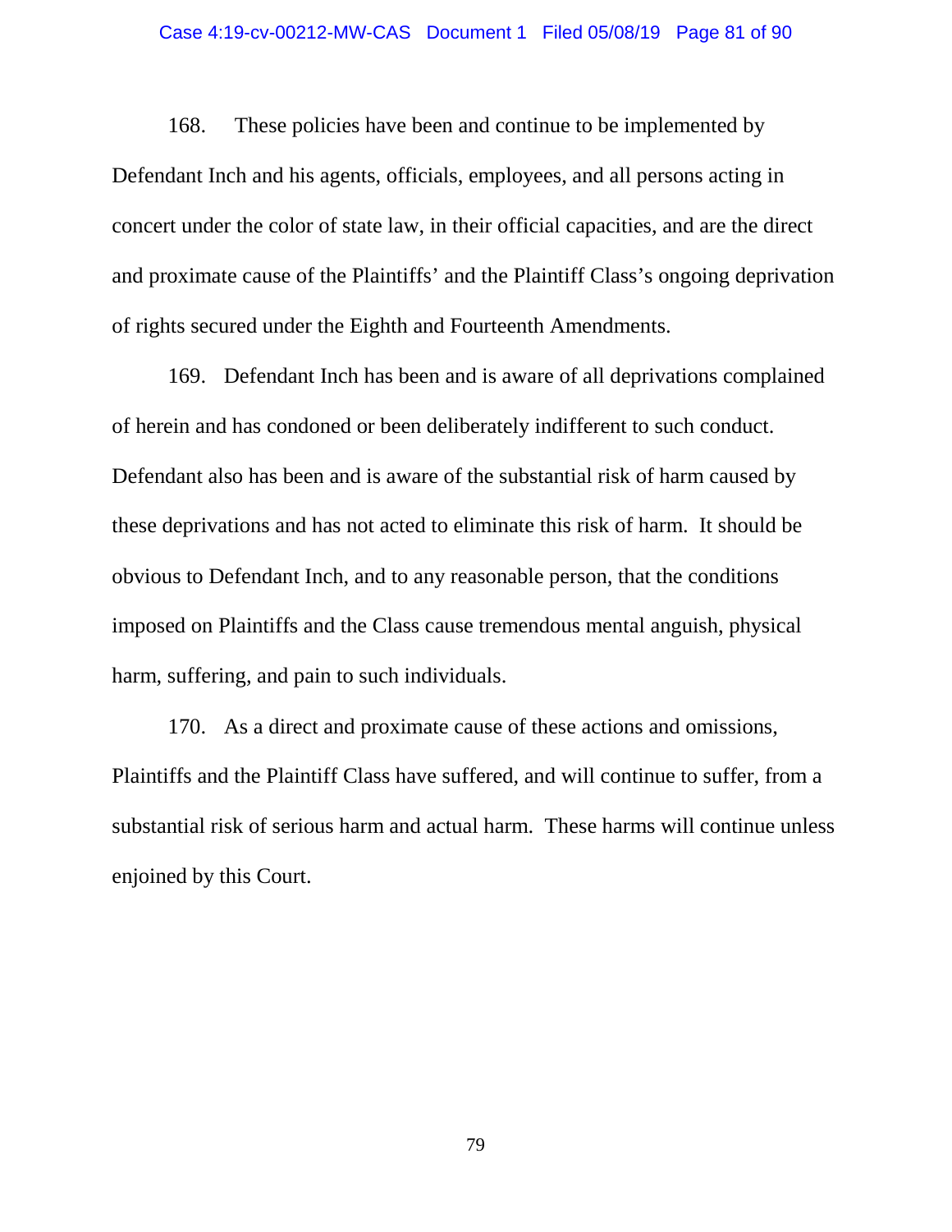168. These policies have been and continue to be implemented by Defendant Inch and his agents, officials, employees, and all persons acting in concert under the color of state law, in their official capacities, and are the direct and proximate cause of the Plaintiffs' and the Plaintiff Class's ongoing deprivation of rights secured under the Eighth and Fourteenth Amendments.

169. Defendant Inch has been and is aware of all deprivations complained of herein and has condoned or been deliberately indifferent to such conduct. Defendant also has been and is aware of the substantial risk of harm caused by these deprivations and has not acted to eliminate this risk of harm. It should be obvious to Defendant Inch, and to any reasonable person, that the conditions imposed on Plaintiffs and the Class cause tremendous mental anguish, physical harm, suffering, and pain to such individuals.

170. As a direct and proximate cause of these actions and omissions, Plaintiffs and the Plaintiff Class have suffered, and will continue to suffer, from a substantial risk of serious harm and actual harm. These harms will continue unless enjoined by this Court.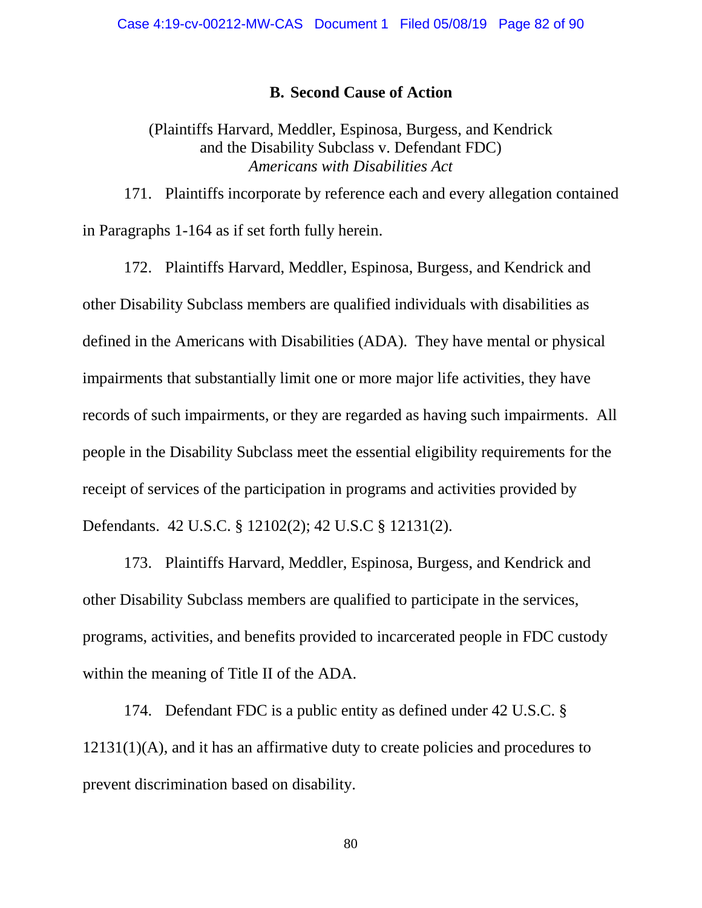### B. Second Cause of Action

(Plaintiffs Harvard, Meddler, Espinosa, Burgess, and Kendrick and the Disability Subclass v. Defendant FDC)
*Americans with Disabilities Act*

171. Plaintiffs incorporate by reference each and every allegation contained in Paragraphs 1-164 as if set forth fully herein.

172. Plaintiffs Harvard, Meddler, Espinosa, Burgess, and Kendrick and other Disability Subclass members are qualified individuals with disabilities as defined in the Americans with Disabilities (ADA). They have mental or physical impairments that substantially limit one or more major life activities, they have records of such impairments, or they are regarded as having such impairments. All people in the Disability Subclass meet the essential eligibility requirements for the receipt of services of the participation in programs and activities provided by Defendants. 42 U.S.C. § 12102(2); 42 U.S.C § 12131(2).

173. Plaintiffs Harvard, Meddler, Espinosa, Burgess, and Kendrick and other Disability Subclass members are qualified to participate in the services, programs, activities, and benefits provided to incarcerated people in FDC custody within the meaning of Title II of the ADA.

174. Defendant FDC is a public entity as defined under 42 U.S.C. § 12131(1)(A), and it has an affirmative duty to create policies and procedures to prevent discrimination based on disability.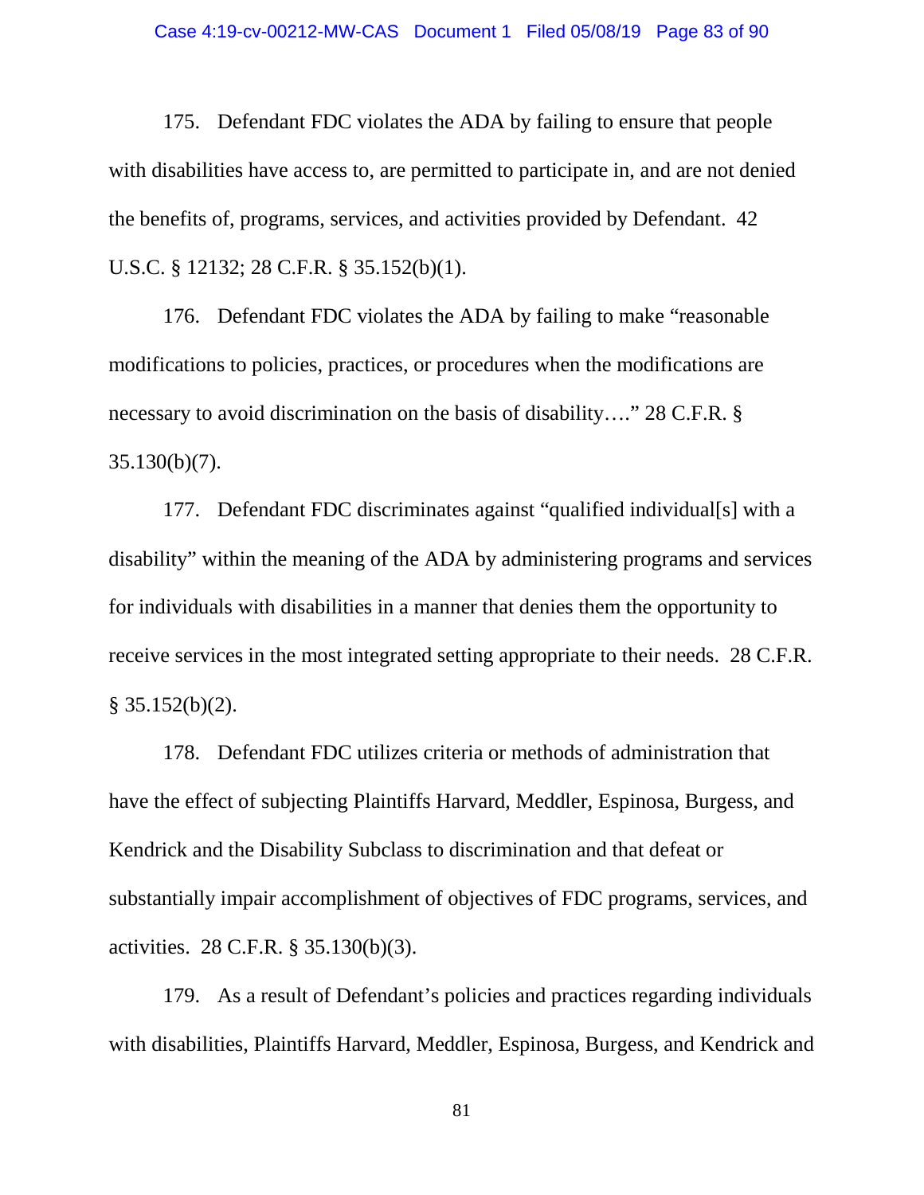175. Defendant FDC violates the ADA by failing to ensure that people with disabilities have access to, are permitted to participate in, and are not denied the benefits of, programs, services, and activities provided by Defendant. 42 U.S.C. § 12132; 28 C.F.R. § 35.152(b)(1).

176. Defendant FDC violates the ADA by failing to make "reasonable modifications to policies, practices, or procedures when the modifications are necessary to avoid discrimination on the basis of disability…." 28 C.F.R. § 35.130(b)(7).

177. Defendant FDC discriminates against "qualified individual[s] with a disability" within the meaning of the ADA by administering programs and services for individuals with disabilities in a manner that denies them the opportunity to receive services in the most integrated setting appropriate to their needs. 28 C.F.R. § 35.152(b)(2).

178. Defendant FDC utilizes criteria or methods of administration that have the effect of subjecting Plaintiffs Harvard, Meddler, Espinosa, Burgess, and Kendrick and the Disability Subclass to discrimination and that defeat or substantially impair accomplishment of objectives of FDC programs, services, and activities. 28 C.F.R. § 35.130(b)(3).

179. As a result of Defendant's policies and practices regarding individuals with disabilities, Plaintiffs Harvard, Meddler, Espinosa, Burgess, and Kendrick and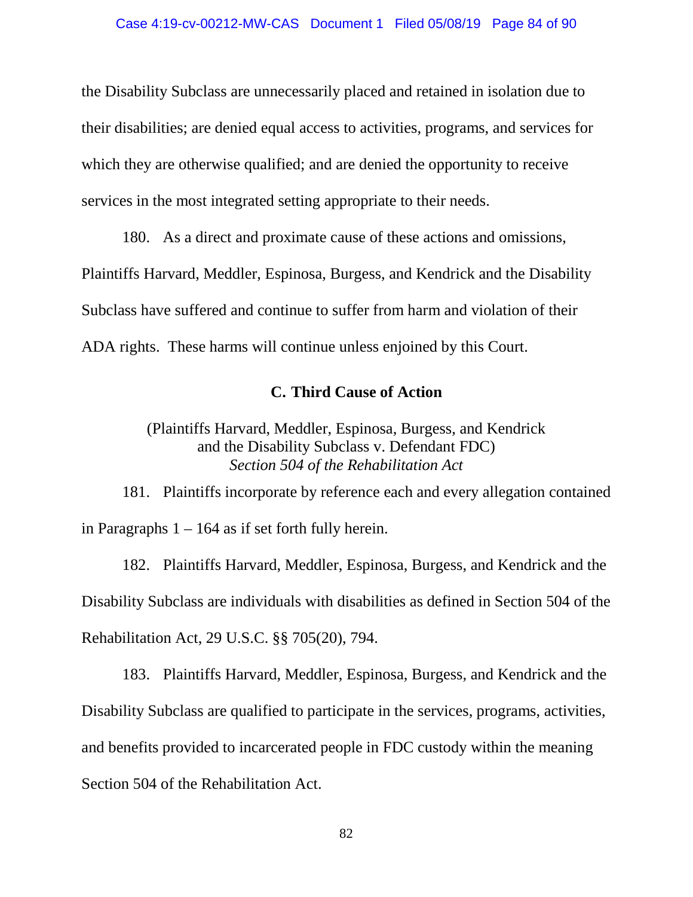the Disability Subclass are unnecessarily placed and retained in isolation due to their disabilities; are denied equal access to activities, programs, and services for which they are otherwise qualified; and are denied the opportunity to receive services in the most integrated setting appropriate to their needs.

180. As a direct and proximate cause of these actions and omissions, Plaintiffs Harvard, Meddler, Espinosa, Burgess, and Kendrick and the Disability Subclass have suffered and continue to suffer from harm and violation of their ADA rights. These harms will continue unless enjoined by this Court.

### C. Third Cause of Action

(Plaintiffs Harvard, Meddler, Espinosa, Burgess, and Kendrick and the Disability Subclass v. Defendant FDC)
*Section 504 of the Rehabilitation Act*

181. Plaintiffs incorporate by reference each and every allegation contained in Paragraphs 1 – 164 as if set forth fully herein.

182. Plaintiffs Harvard, Meddler, Espinosa, Burgess, and Kendrick and the Disability Subclass are individuals with disabilities as defined in Section 504 of the Rehabilitation Act, 29 U.S.C. §§ 705(20), 794.

183. Plaintiffs Harvard, Meddler, Espinosa, Burgess, and Kendrick and the Disability Subclass are qualified to participate in the services, programs, activities, and benefits provided to incarcerated people in FDC custody within the meaning Section 504 of the Rehabilitation Act.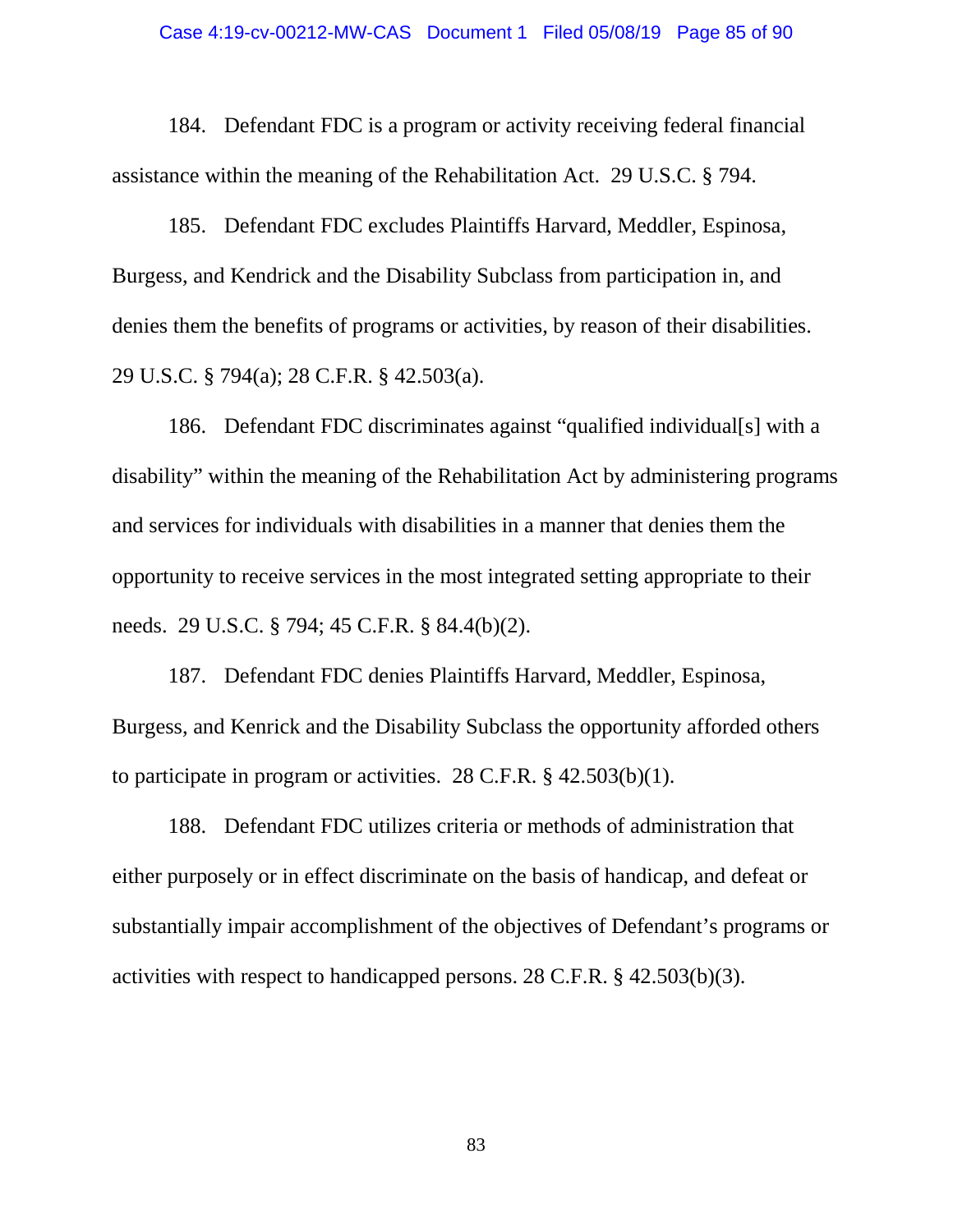184. Defendant FDC is a program or activity receiving federal financial assistance within the meaning of the Rehabilitation Act. 29 U.S.C. § 794.

185. Defendant FDC excludes Plaintiffs Harvard, Meddler, Espinosa, Burgess, and Kendrick and the Disability Subclass from participation in, and denies them the benefits of programs or activities, by reason of their disabilities. 29 U.S.C. § 794(a); 28 C.F.R. § 42.503(a).

186. Defendant FDC discriminates against "qualified individual[s] with a disability" within the meaning of the Rehabilitation Act by administering programs and services for individuals with disabilities in a manner that denies them the opportunity to receive services in the most integrated setting appropriate to their needs. 29 U.S.C. § 794; 45 C.F.R. § 84.4(b)(2).

187. Defendant FDC denies Plaintiffs Harvard, Meddler, Espinosa, Burgess, and Kenrick and the Disability Subclass the opportunity afforded others to participate in program or activities. 28 C.F.R. § 42.503(b)(1).

188. Defendant FDC utilizes criteria or methods of administration that either purposely or in effect discriminate on the basis of handicap, and defeat or substantially impair accomplishment of the objectives of Defendant's programs or activities with respect to handicapped persons. 28 C.F.R. § 42.503(b)(3).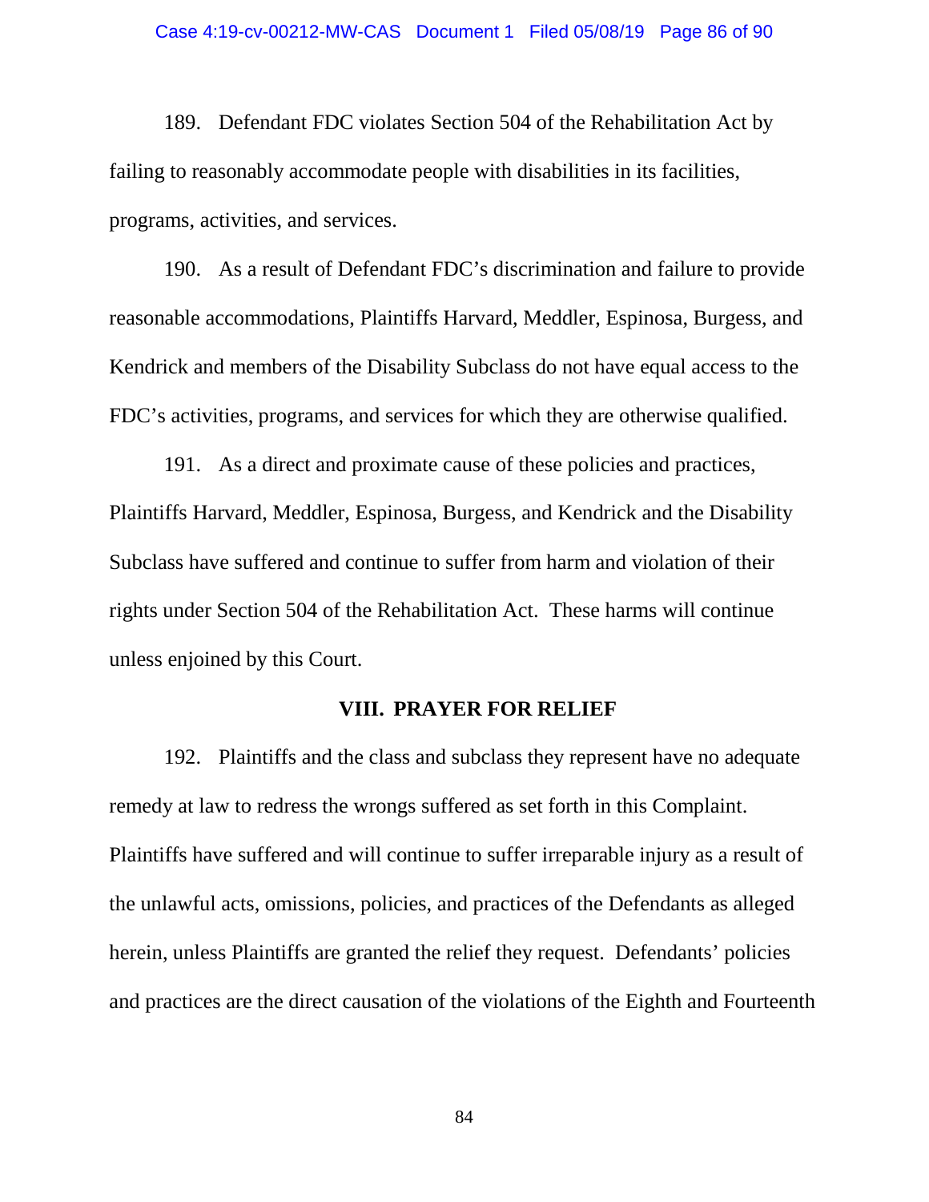189. Defendant FDC violates Section 504 of the Rehabilitation Act by failing to reasonably accommodate people with disabilities in its facilities, programs, activities, and services.

190. As a result of Defendant FDC's discrimination and failure to provide reasonable accommodations, Plaintiffs Harvard, Meddler, Espinosa, Burgess, and Kendrick and members of the Disability Subclass do not have equal access to the FDC's activities, programs, and services for which they are otherwise qualified.

191. As a direct and proximate cause of these policies and practices, Plaintiffs Harvard, Meddler, Espinosa, Burgess, and Kendrick and the Disability Subclass have suffered and continue to suffer from harm and violation of their rights under Section 504 of the Rehabilitation Act. These harms will continue unless enjoined by this Court.

## VIII. PRAYER FOR RELIEF

192. Plaintiffs and the class and subclass they represent have no adequate remedy at law to redress the wrongs suffered as set forth in this Complaint. Plaintiffs have suffered and will continue to suffer irreparable injury as a result of the unlawful acts, omissions, policies, and practices of the Defendants as alleged herein, unless Plaintiffs are granted the relief they request. Defendants' policies and practices are the direct causation of the violations of the Eighth and Fourteenth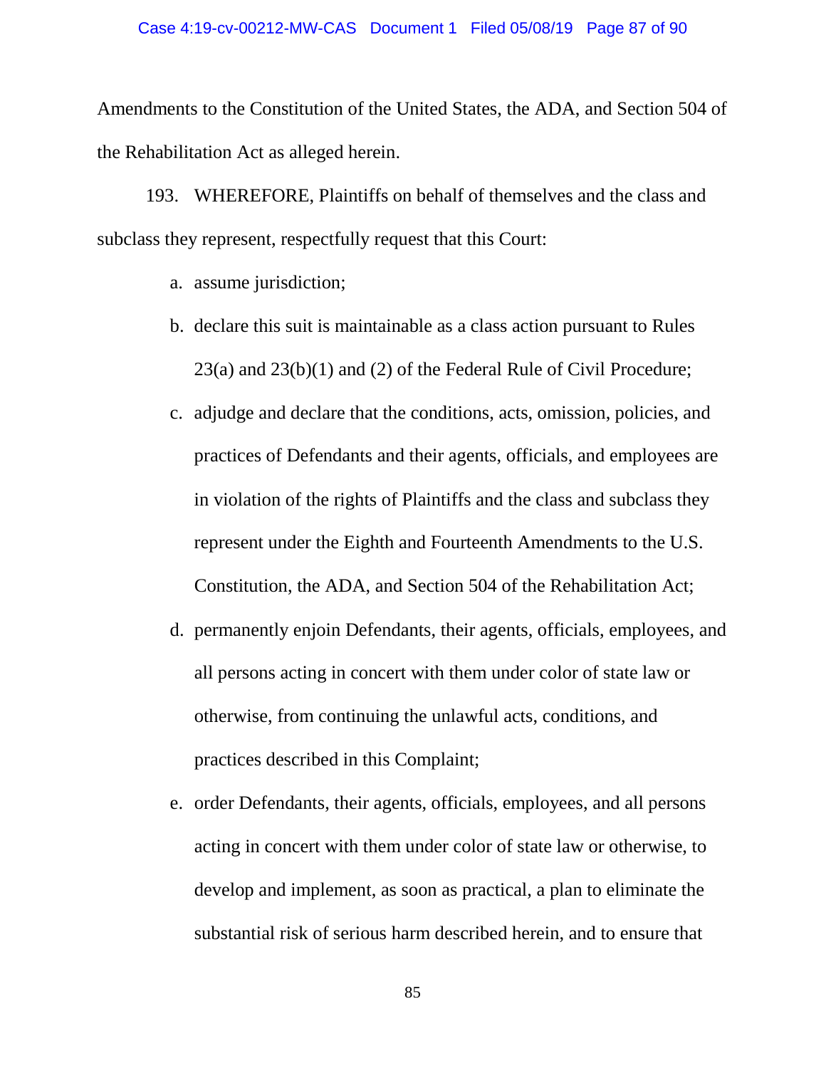Amendments to the Constitution of the United States, the ADA, and Section 504 of the Rehabilitation Act as alleged herein.

193. WHEREFORE, Plaintiffs on behalf of themselves and the class and subclass they represent, respectfully request that this Court:

a. assume jurisdiction;

b. declare this suit is maintainable as a class action pursuant to Rules 23(a) and 23(b)(1) and (2) of the Federal Rule of Civil Procedure;

c. adjudge and declare that the conditions, acts, omission, policies, and practices of Defendants and their agents, officials, and employees are in violation of the rights of Plaintiffs and the class and subclass they represent under the Eighth and Fourteenth Amendments to the U.S. Constitution, the ADA, and Section 504 of the Rehabilitation Act;

d. permanently enjoin Defendants, their agents, officials, employees, and all persons acting in concert with them under color of state law or otherwise, from continuing the unlawful acts, conditions, and practices described in this Complaint;

e. order Defendants, their agents, officials, employees, and all persons acting in concert with them under color of state law or otherwise, to develop and implement, as soon as practical, a plan to eliminate the substantial risk of serious harm described herein, and to ensure that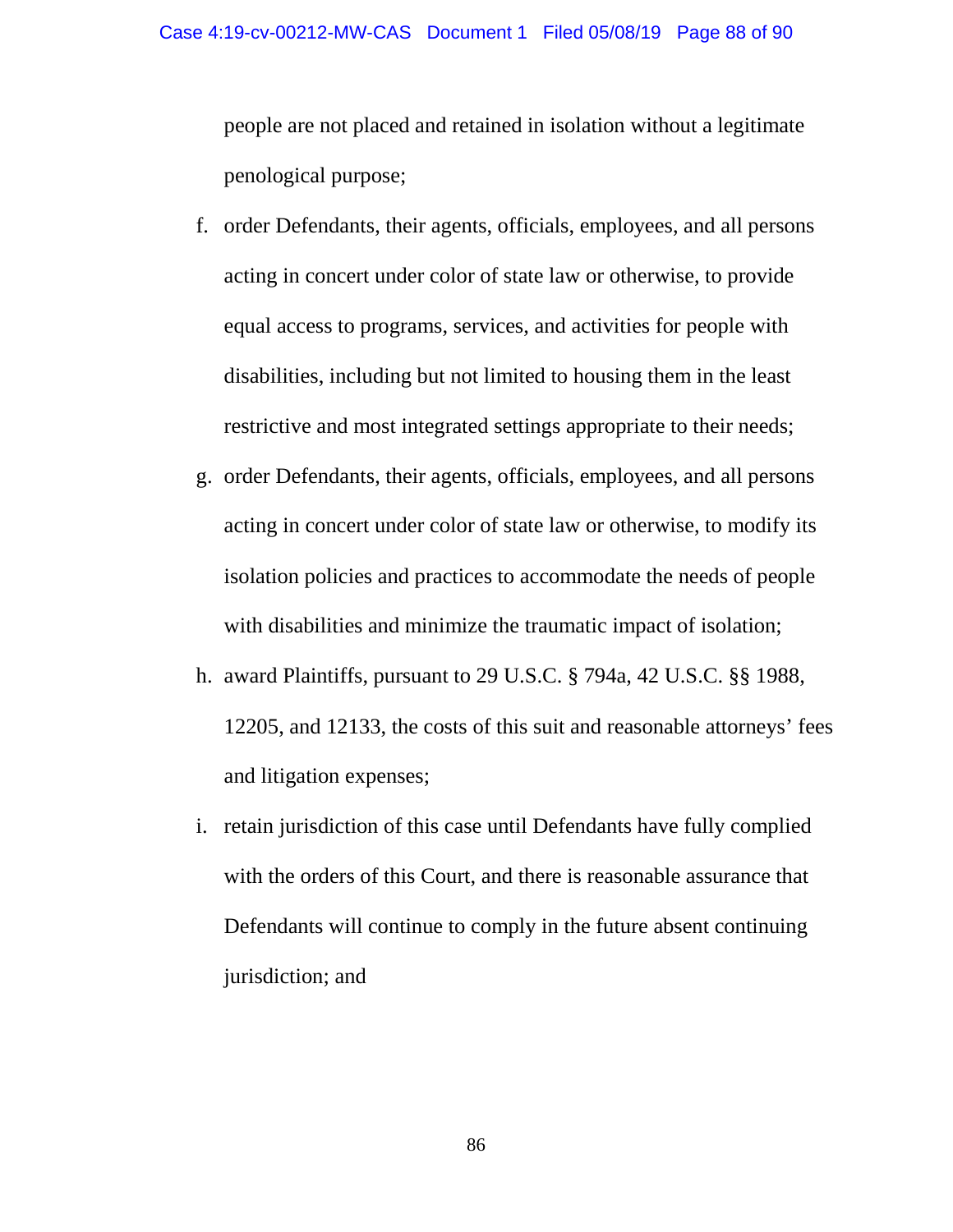people are not placed and retained in isolation without a legitimate penological purpose;

f. order Defendants, their agents, officials, employees, and all persons acting in concert under color of state law or otherwise, to provide equal access to programs, services, and activities for people with disabilities, including but not limited to housing them in the least restrictive and most integrated settings appropriate to their needs;

g. order Defendants, their agents, officials, employees, and all persons acting in concert under color of state law or otherwise, to modify its isolation policies and practices to accommodate the needs of people with disabilities and minimize the traumatic impact of isolation;

h. award Plaintiffs, pursuant to 29 U.S.C. § 794a, 42 U.S.C. §§ 1988, 12205, and 12133, the costs of this suit and reasonable attorneys' fees and litigation expenses;

i. retain jurisdiction of this case until Defendants have fully complied with the orders of this Court, and there is reasonable assurance that Defendants will continue to comply in the future absent continuing jurisdiction; and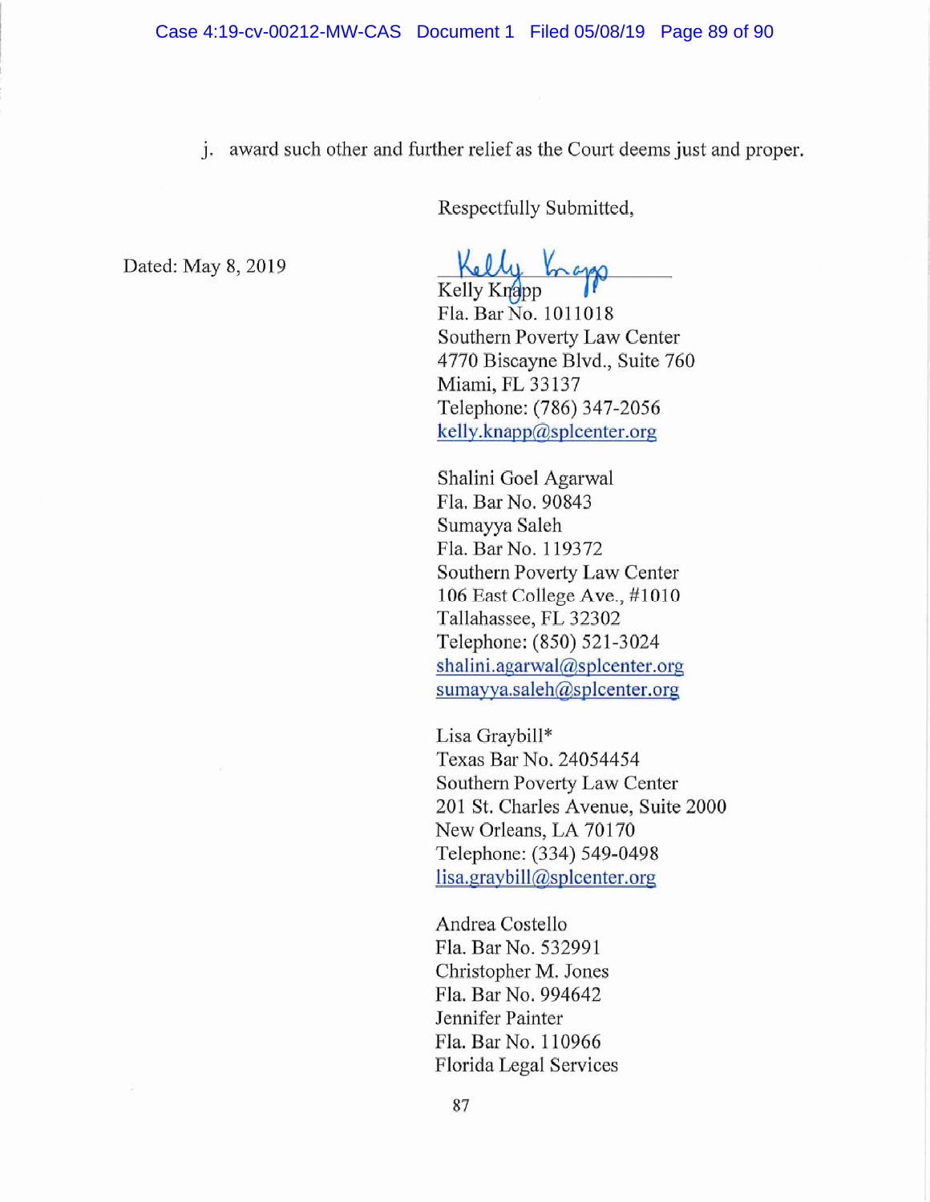j. award such other and further relief as the Court deems just and proper.

Respectfully Submitted,

Dated: May 8, 2019

Kelly Knapp
Kelly Knapp
Fla. Bar No. 1011018
Southern Poverty Law Center
4770 Biscayne Blvd., Suite 760
Miami, FL 33137
Telephone: (786) 347-2056
kelly.knapp@splcenter.org

Shalini Goel Agarwal
Fla. Bar No. 90843
Sumayya Saleh
Fla. Bar No. 119372
Southern Poverty Law Center
106 East College Ave., #1010
Tallahassee, FL 32302
Telephone: (850) 521-3024
shalini.agarwal@splcenter.org
sumayya.saleh@splcenter.org

Lisa Graybill*
Texas Bar No. 24054454
Southern Poverty Law Center
201 St. Charles Avenue, Suite 2000
New Orleans, LA 70170
Telephone: (334) 549-0498
lisa.graybill@splcenter.org

Andrea Costello
Fla. Bar No. 532991
Christopher M. Jones
Fla. Bar No. 994642
Jennifer Painter
Fla. Bar No. 110966
Florida Legal Services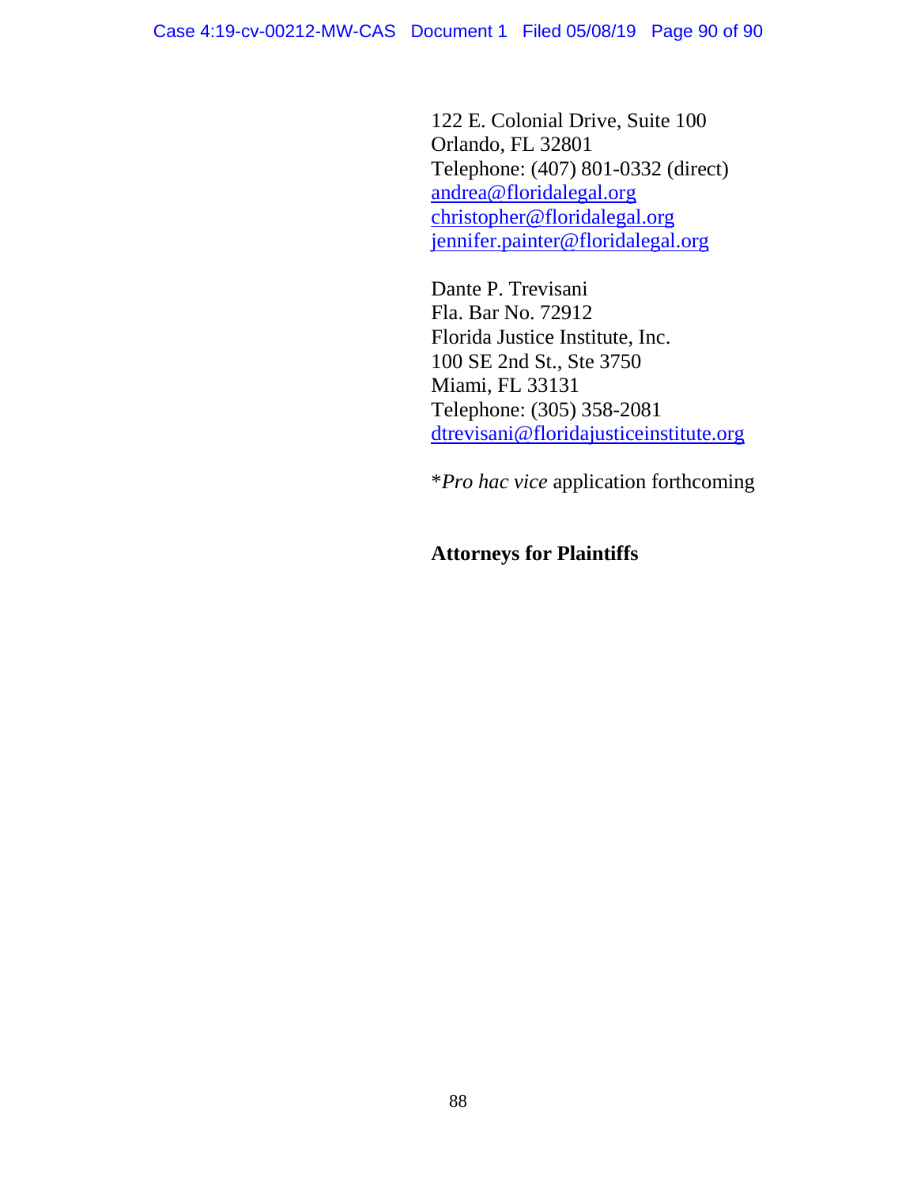122 E. Colonial Drive, Suite 100
Orlando, FL 32801
Telephone: (407) 801-0332 (direct)
andrea@floridalegal.org
christopher@floridalegal.org
jennifer.painter@floridalegal.org

Dante P. Trevisani
Fla. Bar No. 72912
Florida Justice Institute, Inc.
100 SE 2nd St., Ste 3750
Miami, FL 33131
Telephone: (305) 358-2081
dtrevisani@floridajusticeinstitute.org

*Pro hac vice* application forthcoming

**Attorneys for Plaintiffs**